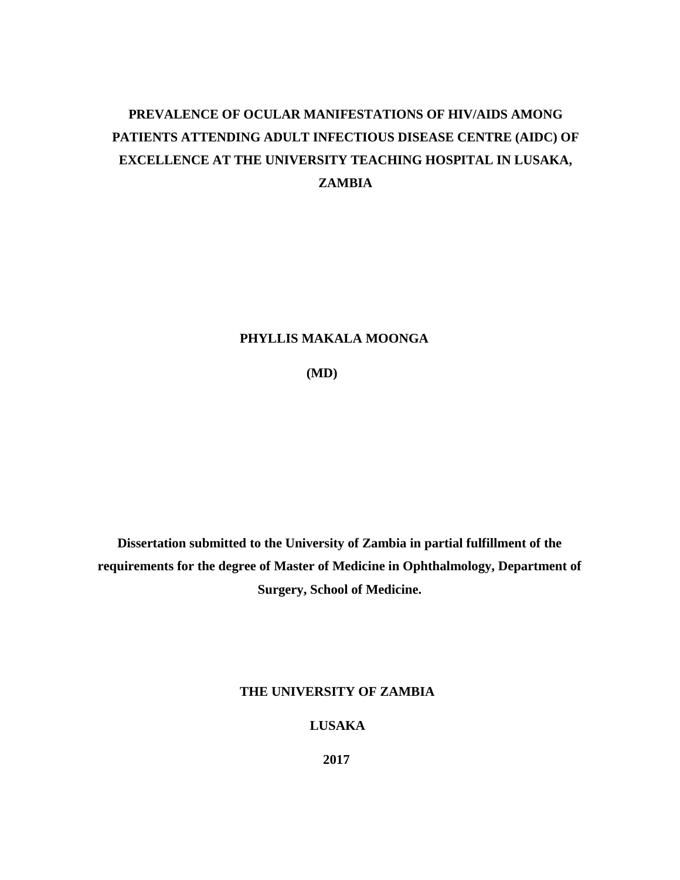# PREVALENCE OF OCULAR MANIFESTATIONS OF HIV/AIDS AMONG PATIENTS ATTENDING ADULT INFECTIOUS DISEASE CENTRE (AIDC) OF EXCELLENCE AT THE UNIVERSITY TEACHING HOSPITAL IN LUSAKA, ZAMBIA

**PHYLLIS MAKALA MOONGA**

**(MD)**

**Dissertation submitted to the University of Zambia in partial fulfillment of the requirements for the degree of Master of Medicine in Ophthalmology, Department of Surgery, School of Medicine.**

**THE UNIVERSITY OF ZAMBIA**

**LUSAKA**

**2017**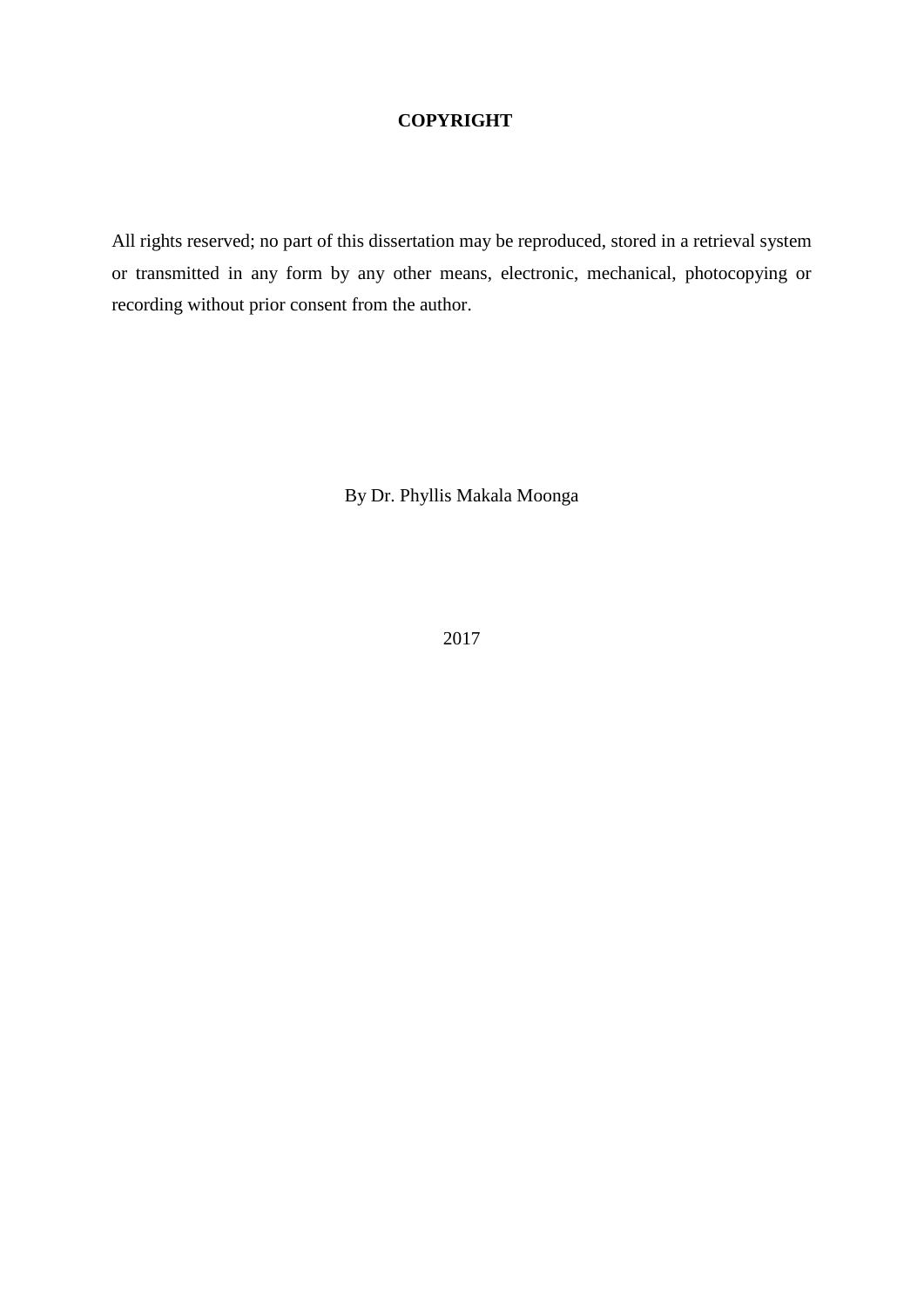# **COPYRIGHT**

All rights reserved; no part of this dissertation may be reproduced, stored in a retrieval system or transmitted in any form by any other means, electronic, mechanical, photocopying or recording without prior consent from the author.

By Dr. Phyllis Makala Moonga

2017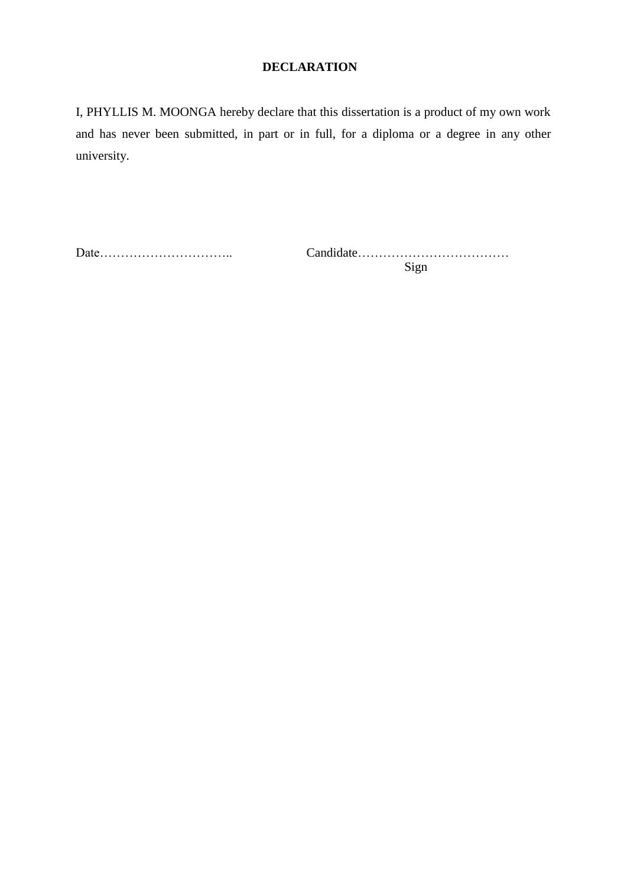# DECLARATION

I, PHYLLIS M. MOONGA hereby declare that this dissertation is a product of my own work and has never been submitted, in part or in full, for a diploma or a degree in any other university.

Date………………………….. Candidate………………………………
Sign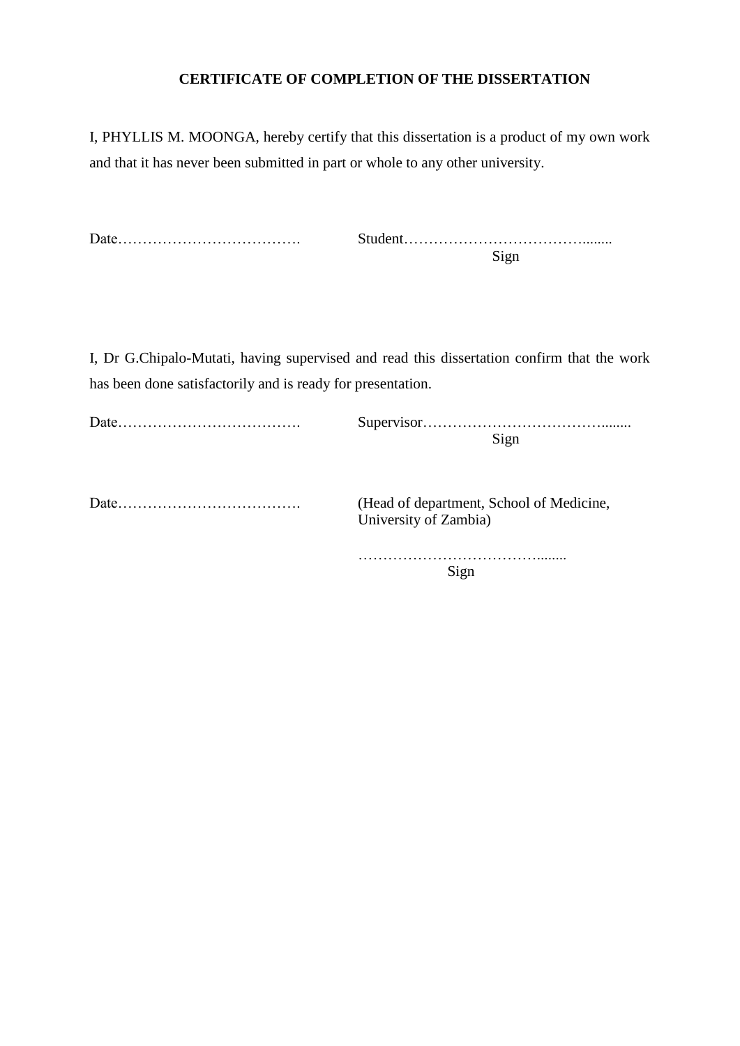## CERTIFICATE OF COMPLETION OF THE DISSERTATION

I, PHYLLIS M. MOONGA, hereby certify that this dissertation is a product of my own work and that it has never been submitted in part or whole to any other university.

Date………………………………. Student……………………………….......
Sign

I, Dr G.Chipalo-Mutati, having supervised and read this dissertation confirm that the work has been done satisfactorily and is ready for presentation.

Date………………………………. Supervisor……………………………….......
Sign

Date………………………………. (Head of department, School of Medicine, University of Zambia)

……………………………….......
Sign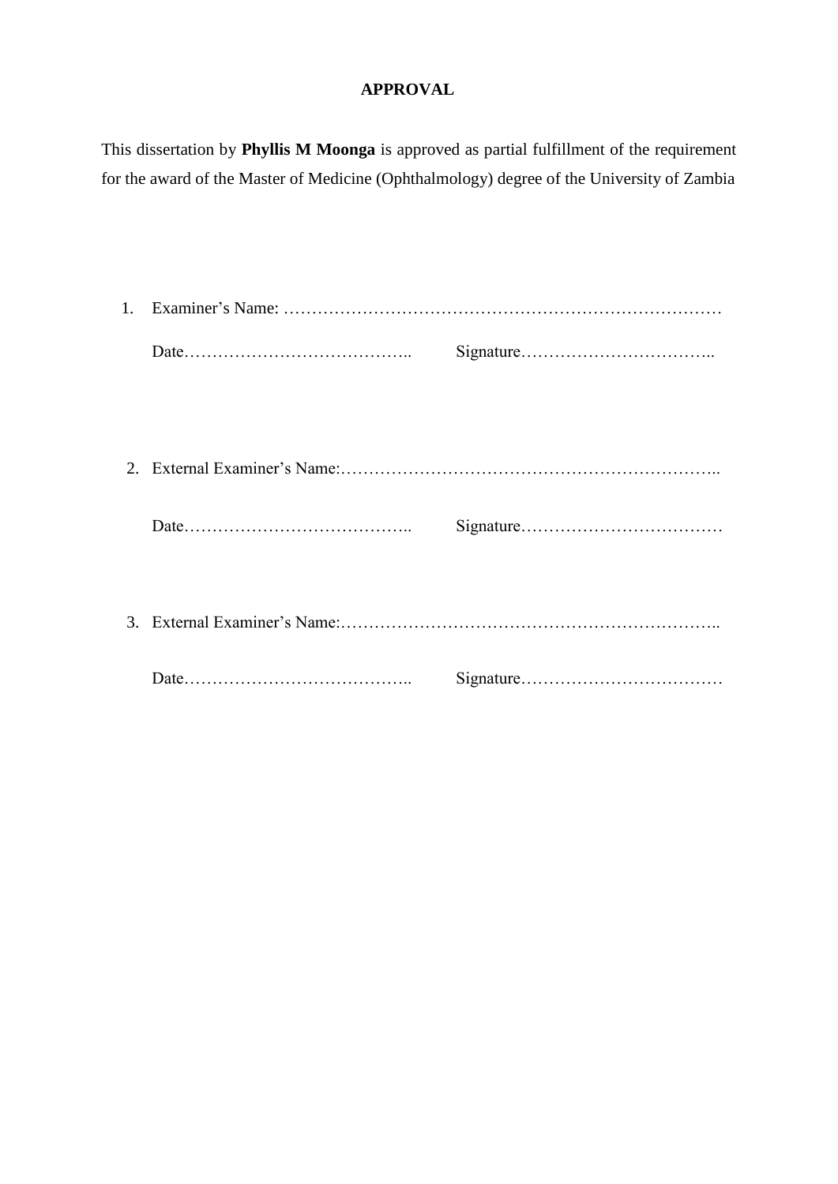# APPROVAL

This dissertation by **Phyllis M Moonga** is approved as partial fulfillment of the requirement for the award of the Master of Medicine (Ophthalmology) degree of the University of Zambia

1. Examiner's Name: ……………………………………………………………………

   Date…………………………………..  Signature……………………………..

2. External Examiner's Name:…………………………………………………………..

   Date…………………………………..  Signature………………………………

3. External Examiner's Name:…………………………………………………………..

   Date…………………………………..  Signature………………………………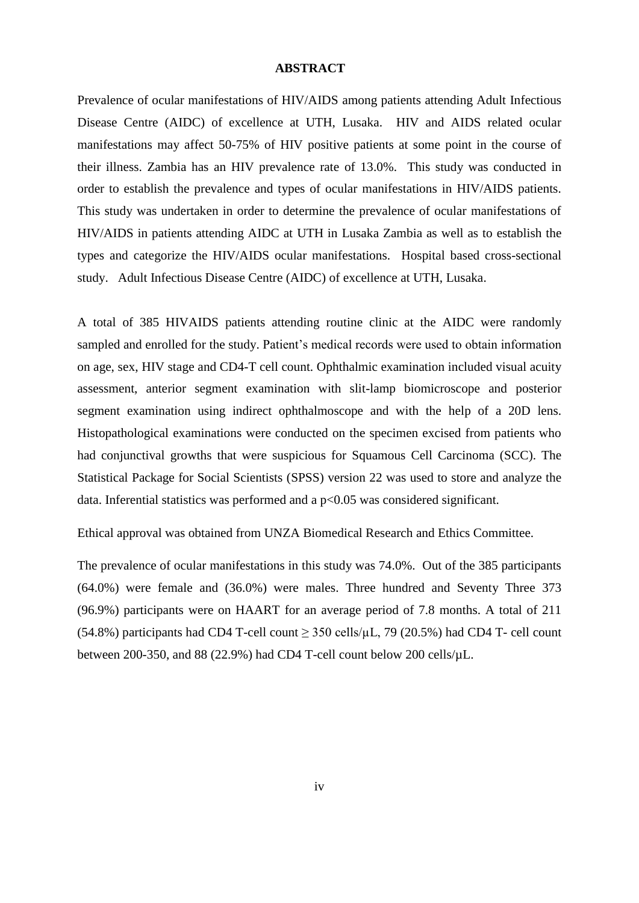# ABSTRACT

Prevalence of ocular manifestations of HIV/AIDS among patients attending Adult Infectious Disease Centre (AIDC) of excellence at UTH, Lusaka. HIV and AIDS related ocular manifestations may affect 50-75% of HIV positive patients at some point in the course of their illness. Zambia has an HIV prevalence rate of 13.0%. This study was conducted in order to establish the prevalence and types of ocular manifestations in HIV/AIDS patients. This study was undertaken in order to determine the prevalence of ocular manifestations of HIV/AIDS in patients attending AIDC at UTH in Lusaka Zambia as well as to establish the types and categorize the HIV/AIDS ocular manifestations. Hospital based cross-sectional study. Adult Infectious Disease Centre (AIDC) of excellence at UTH, Lusaka.

A total of 385 HIVAIDS patients attending routine clinic at the AIDC were randomly sampled and enrolled for the study. Patient's medical records were used to obtain information on age, sex, HIV stage and CD4-T cell count. Ophthalmic examination included visual acuity assessment, anterior segment examination with slit-lamp biomicroscope and posterior segment examination using indirect ophthalmoscope and with the help of a 20D lens. Histopathological examinations were conducted on the specimen excised from patients who had conjunctival growths that were suspicious for Squamous Cell Carcinoma (SCC). The Statistical Package for Social Scientists (SPSS) version 22 was used to store and analyze the data. Inferential statistics was performed and a $p<0.05$ was considered significant.

Ethical approval was obtained from UNZA Biomedical Research and Ethics Committee.

The prevalence of ocular manifestations in this study was 74.0%. Out of the 385 participants (64.0%) were female and (36.0%) were males. Three hundred and Seventy Three 373 (96.9%) participants were on HAART for an average period of 7.8 months. A total of 211 (54.8%) participants had CD4 T-cell count ≥ 350 cells/μL, 79 (20.5%) had CD4 T- cell count between 200-350, and 88 (22.9%) had CD4 T-cell count below 200 cells/μL.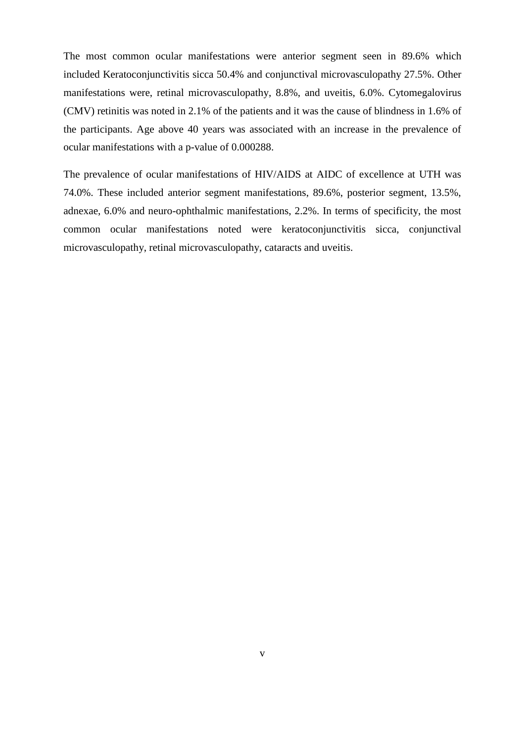The most common ocular manifestations were anterior segment seen in 89.6% which included Keratoconjunctivitis sicca 50.4% and conjunctival microvasculopathy 27.5%. Other manifestations were, retinal microvasculopathy, 8.8%, and uveitis, 6.0%. Cytomegalovirus (CMV) retinitis was noted in 2.1% of the patients and it was the cause of blindness in 1.6% of the participants. Age above 40 years was associated with an increase in the prevalence of ocular manifestations with a p-value of 0.000288.

The prevalence of ocular manifestations of HIV/AIDS at AIDC of excellence at UTH was 74.0%. These included anterior segment manifestations, 89.6%, posterior segment, 13.5%, adnexae, 6.0% and neuro-ophthalmic manifestations, 2.2%. In terms of specificity, the most common ocular manifestations noted were keratoconjunctivitis sicca, conjunctival microvasculopathy, retinal microvasculopathy, cataracts and uveitis.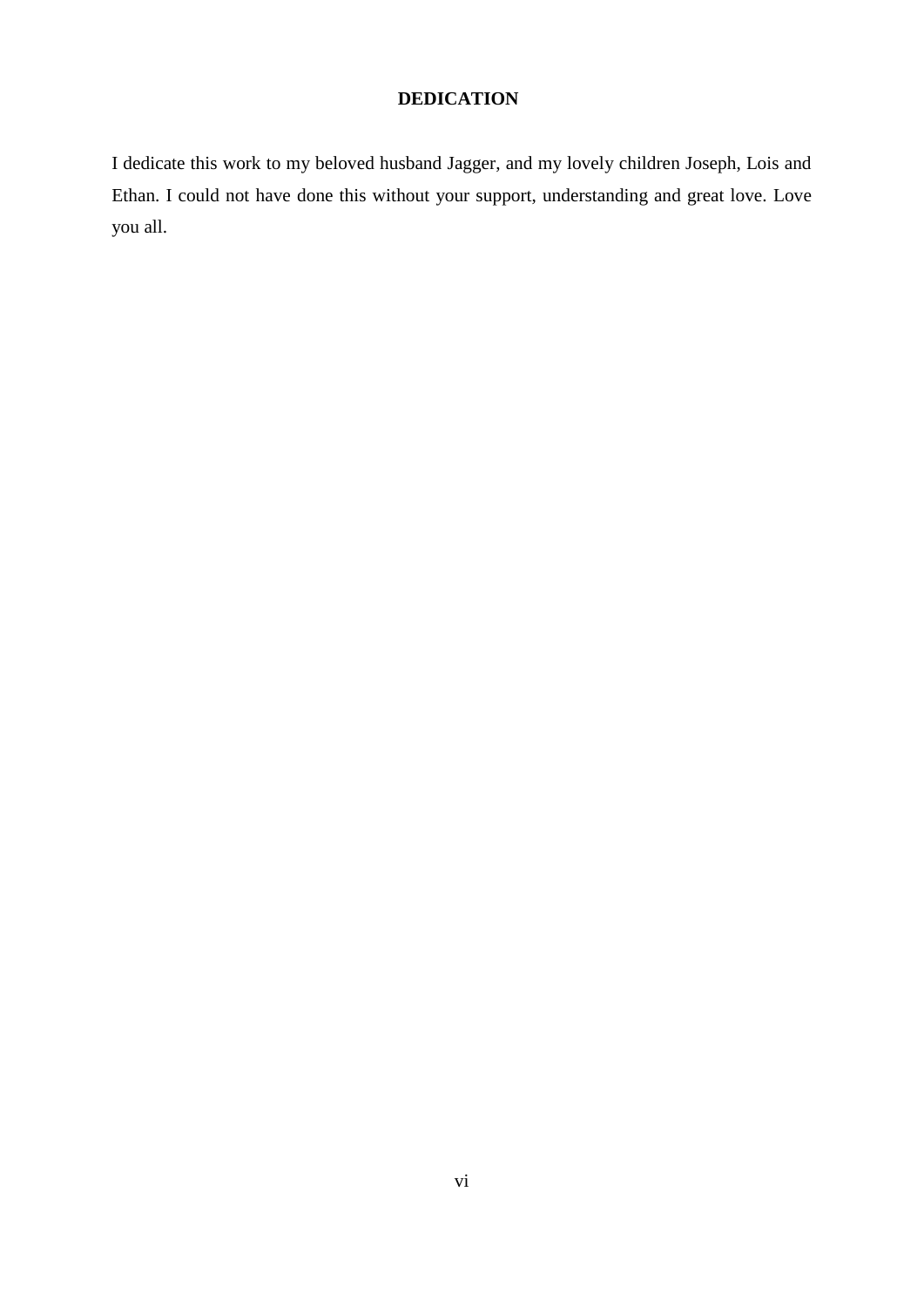## DEDICATION

I dedicate this work to my beloved husband Jagger, and my lovely children Joseph, Lois and Ethan. I could not have done this without your support, understanding and great love. Love you all.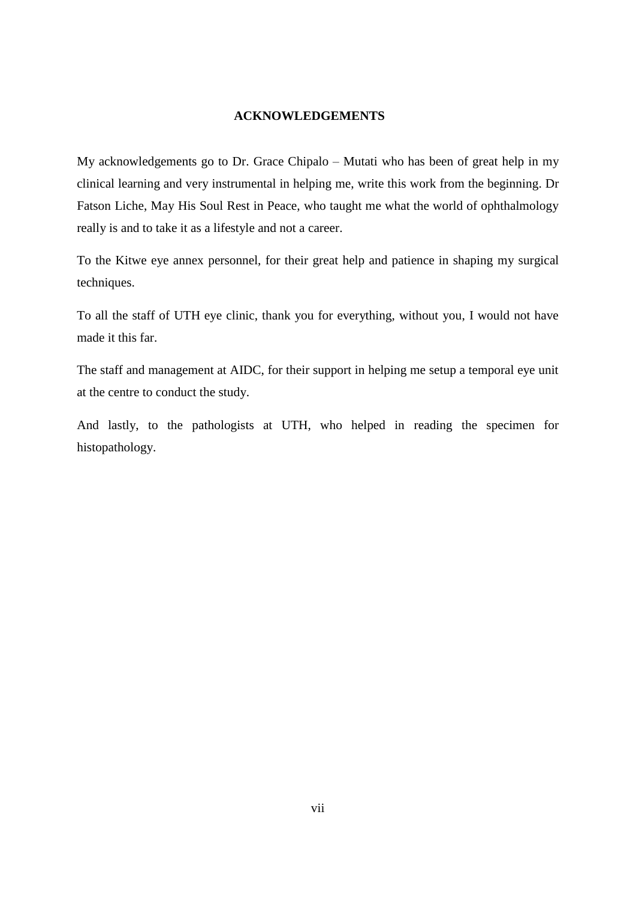## ACKNOWLEDGEMENTS

My acknowledgements go to Dr. Grace Chipalo – Mutati who has been of great help in my clinical learning and very instrumental in helping me, write this work from the beginning. Dr Fatson Liche, May His Soul Rest in Peace, who taught me what the world of ophthalmology really is and to take it as a lifestyle and not a career.

To the Kitwe eye annex personnel, for their great help and patience in shaping my surgical techniques.

To all the staff of UTH eye clinic, thank you for everything, without you, I would not have made it this far.

The staff and management at AIDC, for their support in helping me setup a temporal eye unit at the centre to conduct the study.

And lastly, to the pathologists at UTH, who helped in reading the specimen for histopathology.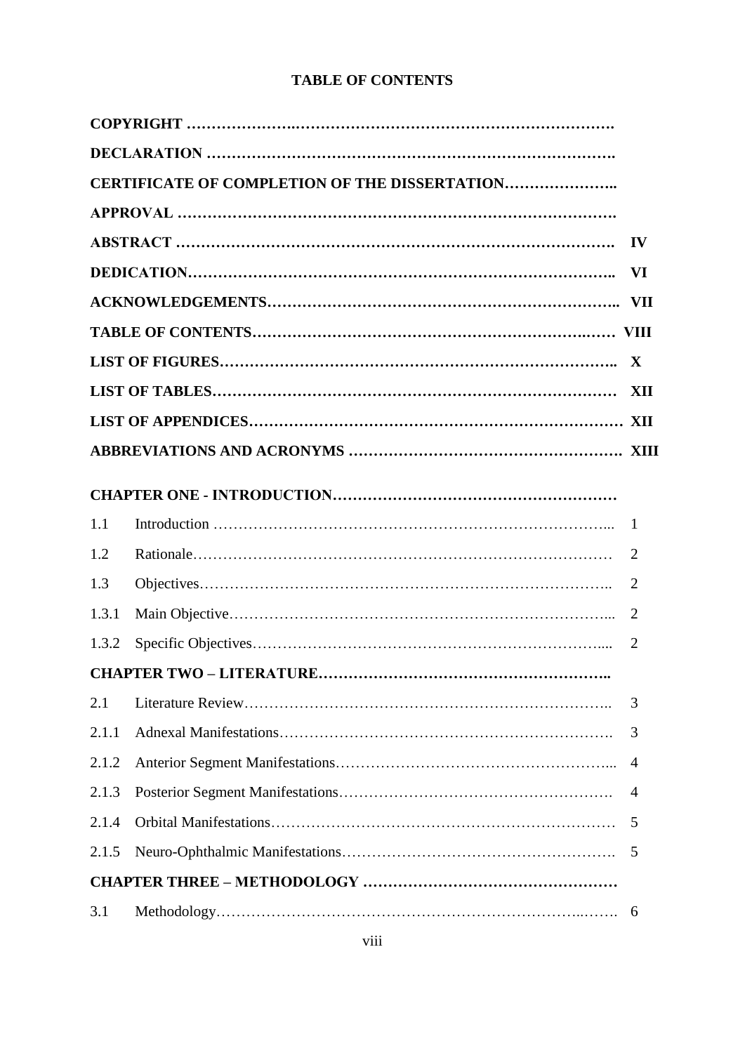# TABLE OF CONTENTS

| | |
|---|---|
| **COPYRIGHT** | |
| **DECLARATION** | |
| **CERTIFICATE OF COMPLETION OF THE DISSERTATION** | |
| **APPROVAL** | |
| **ABSTRACT** | **IV** |
| **DEDICATION** | **VI** |
| **ACKNOWLEDGEMENTS** | **VII** |
| **TABLE OF CONTENTS** | **VIII** |
| **LIST OF FIGURES** | **X** |
| **LIST OF TABLES** | **XII** |
| **LIST OF APPENDICES** | **XII** |
| **ABBREVIATIONS AND ACRONYMS** | **XIII** |

| | | |
|---|---|---|
| **CHAPTER ONE - INTRODUCTION** | | |
| 1.1 | Introduction | 1 |
| 1.2 | Rationale | 2 |
| 1.3 | Objectives | 2 |
| 1.3.1 | Main Objective | 2 |
| 1.3.2 | Specific Objectives | 2 |
| **CHAPTER TWO – LITERATURE** | | |
| 2.1 | Literature Review | 3 |
| 2.1.1 | Adnexal Manifestations | 3 |
| 2.1.2 | Anterior Segment Manifestations | 4 |
| 2.1.3 | Posterior Segment Manifestations | 4 |
| 2.1.4 | Orbital Manifestations | 5 |
| 2.1.5 | Neuro-Ophthalmic Manifestations | 5 |
| **CHAPTER THREE – METHODOLOGY** | | |
| 3.1 | Methodology | 6 |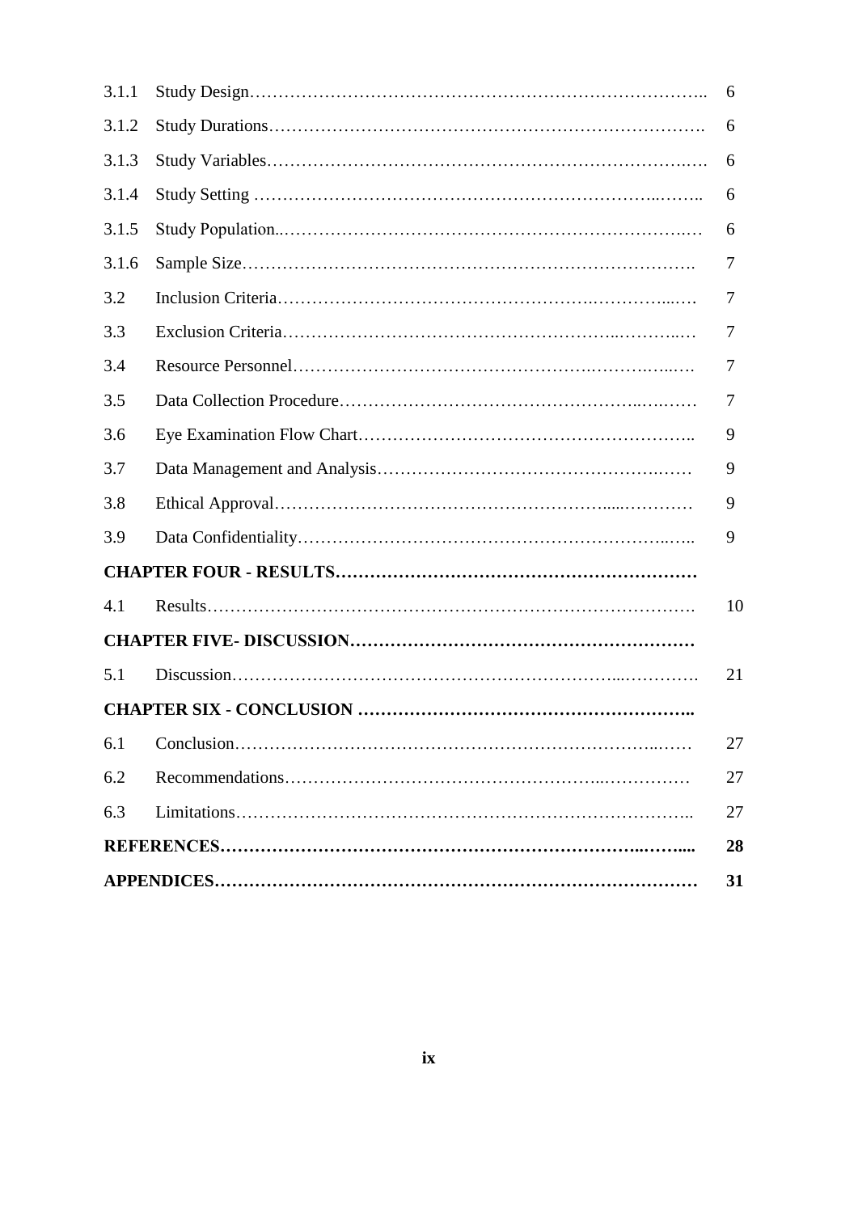| | | |
|---|---|---|
| 3.1.1 | Study Design……………………………………………………………………….. | 6 |
| 3.1.2 | Study Durations…………………………………………………………………. | 6 |
| 3.1.3 | Study Variables……………………………………………………………….…. | 6 |
| 3.1.4 | Study Setting ……………………………………………………………..…….. | 6 |
| 3.1.5 | Study Population..…………………….………………………………………..… | 6 |
| 3.1.6 | Sample Size……………………………………….……………………………. | 7 |
| 3.2 | Inclusion Criteria……………………………………………….…………...…. | 7 |
| 3.3 | Exclusion Criteria………………………………………………...………..… | 7 |
| 3.4 | Resource Personnel…………………………………………….……….…..…. | 7 |
| 3.5 | Data Collection Procedure…………………………………………..….……… | 7 |
| 3.6 | Eye Examination Flow Chart………………………………………………….. | 9 |
| 3.7 | Data Management and Analysis……………………………………….…… | 9 |
| 3.8 | Ethical Approval…………………………………………………......………… | 9 |
| 3.9 | Data Confidentiality……………………………………………………..….. | 9 |
| **CHAPTER FOUR - RESULTS……………………………………………………** | | |
| 4.1 | Results…………………………………………………………………………. | 10 |
| **CHAPTER FIVE- DISCUSSION…………………………………………………** | | |
| 5.1 | Discussion………………………………………………………...…………. | 21 |
| **CHAPTER SIX - CONCLUSION ………………………………………………...** | | |
| 6.1 | Conclusion……………………………………………………………..…… | 27 |
| 6.2 | Recommendations…………………………………………...…………… | 27 |
| 6.3 | Limitations……………………………………………………………………….. | 27 |
| **REFERENCES…………………………………………………………...……....** | | **28** |
| **APPENDICES……………………………………………………………………** | | **31** |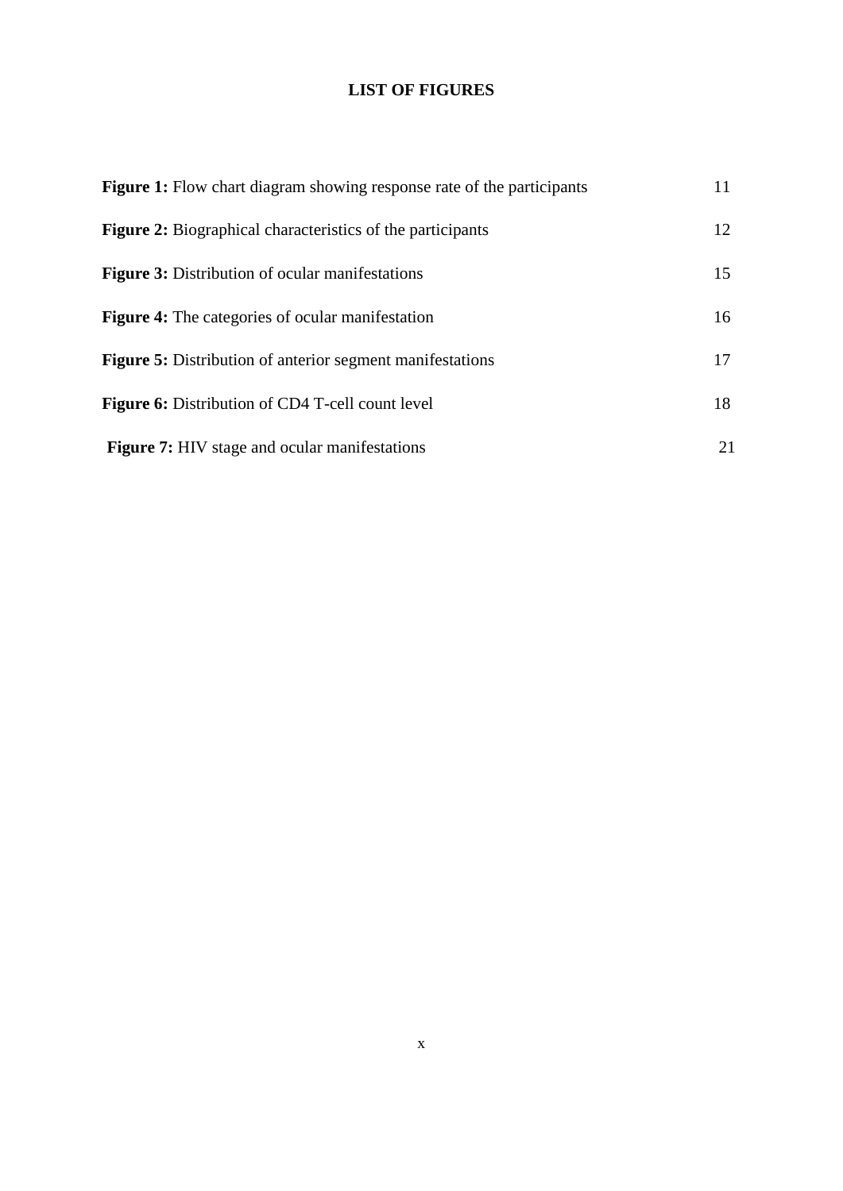# LIST OF FIGURES

**Figure 1:** Flow chart diagram showing response rate of the participants 11

**Figure 2:** Biographical characteristics of the participants 12

**Figure 3:** Distribution of ocular manifestations 15

**Figure 4:** The categories of ocular manifestation 16

**Figure 5:** Distribution of anterior segment manifestations 17

**Figure 6:** Distribution of CD4 T-cell count level 18

**Figure 7:** HIV stage and ocular manifestations 21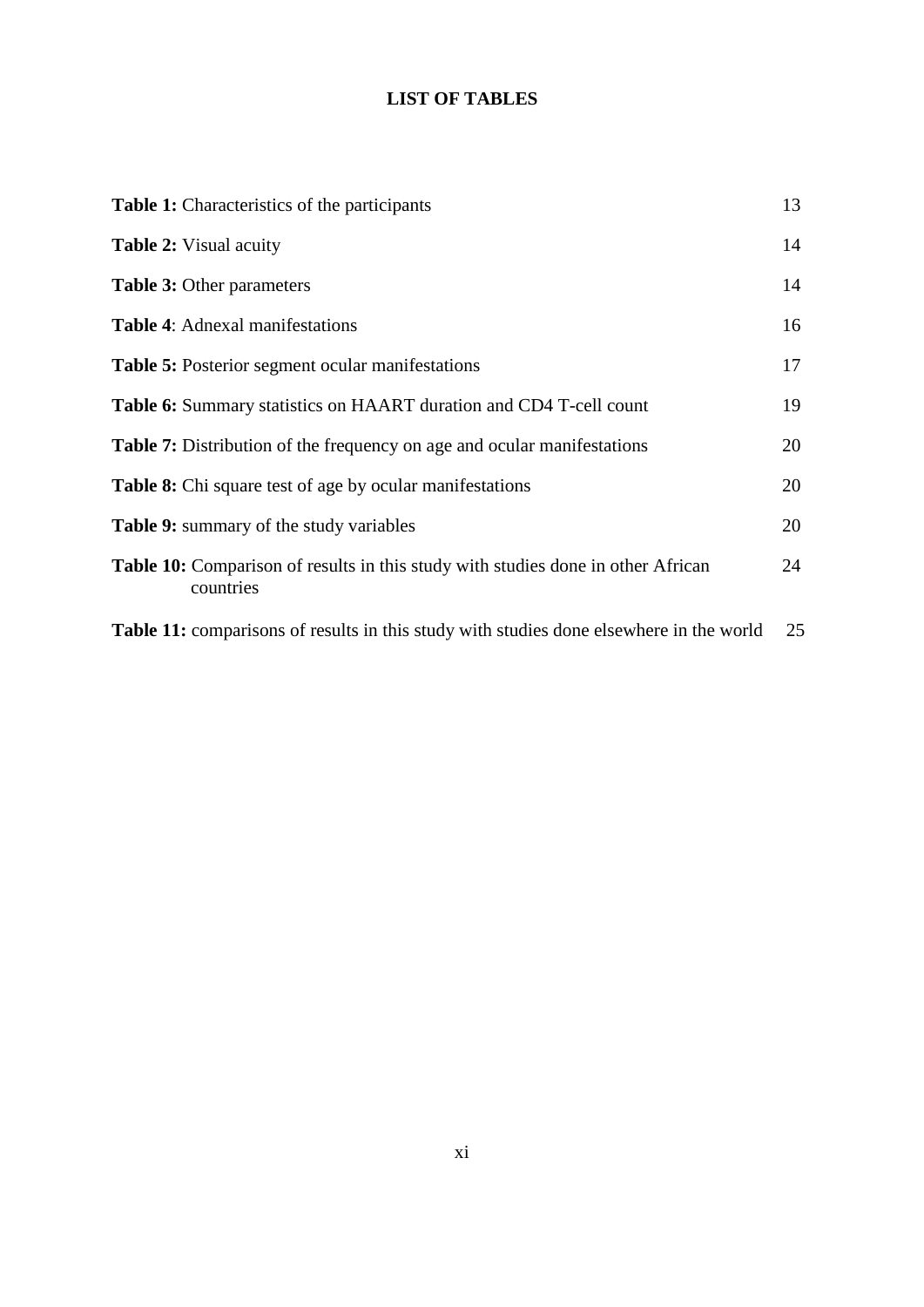# LIST OF TABLES

| | |
|---|---|
| **Table 1:** Characteristics of the participants | 13 |
| **Table 2:** Visual acuity | 14 |
| **Table 3:** Other parameters | 14 |
| **Table 4**: Adnexal manifestations | 16 |
| **Table 5:** Posterior segment ocular manifestations | 17 |
| **Table 6:** Summary statistics on HAART duration and CD4 T-cell count | 19 |
| **Table 7:** Distribution of the frequency on age and ocular manifestations | 20 |
| **Table 8:** Chi square test of age by ocular manifestations | 20 |
| **Table 9:** summary of the study variables | 20 |
| **Table 10:** Comparison of results in this study with studies done in other African countries | 24 |
| **Table 11:** comparisons of results in this study with studies done elsewhere in the world | 25 |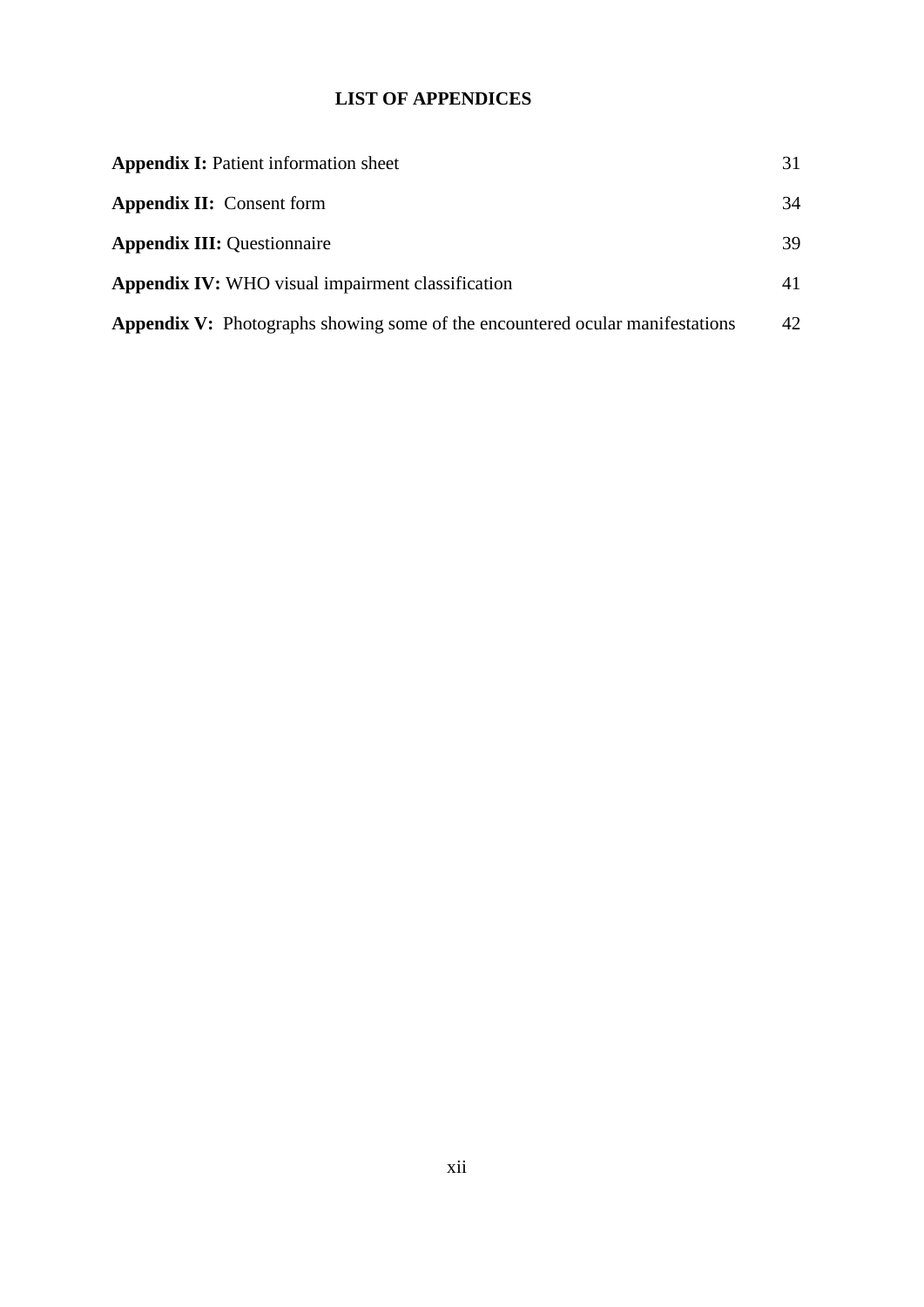# LIST OF APPENDICES

| | |
|---|---|
| **Appendix I:** Patient information sheet | 31 |
| **Appendix II:** Consent form | 34 |
| **Appendix III:** Questionnaire | 39 |
| **Appendix IV:** WHO visual impairment classification | 41 |
| **Appendix V:** Photographs showing some of the encountered ocular manifestations | 42 |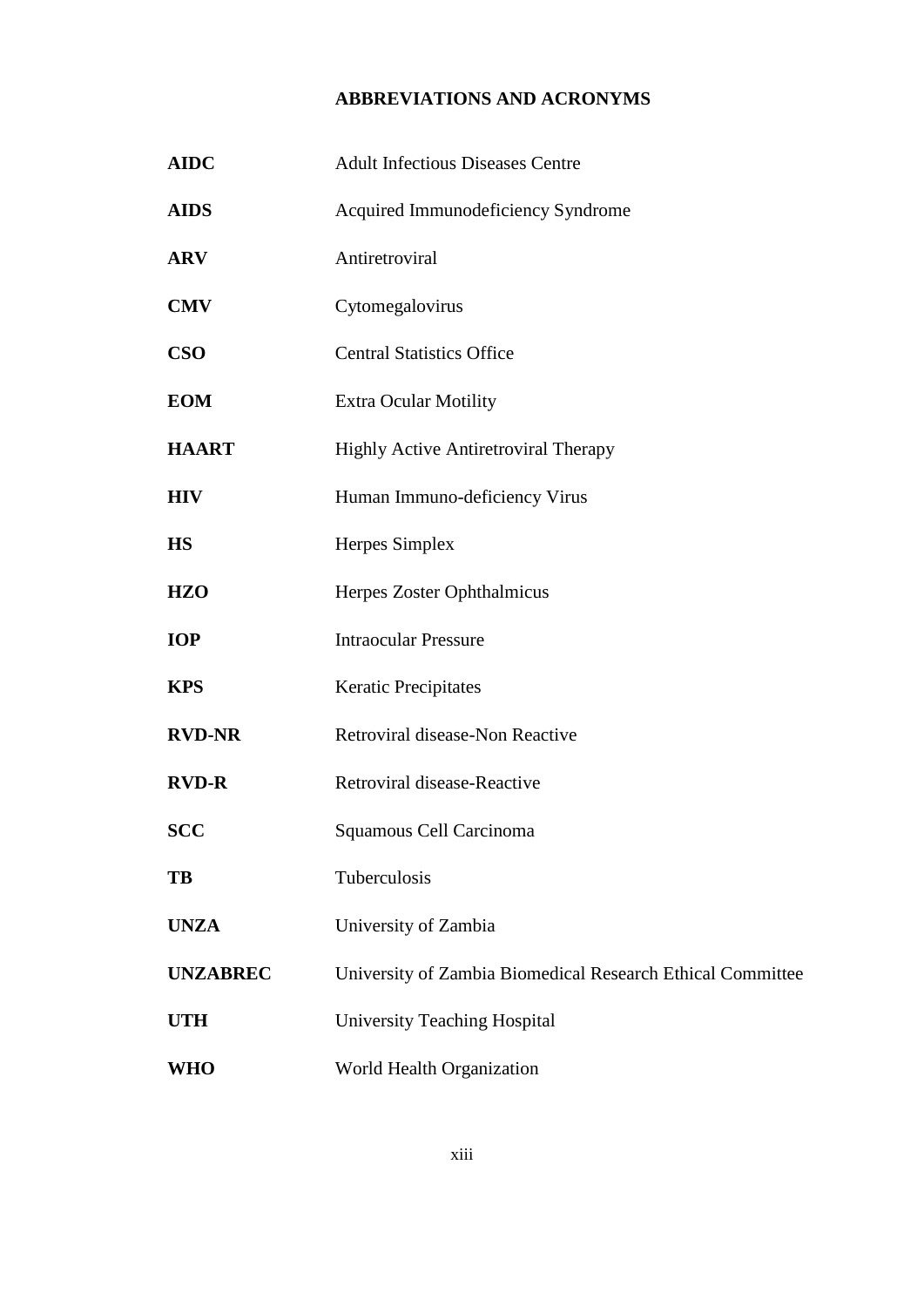## ABBREVIATIONS AND ACRONYMS

| | |
|---|---|
| **AIDC** | Adult Infectious Diseases Centre |
| **AIDS** | Acquired Immunodeficiency Syndrome |
| **ARV** | Antiretroviral |
| **CMV** | Cytomegalovirus |
| **CSO** | Central Statistics Office |
| **EOM** | Extra Ocular Motility |
| **HAART** | Highly Active Antiretroviral Therapy |
| **HIV** | Human Immuno-deficiency Virus |
| **HS** | Herpes Simplex |
| **HZO** | Herpes Zoster Ophthalmicus |
| **IOP** | Intraocular Pressure |
| **KPS** | Keratic Precipitates |
| **RVD-NR** | Retroviral disease-Non Reactive |
| **RVD-R** | Retroviral disease-Reactive |
| **SCC** | Squamous Cell Carcinoma |
| **TB** | Tuberculosis |
| **UNZA** | University of Zambia |
| **UNZABREC** | University of Zambia Biomedical Research Ethical Committee |
| **UTH** | University Teaching Hospital |
| **WHO** | World Health Organization |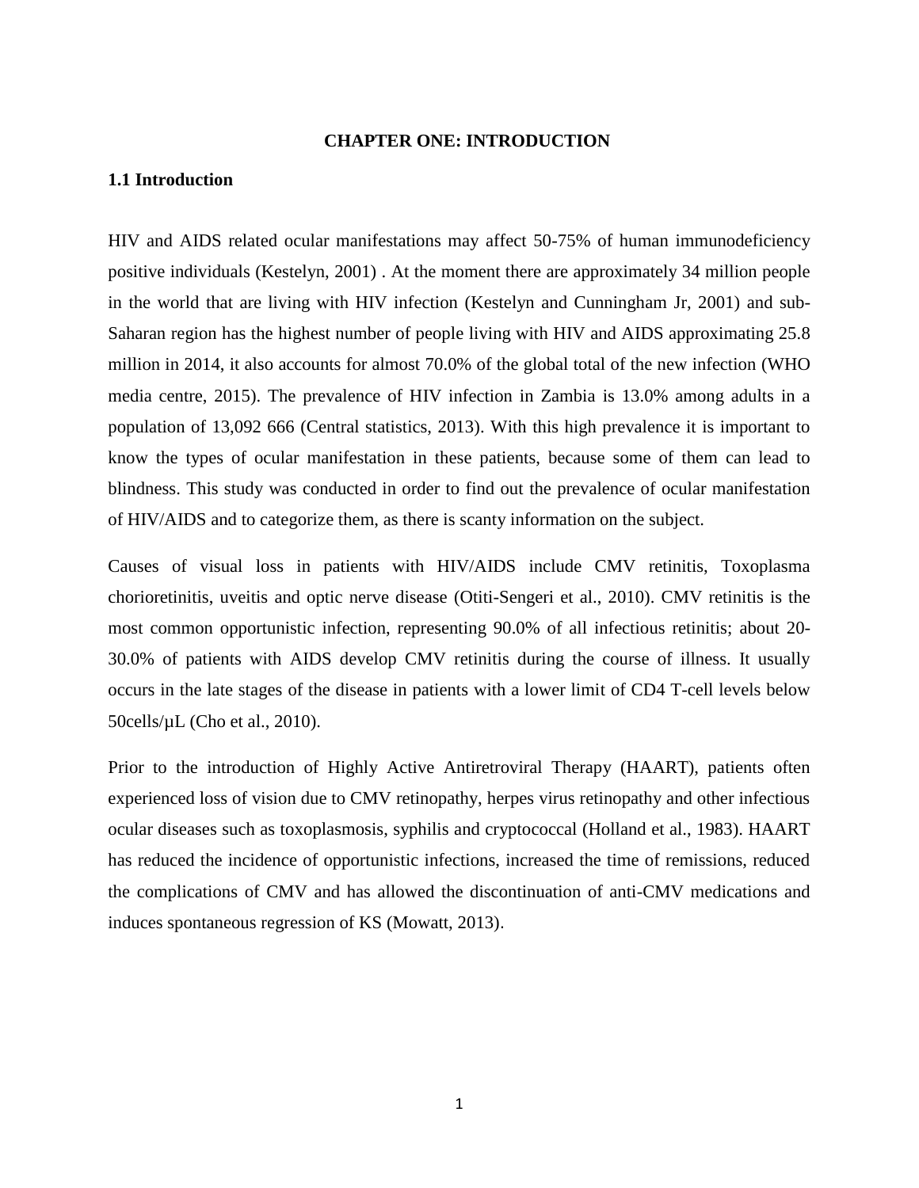# CHAPTER ONE: INTRODUCTION

## 1.1 Introduction

HIV and AIDS related ocular manifestations may affect 50-75% of human immunodeficiency positive individuals (Kestelyn, 2001) . At the moment there are approximately 34 million people in the world that are living with HIV infection (Kestelyn and Cunningham Jr, 2001) and sub-Saharan region has the highest number of people living with HIV and AIDS approximating 25.8 million in 2014, it also accounts for almost 70.0% of the global total of the new infection (WHO media centre, 2015). The prevalence of HIV infection in Zambia is 13.0% among adults in a population of 13,092 666 (Central statistics, 2013). With this high prevalence it is important to know the types of ocular manifestation in these patients, because some of them can lead to blindness. This study was conducted in order to find out the prevalence of ocular manifestation of HIV/AIDS and to categorize them, as there is scanty information on the subject.

Causes of visual loss in patients with HIV/AIDS include CMV retinitis, Toxoplasma chorioretinitis, uveitis and optic nerve disease (Otiti-Sengeri et al., 2010). CMV retinitis is the most common opportunistic infection, representing 90.0% of all infectious retinitis; about 20-30.0% of patients with AIDS develop CMV retinitis during the course of illness. It usually occurs in the late stages of the disease in patients with a lower limit of CD4 T-cell levels below 50cells/µL (Cho et al., 2010).

Prior to the introduction of Highly Active Antiretroviral Therapy (HAART), patients often experienced loss of vision due to CMV retinopathy, herpes virus retinopathy and other infectious ocular diseases such as toxoplasmosis, syphilis and cryptococcal (Holland et al., 1983). HAART has reduced the incidence of opportunistic infections, increased the time of remissions, reduced the complications of CMV and has allowed the discontinuation of anti-CMV medications and induces spontaneous regression of KS (Mowatt, 2013).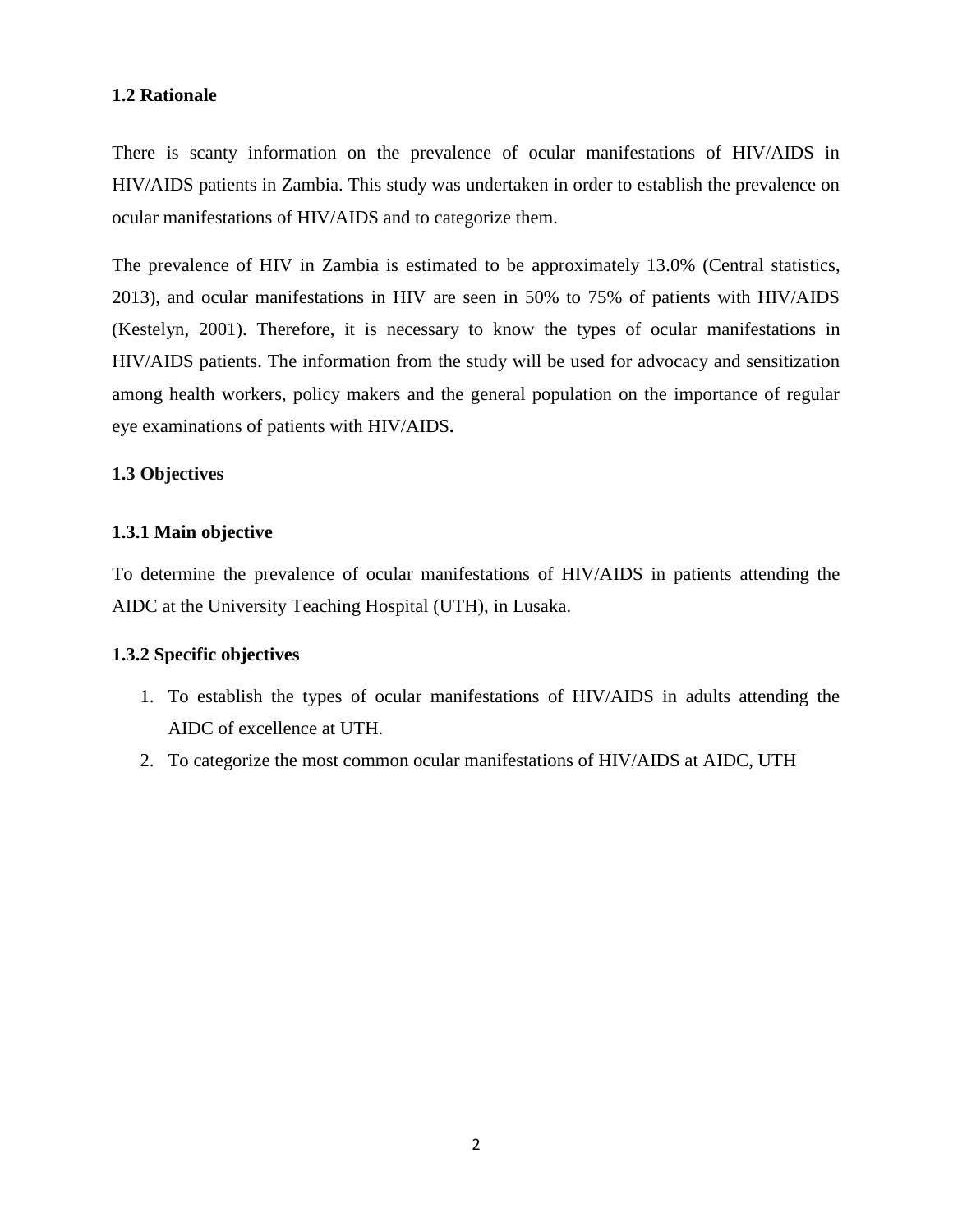## 1.2 Rationale

There is scanty information on the prevalence of ocular manifestations of HIV/AIDS in HIV/AIDS patients in Zambia. This study was undertaken in order to establish the prevalence on ocular manifestations of HIV/AIDS and to categorize them.

The prevalence of HIV in Zambia is estimated to be approximately 13.0% (Central statistics, 2013), and ocular manifestations in HIV are seen in 50% to 75% of patients with HIV/AIDS (Kestelyn, 2001). Therefore, it is necessary to know the types of ocular manifestations in HIV/AIDS patients. The information from the study will be used for advocacy and sensitization among health workers, policy makers and the general population on the importance of regular eye examinations of patients with HIV/AIDS**.**

## 1.3 Objectives

### 1.3.1 Main objective

To determine the prevalence of ocular manifestations of HIV/AIDS in patients attending the AIDC at the University Teaching Hospital (UTH), in Lusaka.

### 1.3.2 Specific objectives

1. To establish the types of ocular manifestations of HIV/AIDS in adults attending the AIDC of excellence at UTH.
2. To categorize the most common ocular manifestations of HIV/AIDS at AIDC, UTH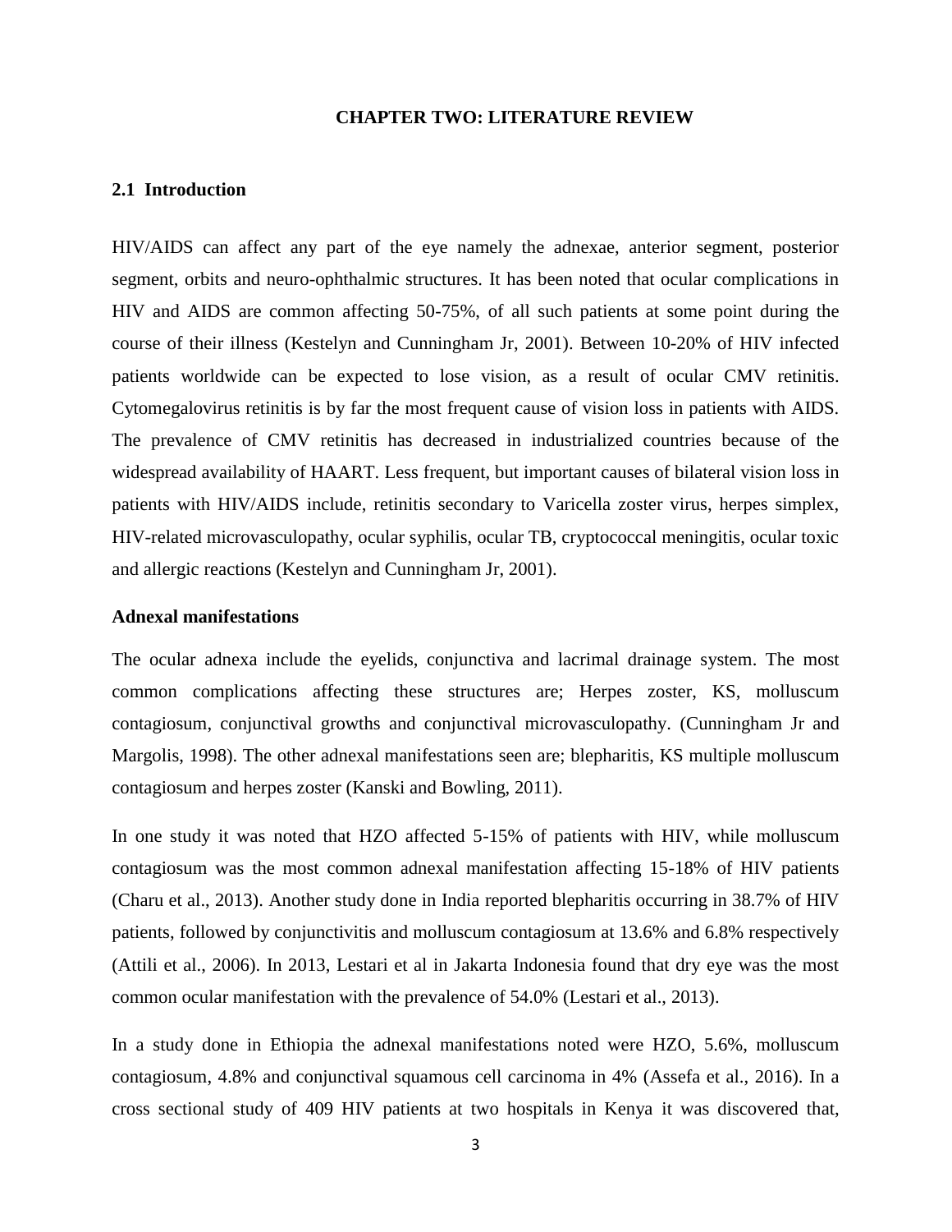# CHAPTER TWO: LITERATURE REVIEW

## 2.1 Introduction

HIV/AIDS can affect any part of the eye namely the adnexae, anterior segment, posterior segment, orbits and neuro-ophthalmic structures. It has been noted that ocular complications in HIV and AIDS are common affecting 50-75%, of all such patients at some point during the course of their illness (Kestelyn and Cunningham Jr, 2001). Between 10-20% of HIV infected patients worldwide can be expected to lose vision, as a result of ocular CMV retinitis. Cytomegalovirus retinitis is by far the most frequent cause of vision loss in patients with AIDS. The prevalence of CMV retinitis has decreased in industrialized countries because of the widespread availability of HAART. Less frequent, but important causes of bilateral vision loss in patients with HIV/AIDS include, retinitis secondary to Varicella zoster virus, herpes simplex, HIV-related microvasculopathy, ocular syphilis, ocular TB, cryptococcal meningitis, ocular toxic and allergic reactions (Kestelyn and Cunningham Jr, 2001).

### Adnexal manifestations

The ocular adnexa include the eyelids, conjunctiva and lacrimal drainage system. The most common complications affecting these structures are; Herpes zoster, KS, molluscum contagiosum, conjunctival growths and conjunctival microvasculopathy. (Cunningham Jr and Margolis, 1998). The other adnexal manifestations seen are; blepharitis, KS multiple molluscum contagiosum and herpes zoster (Kanski and Bowling, 2011).

In one study it was noted that HZO affected 5-15% of patients with HIV, while molluscum contagiosum was the most common adnexal manifestation affecting 15-18% of HIV patients (Charu et al., 2013). Another study done in India reported blepharitis occurring in 38.7% of HIV patients, followed by conjunctivitis and molluscum contagiosum at 13.6% and 6.8% respectively (Attili et al., 2006). In 2013, Lestari et al in Jakarta Indonesia found that dry eye was the most common ocular manifestation with the prevalence of 54.0% (Lestari et al., 2013).

In a study done in Ethiopia the adnexal manifestations noted were HZO, 5.6%, molluscum contagiosum, 4.8% and conjunctival squamous cell carcinoma in 4% (Assefa et al., 2016). In a cross sectional study of 409 HIV patients at two hospitals in Kenya it was discovered that,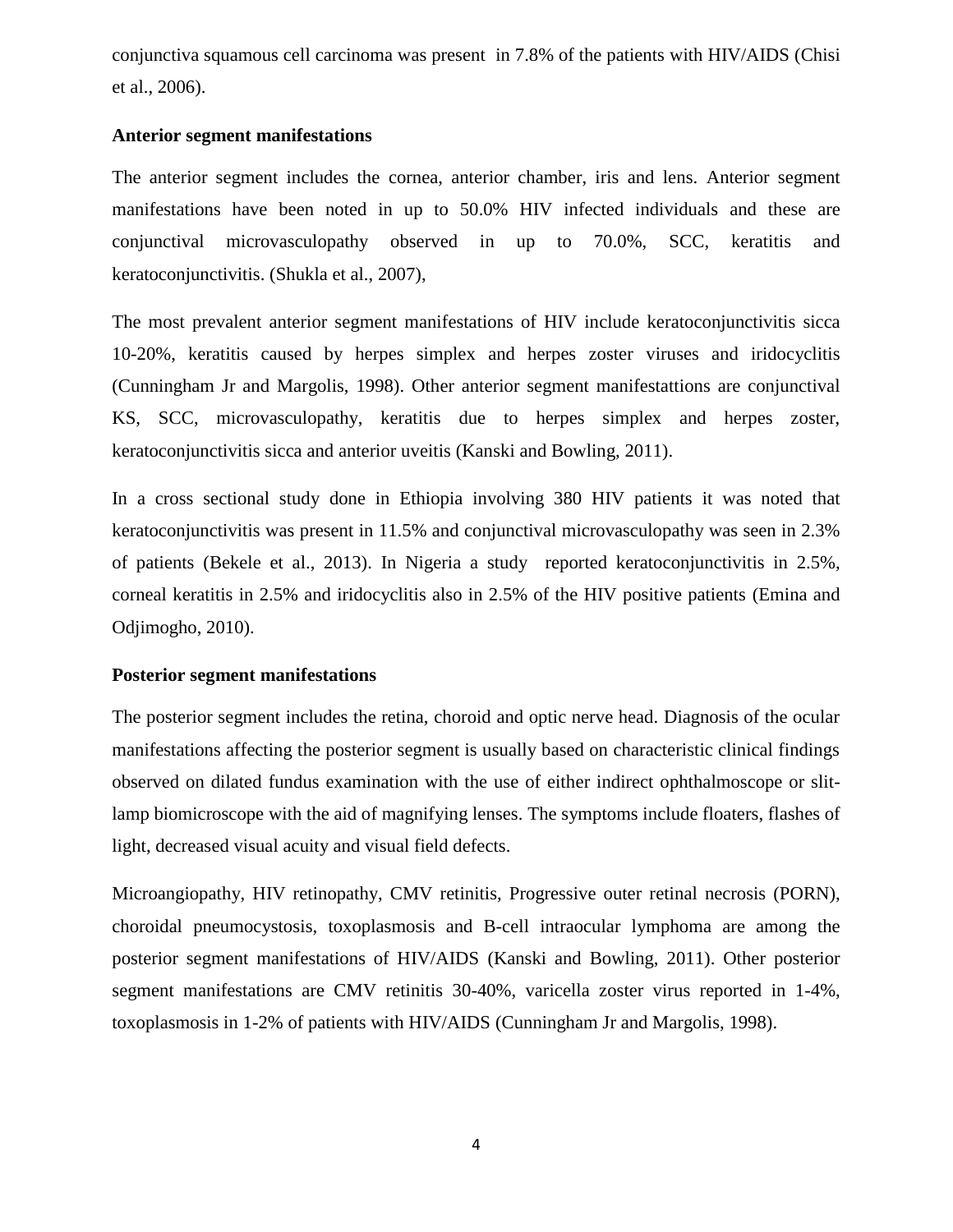conjunctiva squamous cell carcinoma was present in 7.8% of the patients with HIV/AIDS (Chisi et al., 2006).

**Anterior segment manifestations**

The anterior segment includes the cornea, anterior chamber, iris and lens. Anterior segment manifestations have been noted in up to 50.0% HIV infected individuals and these are conjunctival microvasculopathy observed in up to 70.0%, SCC, keratitis and keratoconjunctivitis. (Shukla et al., 2007),

The most prevalent anterior segment manifestations of HIV include keratoconjunctivitis sicca 10-20%, keratitis caused by herpes simplex and herpes zoster viruses and iridocyclitis (Cunningham Jr and Margolis, 1998). Other anterior segment manifestattions are conjunctival KS, SCC, microvasculopathy, keratitis due to herpes simplex and herpes zoster, keratoconjunctivitis sicca and anterior uveitis (Kanski and Bowling, 2011).

In a cross sectional study done in Ethiopia involving 380 HIV patients it was noted that keratoconjunctivitis was present in 11.5% and conjunctival microvasculopathy was seen in 2.3% of patients (Bekele et al., 2013). In Nigeria a study reported keratoconjunctivitis in 2.5%, corneal keratitis in 2.5% and iridocyclitis also in 2.5% of the HIV positive patients (Emina and Odjimogho, 2010).

**Posterior segment manifestations**

The posterior segment includes the retina, choroid and optic nerve head. Diagnosis of the ocular manifestations affecting the posterior segment is usually based on characteristic clinical findings observed on dilated fundus examination with the use of either indirect ophthalmoscope or slit-lamp biomicroscope with the aid of magnifying lenses. The symptoms include floaters, flashes of light, decreased visual acuity and visual field defects.

Microangiopathy, HIV retinopathy, CMV retinitis, Progressive outer retinal necrosis (PORN), choroidal pneumocystosis, toxoplasmosis and B-cell intraocular lymphoma are among the posterior segment manifestations of HIV/AIDS (Kanski and Bowling, 2011). Other posterior segment manifestations are CMV retinitis 30-40%, varicella zoster virus reported in 1-4%, toxoplasmosis in 1-2% of patients with HIV/AIDS (Cunningham Jr and Margolis, 1998).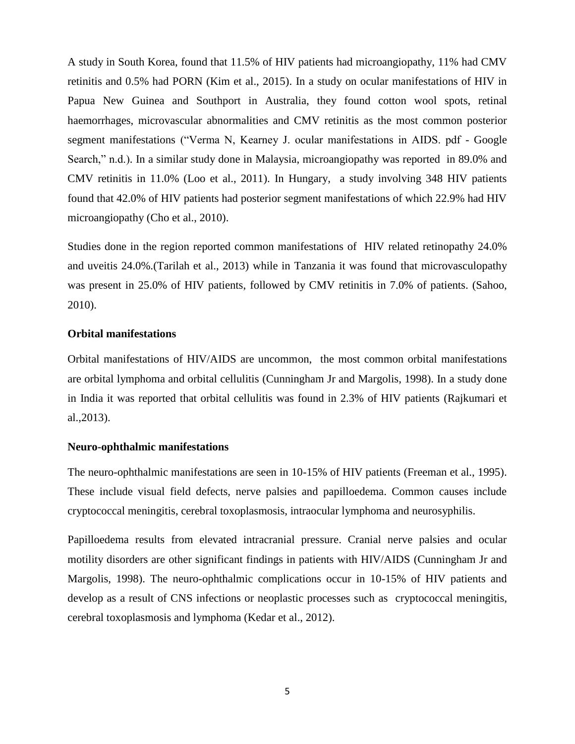A study in South Korea, found that 11.5% of HIV patients had microangiopathy, 11% had CMV retinitis and 0.5% had PORN (Kim et al., 2015). In a study on ocular manifestations of HIV in Papua New Guinea and Southport in Australia, they found cotton wool spots, retinal haemorrhages, microvascular abnormalities and CMV retinitis as the most common posterior segment manifestations ("Verma N, Kearney J. ocular manifestations in AIDS. pdf - Google Search," n.d.). In a similar study done in Malaysia, microangiopathy was reported in 89.0% and CMV retinitis in 11.0% (Loo et al., 2011). In Hungary, a study involving 348 HIV patients found that 42.0% of HIV patients had posterior segment manifestations of which 22.9% had HIV microangiopathy (Cho et al., 2010).

Studies done in the region reported common manifestations of HIV related retinopathy 24.0% and uveitis 24.0%.(Tarilah et al., 2013) while in Tanzania it was found that microvasculopathy was present in 25.0% of HIV patients, followed by CMV retinitis in 7.0% of patients. (Sahoo, 2010).

**Orbital manifestations**

Orbital manifestations of HIV/AIDS are uncommon, the most common orbital manifestations are orbital lymphoma and orbital cellulitis (Cunningham Jr and Margolis, 1998). In a study done in India it was reported that orbital cellulitis was found in 2.3% of HIV patients (Rajkumari et al.,2013).

**Neuro-ophthalmic manifestations**

The neuro-ophthalmic manifestations are seen in 10-15% of HIV patients (Freeman et al., 1995). These include visual field defects, nerve palsies and papilloedema. Common causes include cryptococcal meningitis, cerebral toxoplasmosis, intraocular lymphoma and neurosyphilis.

Papilloedema results from elevated intracranial pressure. Cranial nerve palsies and ocular motility disorders are other significant findings in patients with HIV/AIDS (Cunningham Jr and Margolis, 1998). The neuro-ophthalmic complications occur in 10-15% of HIV patients and develop as a result of CNS infections or neoplastic processes such as cryptococcal meningitis, cerebral toxoplasmosis and lymphoma (Kedar et al., 2012).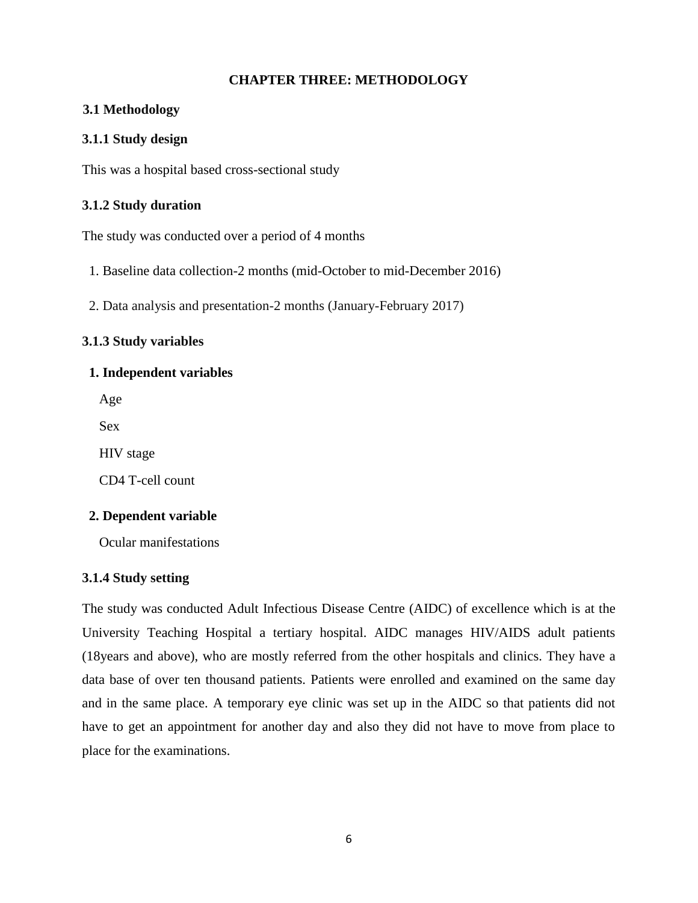# CHAPTER THREE: METHODOLOGY

## 3.1 Methodology

### 3.1.1 Study design

This was a hospital based cross-sectional study

### 3.1.2 Study duration

The study was conducted over a period of 4 months

1. Baseline data collection-2 months (mid-October to mid-December 2016)
2. Data analysis and presentation-2 months (January-February 2017)

### 3.1.3 Study variables

**1. Independent variables**

Age

Sex

HIV stage

CD4 T-cell count

**2. Dependent variable**

Ocular manifestations

### 3.1.4 Study setting

The study was conducted Adult Infectious Disease Centre (AIDC) of excellence which is at the University Teaching Hospital a tertiary hospital. AIDC manages HIV/AIDS adult patients (18years and above), who are mostly referred from the other hospitals and clinics. They have a data base of over ten thousand patients. Patients were enrolled and examined on the same day and in the same place. A temporary eye clinic was set up in the AIDC so that patients did not have to get an appointment for another day and also they did not have to move from place to place for the examinations.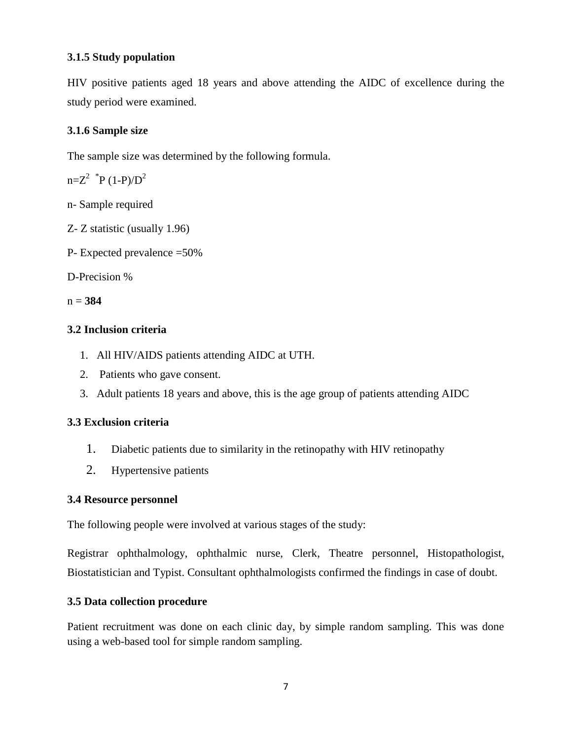### 3.1.5 Study population

HIV positive patients aged 18 years and above attending the AIDC of excellence during the study period were examined.

### 3.1.6 Sample size

The sample size was determined by the following formula.

$n=Z^2 * P (1-P)/D^2$

n- Sample required

Z- Z statistic (usually 1.96)

P- Expected prevalence =50%

D-Precision %

n = **384**

### 3.2 Inclusion criteria

1. All HIV/AIDS patients attending AIDC at UTH.
2. Patients who gave consent.
3. Adult patients 18 years and above, this is the age group of patients attending AIDC

### 3.3 Exclusion criteria

1. Diabetic patients due to similarity in the retinopathy with HIV retinopathy
2. Hypertensive patients

### 3.4 Resource personnel

The following people were involved at various stages of the study:

Registrar ophthalmology, ophthalmic nurse, Clerk, Theatre personnel, Histopathologist, Biostatistician and Typist. Consultant ophthalmologists confirmed the findings in case of doubt.

### 3.5 Data collection procedure

Patient recruitment was done on each clinic day, by simple random sampling. This was done using a web-based tool for simple random sampling.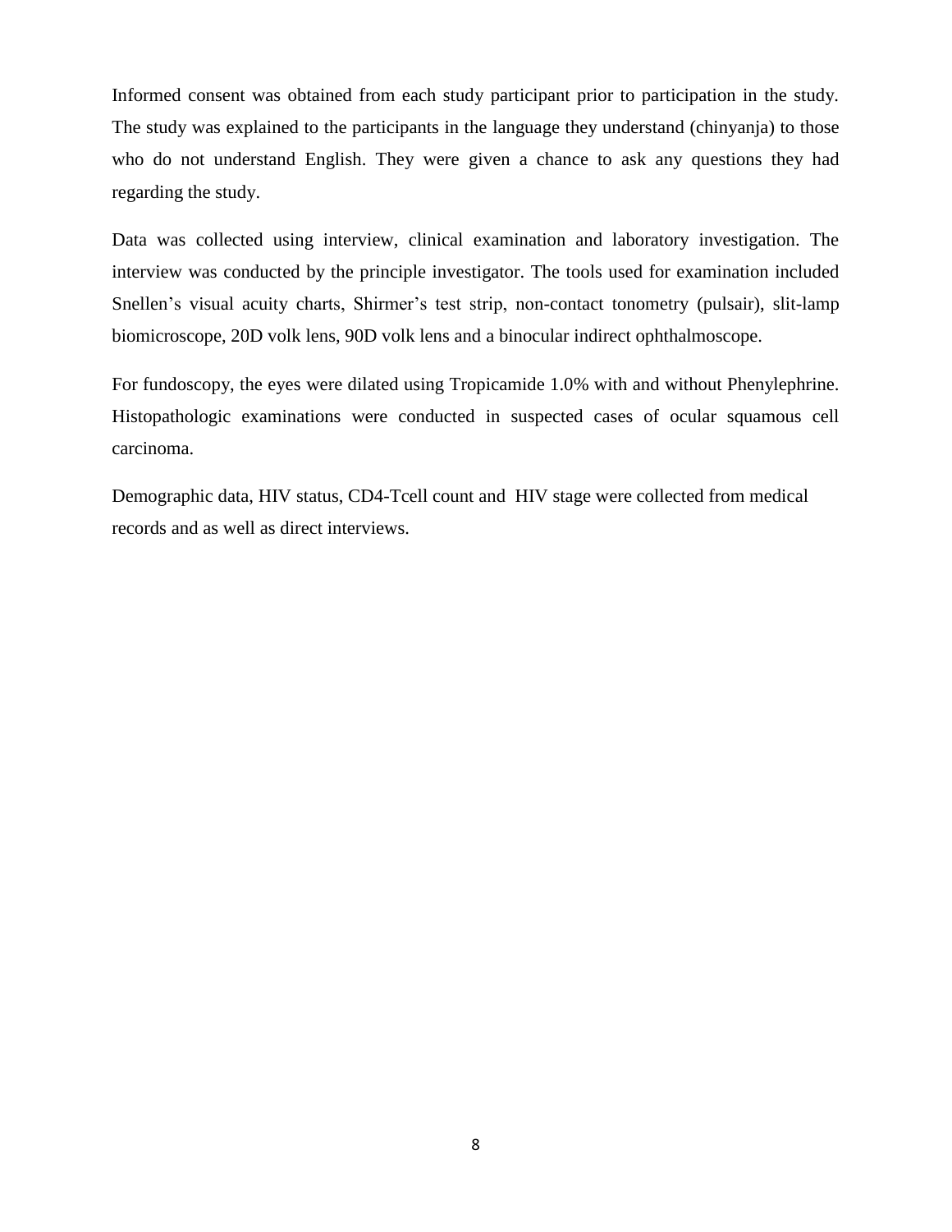Informed consent was obtained from each study participant prior to participation in the study. The study was explained to the participants in the language they understand (chinyanja) to those who do not understand English. They were given a chance to ask any questions they had regarding the study.

Data was collected using interview, clinical examination and laboratory investigation. The interview was conducted by the principle investigator. The tools used for examination included Snellen's visual acuity charts, Shirmer's test strip, non-contact tonometry (pulsair), slit-lamp biomicroscope, 20D volk lens, 90D volk lens and a binocular indirect ophthalmoscope.

For fundoscopy, the eyes were dilated using Tropicamide 1.0% with and without Phenylephrine. Histopathologic examinations were conducted in suspected cases of ocular squamous cell carcinoma.

Demographic data, HIV status, CD4-Tcell count and HIV stage were collected from medical records and as well as direct interviews.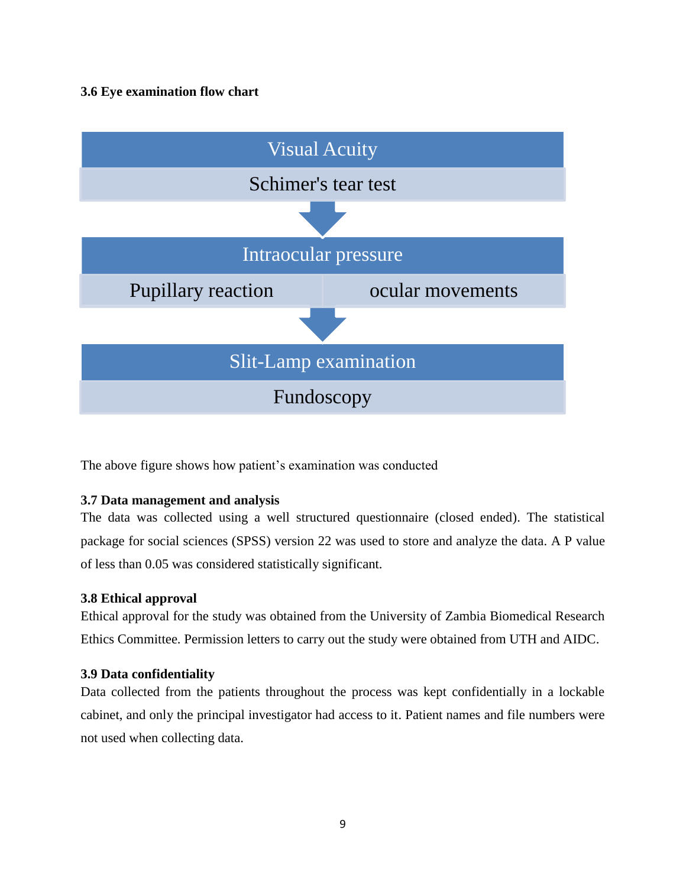### 3.6 Eye examination flow chart

**Visual Acuity**

Schimer's tear test

↓

**Intraocular pressure**

Pupillary reaction | ocular movements

↓

**Slit-Lamp examination**

Fundoscopy

The above figure shows how patient's examination was conducted

### 3.7 Data management and analysis

The data was collected using a well structured questionnaire (closed ended). The statistical package for social sciences (SPSS) version 22 was used to store and analyze the data. A P value of less than 0.05 was considered statistically significant.

### 3.8 Ethical approval

Ethical approval for the study was obtained from the University of Zambia Biomedical Research Ethics Committee. Permission letters to carry out the study were obtained from UTH and AIDC.

### 3.9 Data confidentiality

Data collected from the patients throughout the process was kept confidentially in a lockable cabinet, and only the principal investigator had access to it. Patient names and file numbers were not used when collecting data.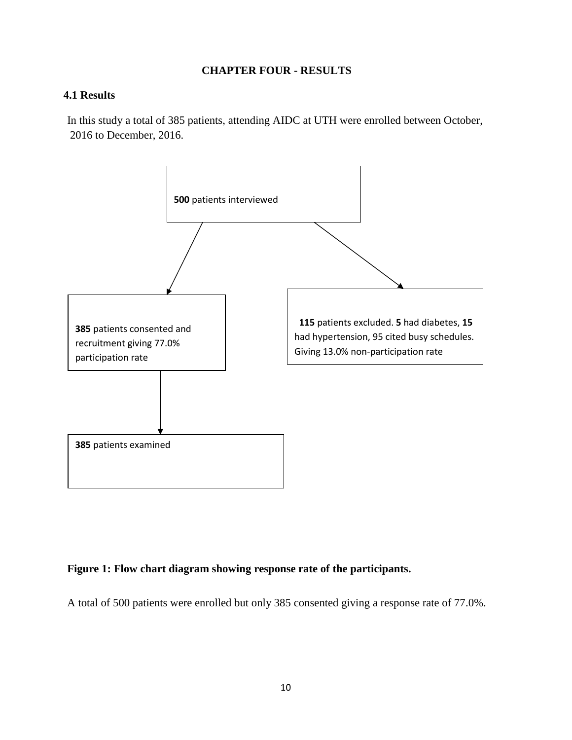# CHAPTER FOUR - RESULTS

## 4.1 Results

In this study a total of 385 patients, attending AIDC at UTH were enrolled between October, 2016 to December, 2016.

**500** patients interviewed

**385** patients consented and recruitment giving 77.0% participation rate

**115** patients excluded. **5** had diabetes, **15** had hypertension, 95 cited busy schedules. Giving 13.0% non-participation rate

**385** patients examined

**Figure 1: Flow chart diagram showing response rate of the participants.**

A total of 500 patients were enrolled but only 385 consented giving a response rate of 77.0%.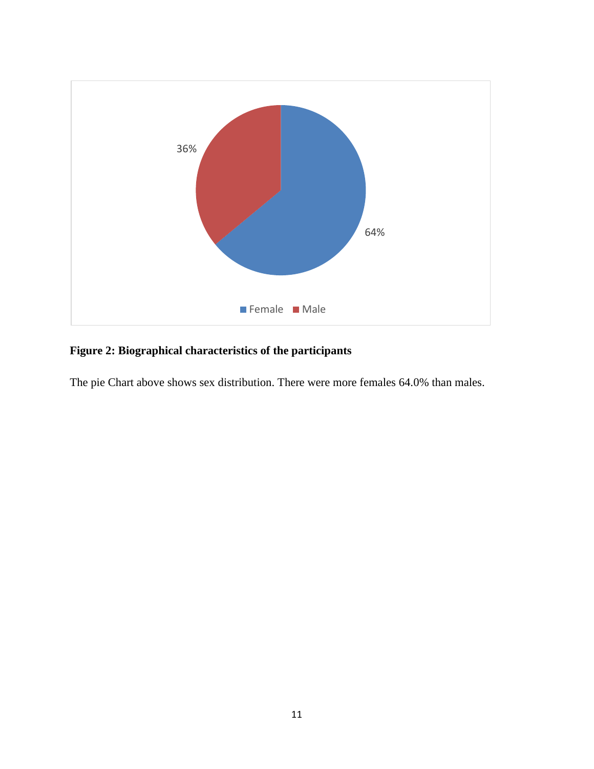**Figure 2: Biographical characteristics of the participants**

The pie Chart above shows sex distribution. There were more females 64.0% than males.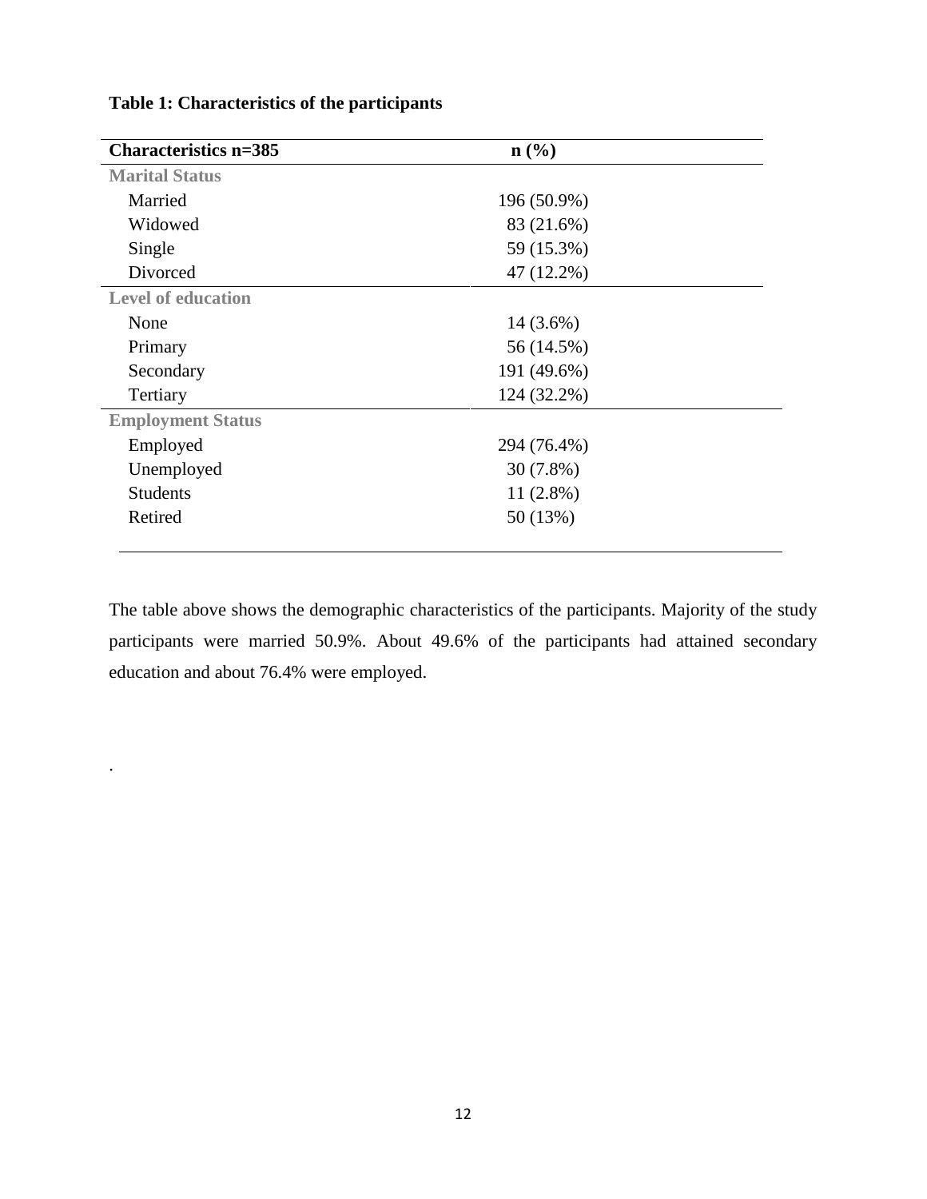**Table 1: Characteristics of the participants**

| Characteristics n=385 | n (%) |
| --- | --- |
| **Marital Status** | |
| Married | 196 (50.9%) |
| Widowed | 83 (21.6%) |
| Single | 59 (15.3%) |
| Divorced | 47 (12.2%) |
| **Level of education** | |
| None | 14 (3.6%) |
| Primary | 56 (14.5%) |
| Secondary | 191 (49.6%) |
| Tertiary | 124 (32.2%) |
| **Employment Status** | |
| Employed | 294 (76.4%) |
| Unemployed | 30 (7.8%) |
| Students | 11 (2.8%) |
| Retired | 50 (13%) |

The table above shows the demographic characteristics of the participants. Majority of the study participants were married 50.9%. About 49.6% of the participants had attained secondary education and about 76.4% were employed.

.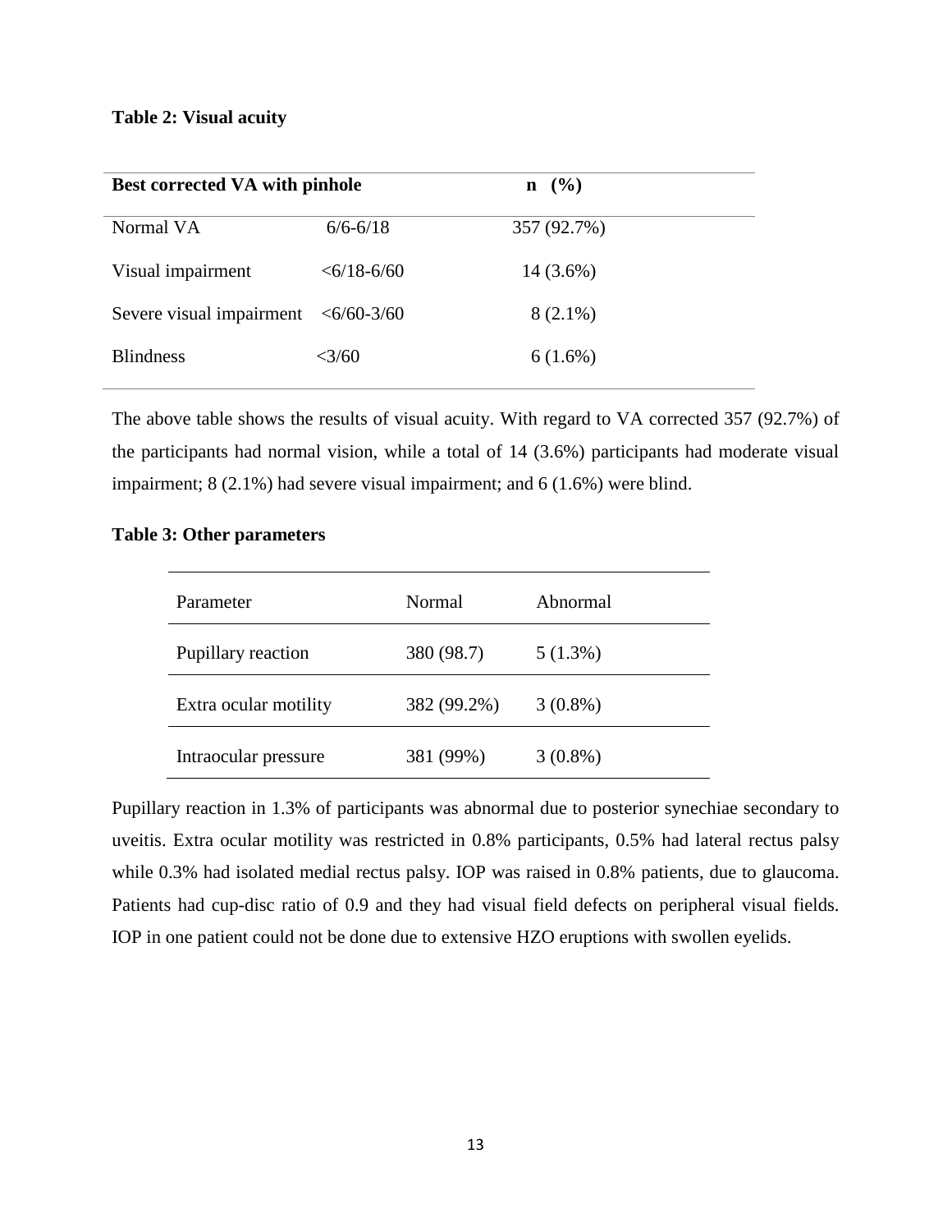**Table 2: Visual acuity**

| Best corrected VA with pinhole | | n (%) |
|---|---|---|
| Normal VA | 6/6-6/18 | 357 (92.7%) |
| Visual impairment | <6/18-6/60 | 14 (3.6%) |
| Severe visual impairment | <6/60-3/60 | 8 (2.1%) |
| Blindness | <3/60 | 6 (1.6%) |

The above table shows the results of visual acuity. With regard to VA corrected 357 (92.7%) of the participants had normal vision, while a total of 14 (3.6%) participants had moderate visual impairment; 8 (2.1%) had severe visual impairment; and 6 (1.6%) were blind.

**Table 3: Other parameters**

| Parameter | Normal | Abnormal |
|---|---|---|
| Pupillary reaction | 380 (98.7) | 5 (1.3%) |
| Extra ocular motility | 382 (99.2%) | 3 (0.8%) |
| Intraocular pressure | 381 (99%) | 3 (0.8%) |

Pupillary reaction in 1.3% of participants was abnormal due to posterior synechiae secondary to uveitis. Extra ocular motility was restricted in 0.8% participants, 0.5% had lateral rectus palsy while 0.3% had isolated medial rectus palsy. IOP was raised in 0.8% patients, due to glaucoma. Patients had cup-disc ratio of 0.9 and they had visual field defects on peripheral visual fields. IOP in one patient could not be done due to extensive HZO eruptions with swollen eyelids.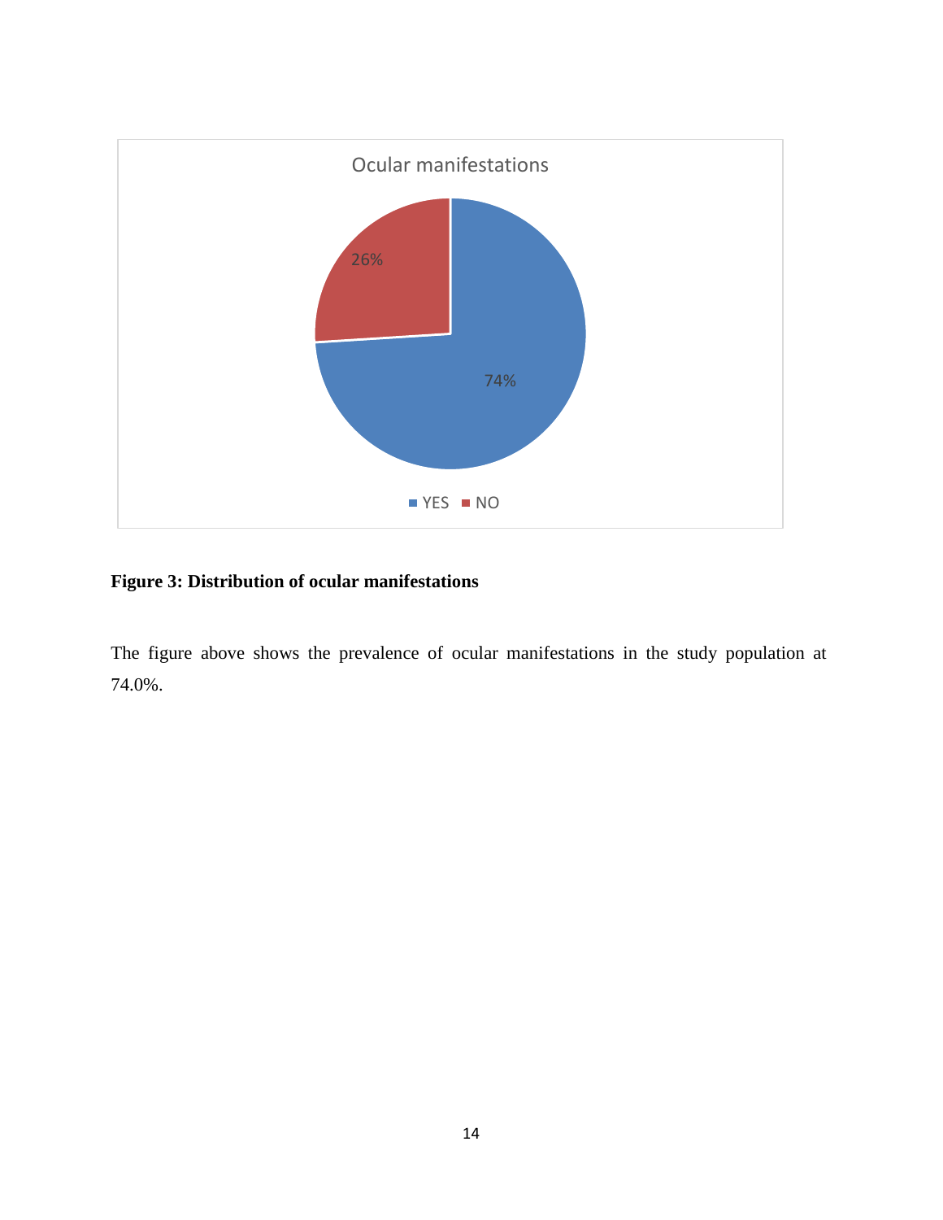**Figure 3: Distribution of ocular manifestations**

The figure above shows the prevalence of ocular manifestations in the study population at 74.0%.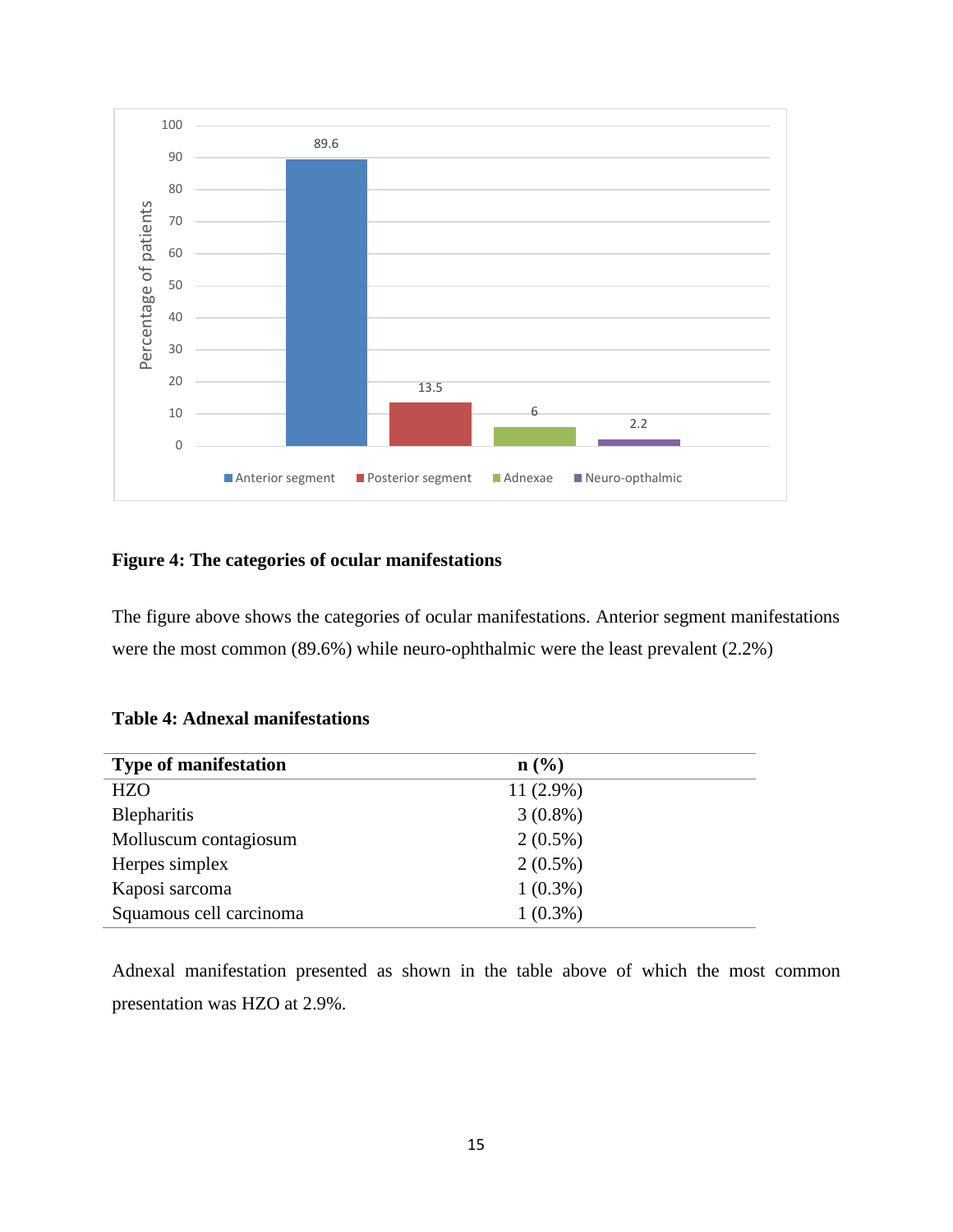**Figure 4: The categories of ocular manifestations**

The figure above shows the categories of ocular manifestations. Anterior segment manifestations were the most common (89.6%) while neuro-ophthalmic were the least prevalent (2.2%)

**Table 4: Adnexal manifestations**

| Type of manifestation | n (%) |
|---|---|
| HZO | 11 (2.9%) |
| Blepharitis | 3 (0.8%) |
| Molluscum contagiosum | 2 (0.5%) |
| Herpes simplex | 2 (0.5%) |
| Kaposi sarcoma | 1 (0.3%) |
| Squamous cell carcinoma | 1 (0.3%) |

Adnexal manifestation presented as shown in the table above of which the most common presentation was HZO at 2.9%.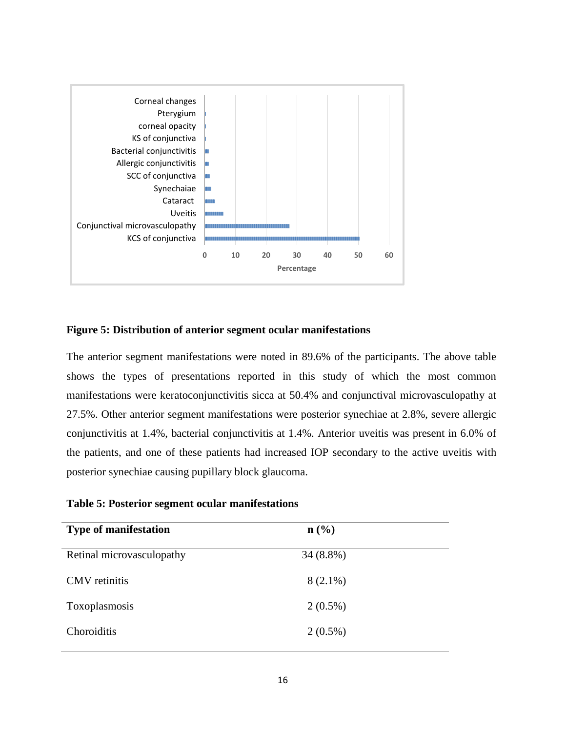**Figure 5: Distribution of anterior segment ocular manifestations**

The anterior segment manifestations were noted in 89.6% of the participants. The above table shows the types of presentations reported in this study of which the most common manifestations were keratoconjunctivitis sicca at 50.4% and conjunctival microvasculopathy at 27.5%. Other anterior segment manifestations were posterior synechiae at 2.8%, severe allergic conjunctivitis at 1.4%, bacterial conjunctivitis at 1.4%. Anterior uveitis was present in 6.0% of the patients, and one of these patients had increased IOP secondary to the active uveitis with posterior synechiae causing pupillary block glaucoma.

**Table 5: Posterior segment ocular manifestations**

| Type of manifestation | n (%) |
|---|---|
| Retinal microvasculopathy | 34 (8.8%) |
| CMV retinitis | 8 (2.1%) |
| Toxoplasmosis | 2 (0.5%) |
| Choroiditis | 2 (0.5%) |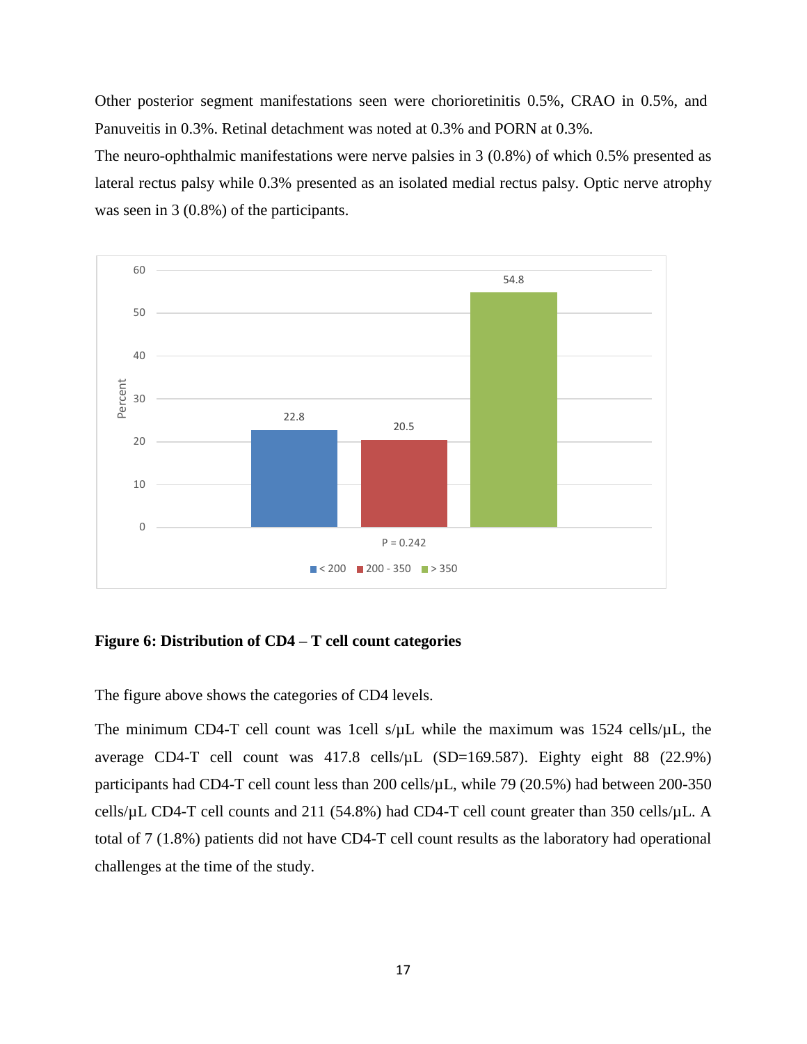Other posterior segment manifestations seen were chorioretinitis 0.5%, CRAO in 0.5%, and Panuveitis in 0.3%. Retinal detachment was noted at 0.3% and PORN at 0.3%.

The neuro-ophthalmic manifestations were nerve palsies in 3 (0.8%) of which 0.5% presented as lateral rectus palsy while 0.3% presented as an isolated medial rectus palsy. Optic nerve atrophy was seen in 3 (0.8%) of the participants.

**Figure 6: Distribution of CD4 – T cell count categories**

The figure above shows the categories of CD4 levels.

The minimum CD4-T cell count was 1cell s/μL while the maximum was 1524 cells/μL, the average CD4-T cell count was 417.8 cells/μL (SD=169.587). Eighty eight 88 (22.9%) participants had CD4-T cell count less than 200 cells/μL, while 79 (20.5%) had between 200-350 cells/μL CD4-T cell counts and 211 (54.8%) had CD4-T cell count greater than 350 cells/μL. A total of 7 (1.8%) patients did not have CD4-T cell count results as the laboratory had operational challenges at the time of the study.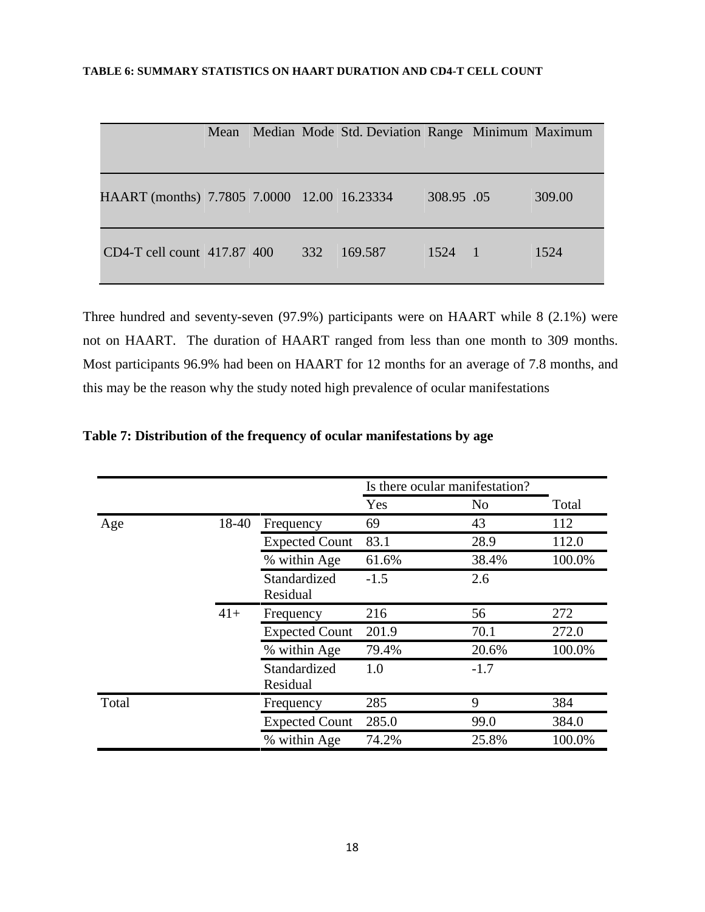**TABLE 6: SUMMARY STATISTICS ON HAART DURATION AND CD4-T CELL COUNT**

| | Mean | Median | Mode | Std. Deviation | Range | Minimum | Maximum |
|---|---|---|---|---|---|---|---|
| HAART (months) | 7.7805 | 7.0000 | 12.00 | 16.23334 | 308.95 | .05 | 309.00 |
| CD4-T cell count | 417.87 | 400 | 332 | 169.587 | 1524 | 1 | 1524 |

Three hundred and seventy-seven (97.9%) participants were on HAART while 8 (2.1%) were not on HAART. The duration of HAART ranged from less than one month to 309 months. Most participants 96.9% had been on HAART for 12 months for an average of 7.8 months, and this may be the reason why the study noted high prevalence of ocular manifestations

**Table 7: Distribution of the frequency of ocular manifestations by age**

| | | | Is there ocular manifestation? | | |
|---|---|---|---|---|---|
| | | | Yes | No | Total |
| Age | 18-40 | Frequency | 69 | 43 | 112 |
| | | Expected Count | 83.1 | 28.9 | 112.0 |
| | | % within Age | 61.6% | 38.4% | 100.0% |
| | | Standardized Residual | -1.5 | 2.6 | |
| | 41+ | Frequency | 216 | 56 | 272 |
| | | Expected Count | 201.9 | 70.1 | 272.0 |
| | | % within Age | 79.4% | 20.6% | 100.0% |
| | | Standardized Residual | 1.0 | -1.7 | |
| Total | | Frequency | 285 | 9 | 384 |
| | | Expected Count | 285.0 | 99.0 | 384.0 |
| | | % within Age | 74.2% | 25.8% | 100.0% |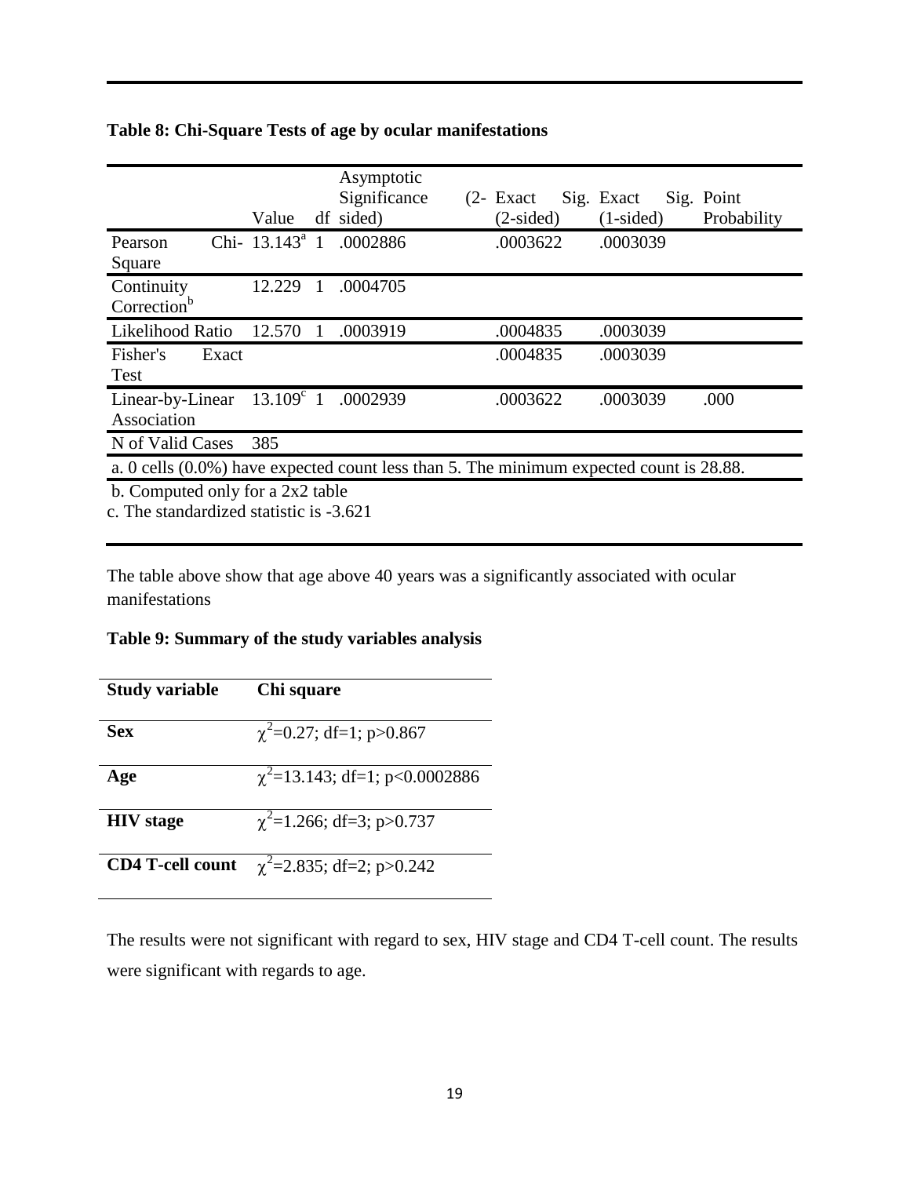**Table 8: Chi-Square Tests of age by ocular manifestations**

| | Value | df | Asymptotic Significance (2-sided) | Exact Sig. (2-sided) | Exact Sig. (1-sided) | Point Probability |
|---|---|---|---|---|---|---|
| Pearson Chi-Square | 13.143[a] | 1 | .0002886 | .0003622 | .0003039 | |
| Continuity Correction[b] | 12.229 | 1 | .0004705 | | | |
| Likelihood Ratio | 12.570 | 1 | .0003919 | .0004835 | .0003039 | |
| Fisher's Exact Test | | | | .0004835 | .0003039 | |
| Linear-by-Linear Association | 13.109[c] | 1 | .0002939 | .0003622 | .0003039 | .000 |
| N of Valid Cases | 385 | | | | | |

a. 0 cells (0.0%) have expected count less than 5. The minimum expected count is 28.88.

b. Computed only for a 2x2 table

c. The standardized statistic is -3.621

The table above show that age above 40 years was a significantly associated with ocular manifestations

**Table 9: Summary of the study variables analysis**

| Study variable | Chi square |
|---|---|
| **Sex** | $\chi^2$=0.27; df=1; p>0.867 |
| **Age** | $\chi^2$=13.143; df=1; p<0.0002886 |
| **HIV stage** | $\chi^2$=1.266; df=3; p>0.737 |
| **CD4 T-cell count** | $\chi^2$=2.835; df=2; p>0.242 |

The results were not significant with regard to sex, HIV stage and CD4 T-cell count. The results were significant with regards to age.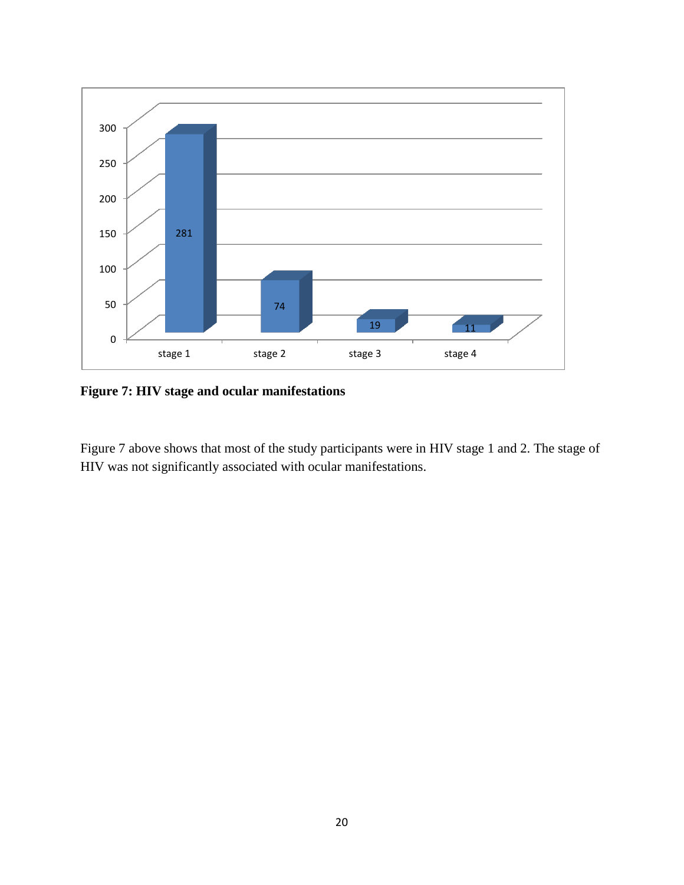**Figure 7: HIV stage and ocular manifestations**

Figure 7 above shows that most of the study participants were in HIV stage 1 and 2. The stage of HIV was not significantly associated with ocular manifestations.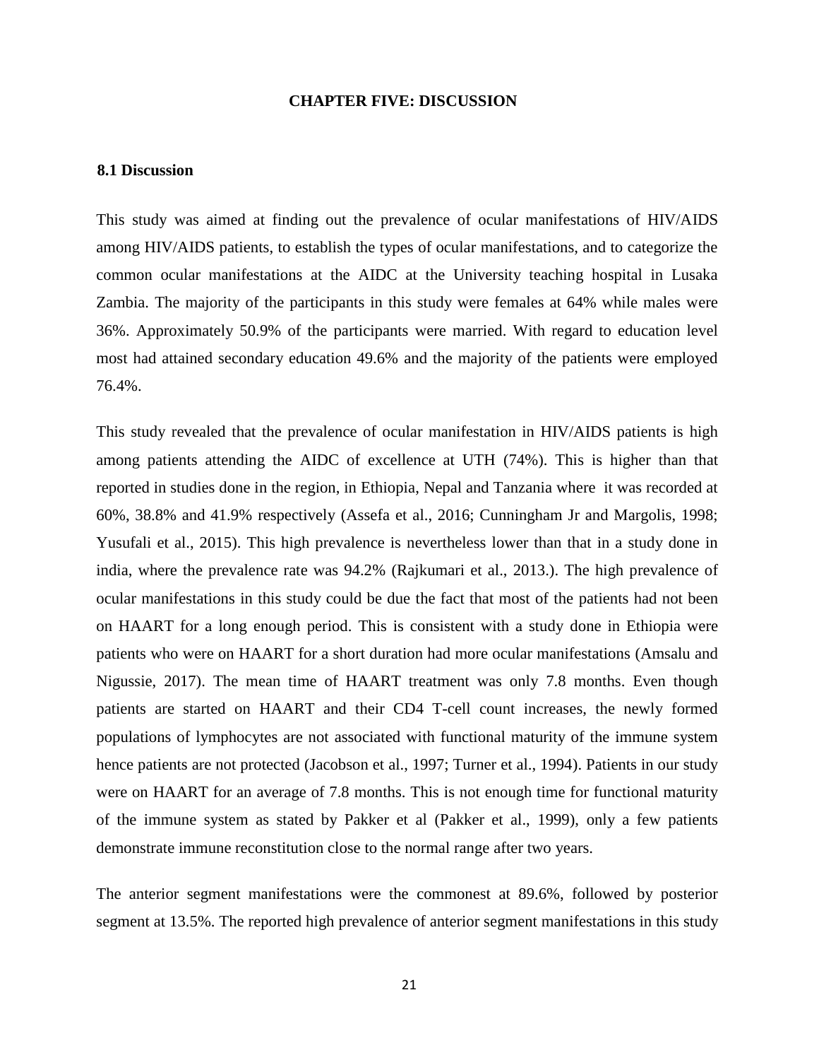# CHAPTER FIVE: DISCUSSION

## 8.1 Discussion

This study was aimed at finding out the prevalence of ocular manifestations of HIV/AIDS among HIV/AIDS patients, to establish the types of ocular manifestations, and to categorize the common ocular manifestations at the AIDC at the University teaching hospital in Lusaka Zambia. The majority of the participants in this study were females at 64% while males were 36%. Approximately 50.9% of the participants were married. With regard to education level most had attained secondary education 49.6% and the majority of the patients were employed 76.4%.

This study revealed that the prevalence of ocular manifestation in HIV/AIDS patients is high among patients attending the AIDC of excellence at UTH (74%). This is higher than that reported in studies done in the region, in Ethiopia, Nepal and Tanzania where it was recorded at 60%, 38.8% and 41.9% respectively (Assefa et al., 2016; Cunningham Jr and Margolis, 1998; Yusufali et al., 2015). This high prevalence is nevertheless lower than that in a study done in india, where the prevalence rate was 94.2% (Rajkumari et al., 2013.). The high prevalence of ocular manifestations in this study could be due the fact that most of the patients had not been on HAART for a long enough period. This is consistent with a study done in Ethiopia were patients who were on HAART for a short duration had more ocular manifestations (Amsalu and Nigussie, 2017). The mean time of HAART treatment was only 7.8 months. Even though patients are started on HAART and their CD4 T-cell count increases, the newly formed populations of lymphocytes are not associated with functional maturity of the immune system hence patients are not protected (Jacobson et al., 1997; Turner et al., 1994). Patients in our study were on HAART for an average of 7.8 months. This is not enough time for functional maturity of the immune system as stated by Pakker et al (Pakker et al., 1999), only a few patients demonstrate immune reconstitution close to the normal range after two years.

The anterior segment manifestations were the commonest at 89.6%, followed by posterior segment at 13.5%. The reported high prevalence of anterior segment manifestations in this study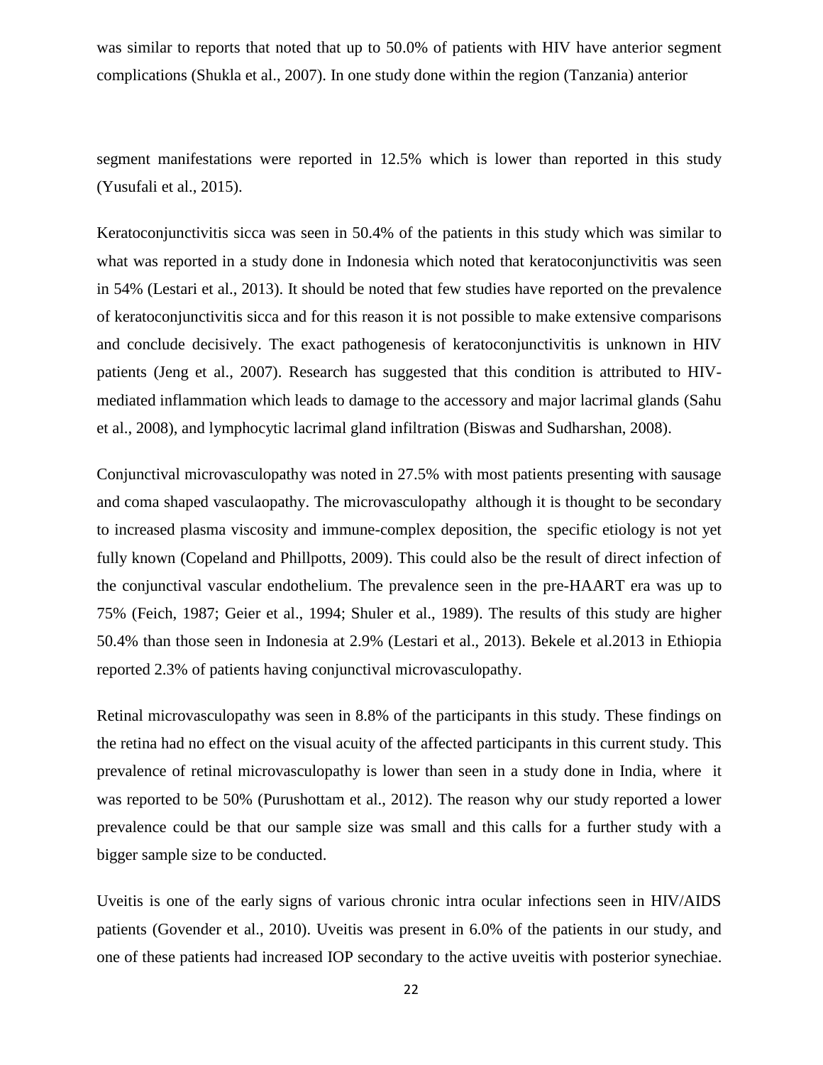was similar to reports that noted that up to 50.0% of patients with HIV have anterior segment complications (Shukla et al., 2007). In one study done within the region (Tanzania) anterior

segment manifestations were reported in 12.5% which is lower than reported in this study (Yusufali et al., 2015).

Keratoconjunctivitis sicca was seen in 50.4% of the patients in this study which was similar to what was reported in a study done in Indonesia which noted that keratoconjunctivitis was seen in 54% (Lestari et al., 2013). It should be noted that few studies have reported on the prevalence of keratoconjunctivitis sicca and for this reason it is not possible to make extensive comparisons and conclude decisively. The exact pathogenesis of keratoconjunctivitis is unknown in HIV patients (Jeng et al., 2007). Research has suggested that this condition is attributed to HIV-mediated inflammation which leads to damage to the accessory and major lacrimal glands (Sahu et al., 2008), and lymphocytic lacrimal gland infiltration (Biswas and Sudharshan, 2008).

Conjunctival microvasculopathy was noted in 27.5% with most patients presenting with sausage and coma shaped vasculaopathy. The microvasculopathy although it is thought to be secondary to increased plasma viscosity and immune-complex deposition, the specific etiology is not yet fully known (Copeland and Phillpotts, 2009). This could also be the result of direct infection of the conjunctival vascular endothelium. The prevalence seen in the pre-HAART era was up to 75% (Feich, 1987; Geier et al., 1994; Shuler et al., 1989). The results of this study are higher 50.4% than those seen in Indonesia at 2.9% (Lestari et al., 2013). Bekele et al.2013 in Ethiopia reported 2.3% of patients having conjunctival microvasculopathy.

Retinal microvasculopathy was seen in 8.8% of the participants in this study. These findings on the retina had no effect on the visual acuity of the affected participants in this current study. This prevalence of retinal microvasculopathy is lower than seen in a study done in India, where it was reported to be 50% (Purushottam et al., 2012). The reason why our study reported a lower prevalence could be that our sample size was small and this calls for a further study with a bigger sample size to be conducted.

Uveitis is one of the early signs of various chronic intra ocular infections seen in HIV/AIDS patients (Govender et al., 2010). Uveitis was present in 6.0% of the patients in our study, and one of these patients had increased IOP secondary to the active uveitis with posterior synechiae.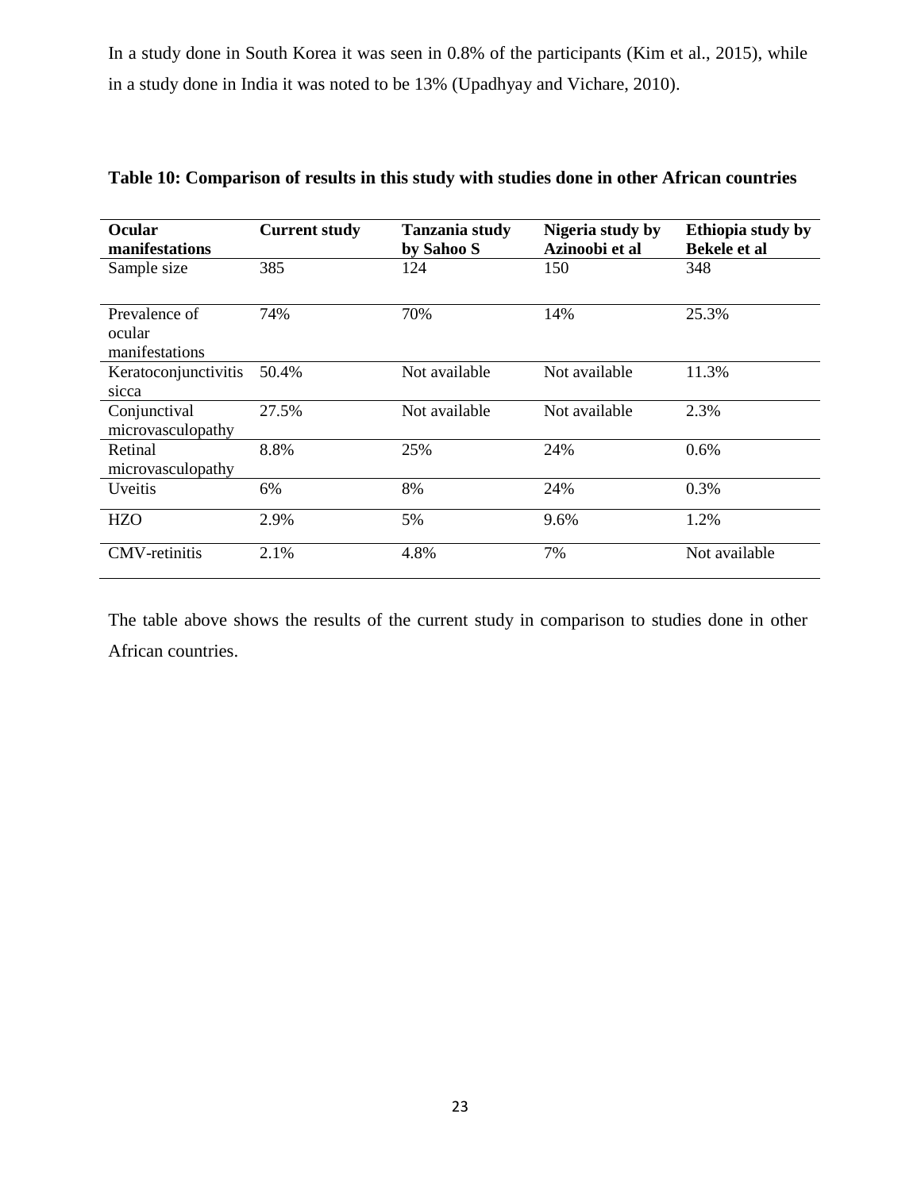In a study done in South Korea it was seen in 0.8% of the participants (Kim et al., 2015), while in a study done in India it was noted to be 13% (Upadhyay and Vichare, 2010).

**Table 10: Comparison of results in this study with studies done in other African countries**

| Ocular manifestations | Current study | Tanzania study by Sahoo S | Nigeria study by Azinoobi et al | Ethiopia study by Bekele et al |
|---|---|---|---|---|
| Sample size | 385 | 124 | 150 | 348 |
| Prevalence of ocular manifestations | 74% | 70% | 14% | 25.3% |
| Keratoconjunctivitis sicca | 50.4% | Not available | Not available | 11.3% |
| Conjunctival microvasculopathy | 27.5% | Not available | Not available | 2.3% |
| Retinal microvasculopathy | 8.8% | 25% | 24% | 0.6% |
| Uveitis | 6% | 8% | 24% | 0.3% |
| HZO | 2.9% | 5% | 9.6% | 1.2% |
| CMV-retinitis | 2.1% | 4.8% | 7% | Not available |

The table above shows the results of the current study in comparison to studies done in other African countries.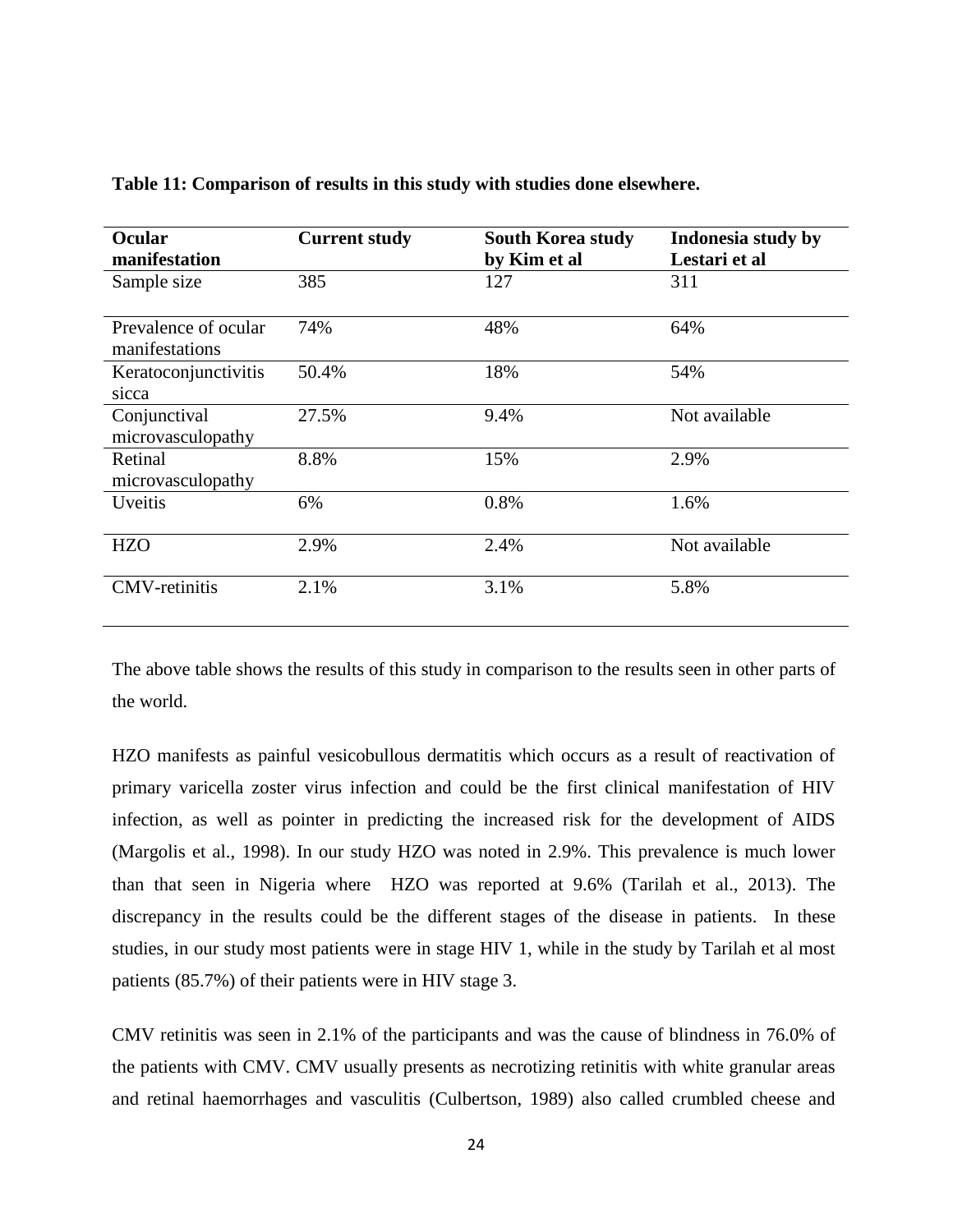**Table 11: Comparison of results in this study with studies done elsewhere.**

| Ocular manifestation | Current study | South Korea study by Kim et al | Indonesia study by Lestari et al |
|---|---|---|---|
| Sample size | 385 | 127 | 311 |
| Prevalence of ocular manifestations | 74% | 48% | 64% |
| Keratoconjunctivitis sicca | 50.4% | 18% | 54% |
| Conjunctival microvasculopathy | 27.5% | 9.4% | Not available |
| Retinal microvasculopathy | 8.8% | 15% | 2.9% |
| Uveitis | 6% | 0.8% | 1.6% |
| HZO | 2.9% | 2.4% | Not available |
| CMV-retinitis | 2.1% | 3.1% | 5.8% |

The above table shows the results of this study in comparison to the results seen in other parts of the world.

HZO manifests as painful vesicobullous dermatitis which occurs as a result of reactivation of primary varicella zoster virus infection and could be the first clinical manifestation of HIV infection, as well as pointer in predicting the increased risk for the development of AIDS (Margolis et al., 1998). In our study HZO was noted in 2.9%. This prevalence is much lower than that seen in Nigeria where HZO was reported at 9.6% (Tarilah et al., 2013). The discrepancy in the results could be the different stages of the disease in patients. In these studies, in our study most patients were in stage HIV 1, while in the study by Tarilah et al most patients (85.7%) of their patients were in HIV stage 3.

CMV retinitis was seen in 2.1% of the participants and was the cause of blindness in 76.0% of the patients with CMV. CMV usually presents as necrotizing retinitis with white granular areas and retinal haemorrhages and vasculitis (Culbertson, 1989) also called crumbled cheese and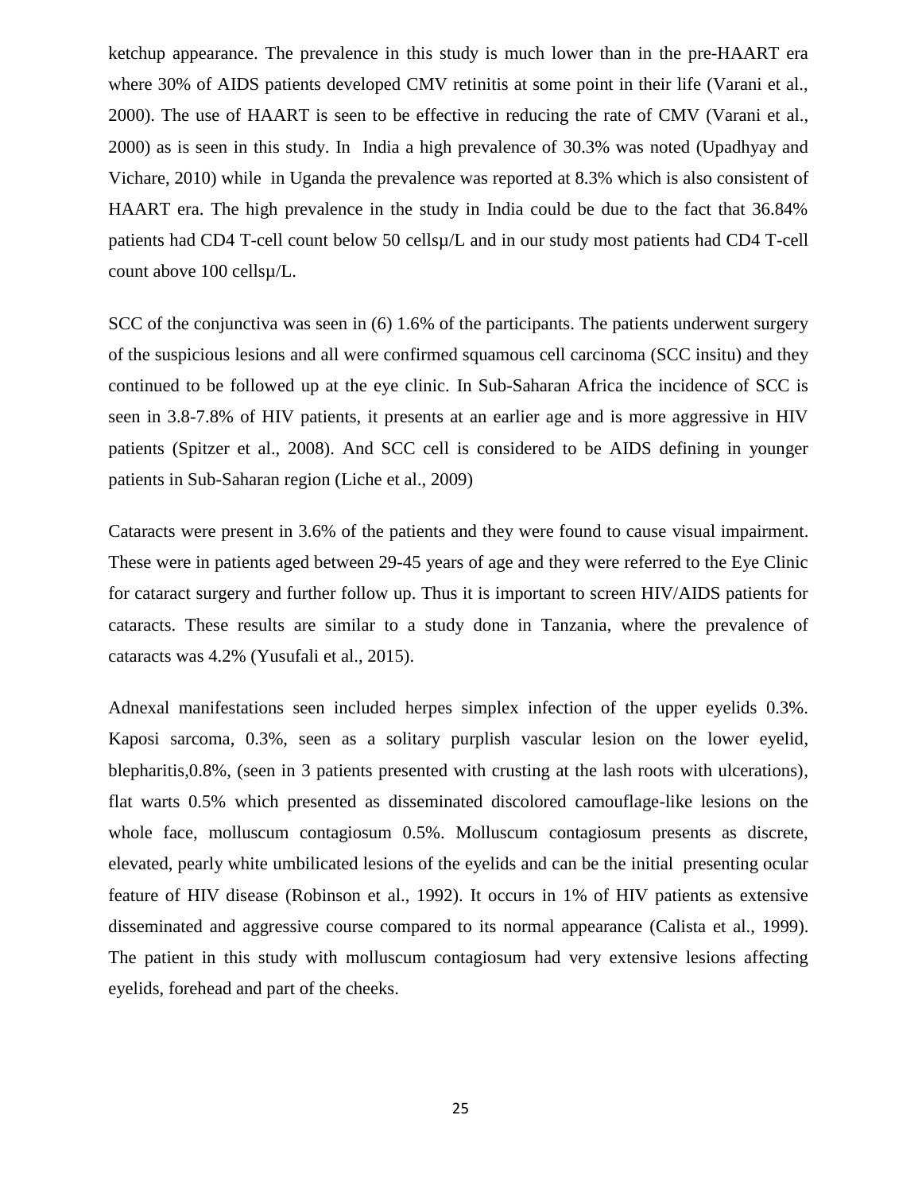ketchup appearance. The prevalence in this study is much lower than in the pre-HAART era where 30% of AIDS patients developed CMV retinitis at some point in their life (Varani et al., 2000). The use of HAART is seen to be effective in reducing the rate of CMV (Varani et al., 2000) as is seen in this study. In India a high prevalence of 30.3% was noted (Upadhyay and Vichare, 2010) while in Uganda the prevalence was reported at 8.3% which is also consistent of HAART era. The high prevalence in the study in India could be due to the fact that 36.84% patients had CD4 T-cell count below 50 cellsµ/L and in our study most patients had CD4 T-cell count above 100 cellsµ/L.

SCC of the conjunctiva was seen in (6) 1.6% of the participants. The patients underwent surgery of the suspicious lesions and all were confirmed squamous cell carcinoma (SCC insitu) and they continued to be followed up at the eye clinic. In Sub-Saharan Africa the incidence of SCC is seen in 3.8-7.8% of HIV patients, it presents at an earlier age and is more aggressive in HIV patients (Spitzer et al., 2008). And SCC cell is considered to be AIDS defining in younger patients in Sub-Saharan region (Liche et al., 2009)

Cataracts were present in 3.6% of the patients and they were found to cause visual impairment. These were in patients aged between 29-45 years of age and they were referred to the Eye Clinic for cataract surgery and further follow up. Thus it is important to screen HIV/AIDS patients for cataracts. These results are similar to a study done in Tanzania, where the prevalence of cataracts was 4.2% (Yusufali et al., 2015).

Adnexal manifestations seen included herpes simplex infection of the upper eyelids 0.3%. Kaposi sarcoma, 0.3%, seen as a solitary purplish vascular lesion on the lower eyelid, blepharitis,0.8%, (seen in 3 patients presented with crusting at the lash roots with ulcerations), flat warts 0.5% which presented as disseminated discolored camouflage-like lesions on the whole face, molluscum contagiosum 0.5%. Molluscum contagiosum presents as discrete, elevated, pearly white umbilicated lesions of the eyelids and can be the initial presenting ocular feature of HIV disease (Robinson et al., 1992). It occurs in 1% of HIV patients as extensive disseminated and aggressive course compared to its normal appearance (Calista et al., 1999). The patient in this study with molluscum contagiosum had very extensive lesions affecting eyelids, forehead and part of the cheeks.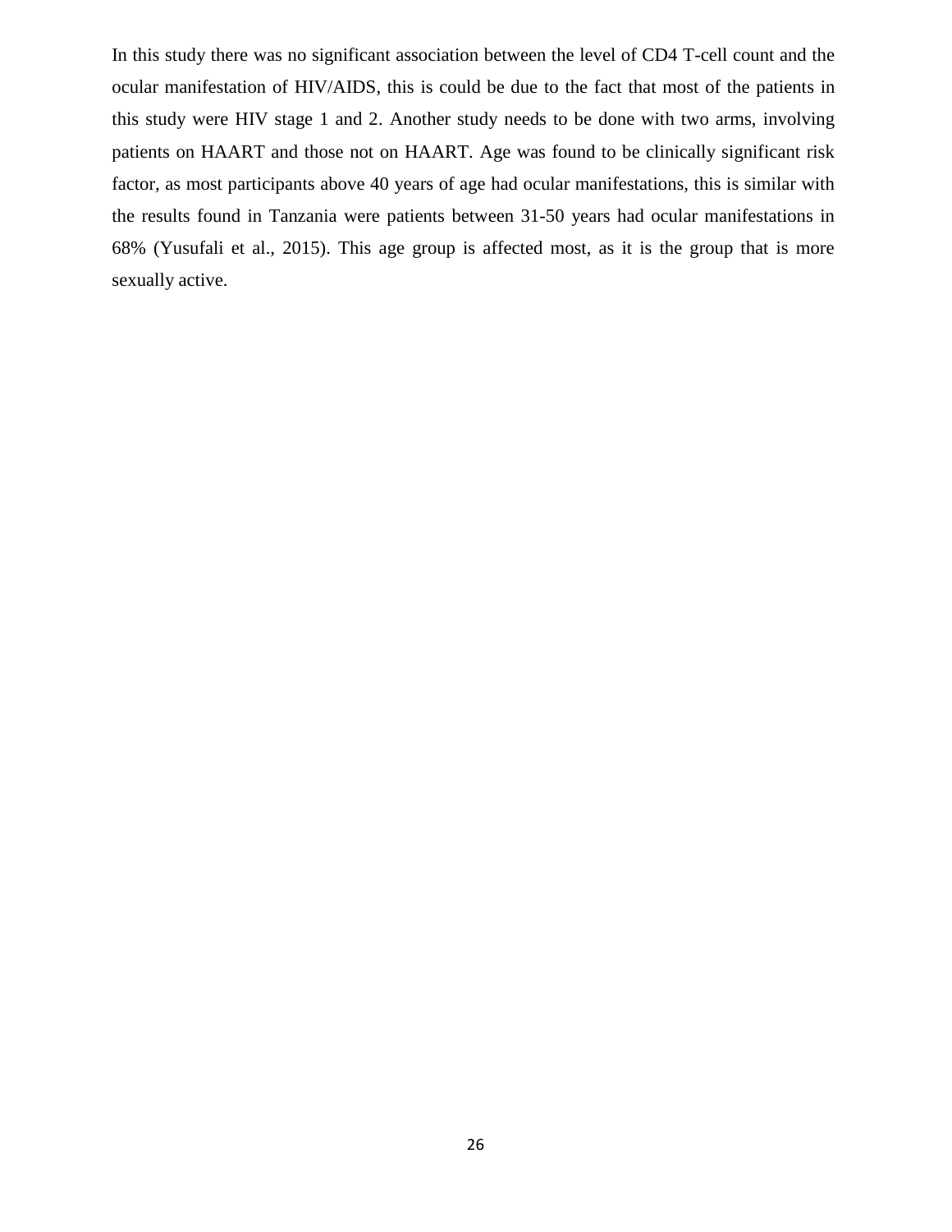In this study there was no significant association between the level of CD4 T-cell count and the ocular manifestation of HIV/AIDS, this is could be due to the fact that most of the patients in this study were HIV stage 1 and 2. Another study needs to be done with two arms, involving patients on HAART and those not on HAART. Age was found to be clinically significant risk factor, as most participants above 40 years of age had ocular manifestations, this is similar with the results found in Tanzania were patients between 31-50 years had ocular manifestations in 68% (Yusufali et al., 2015). This age group is affected most, as it is the group that is more sexually active.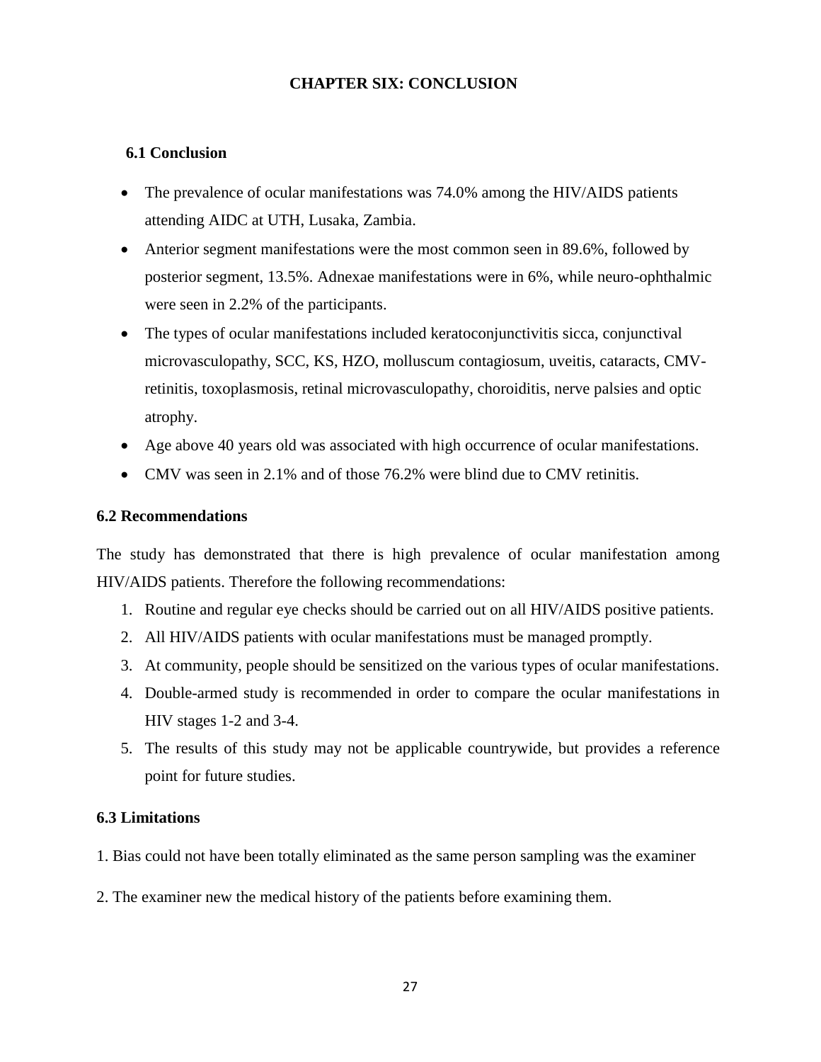# CHAPTER SIX: CONCLUSION

## 6.1 Conclusion

- The prevalence of ocular manifestations was 74.0% among the HIV/AIDS patients attending AIDC at UTH, Lusaka, Zambia.
- Anterior segment manifestations were the most common seen in 89.6%, followed by posterior segment, 13.5%. Adnexae manifestations were in 6%, while neuro-ophthalmic were seen in 2.2% of the participants.
- The types of ocular manifestations included keratoconjunctivitis sicca, conjunctival microvasculopathy, SCC, KS, HZO, molluscum contagiosum, uveitis, cataracts, CMV-retinitis, toxoplasmosis, retinal microvasculopathy, choroiditis, nerve palsies and optic atrophy.
- Age above 40 years old was associated with high occurrence of ocular manifestations.
- CMV was seen in 2.1% and of those 76.2% were blind due to CMV retinitis.

## 6.2 Recommendations

The study has demonstrated that there is high prevalence of ocular manifestation among HIV/AIDS patients. Therefore the following recommendations:

1. Routine and regular eye checks should be carried out on all HIV/AIDS positive patients.
2. All HIV/AIDS patients with ocular manifestations must be managed promptly.
3. At community, people should be sensitized on the various types of ocular manifestations.
4. Double-armed study is recommended in order to compare the ocular manifestations in HIV stages 1-2 and 3-4.
5. The results of this study may not be applicable countrywide, but provides a reference point for future studies.

## 6.3 Limitations

1. Bias could not have been totally eliminated as the same person sampling was the examiner

2. The examiner new the medical history of the patients before examining them.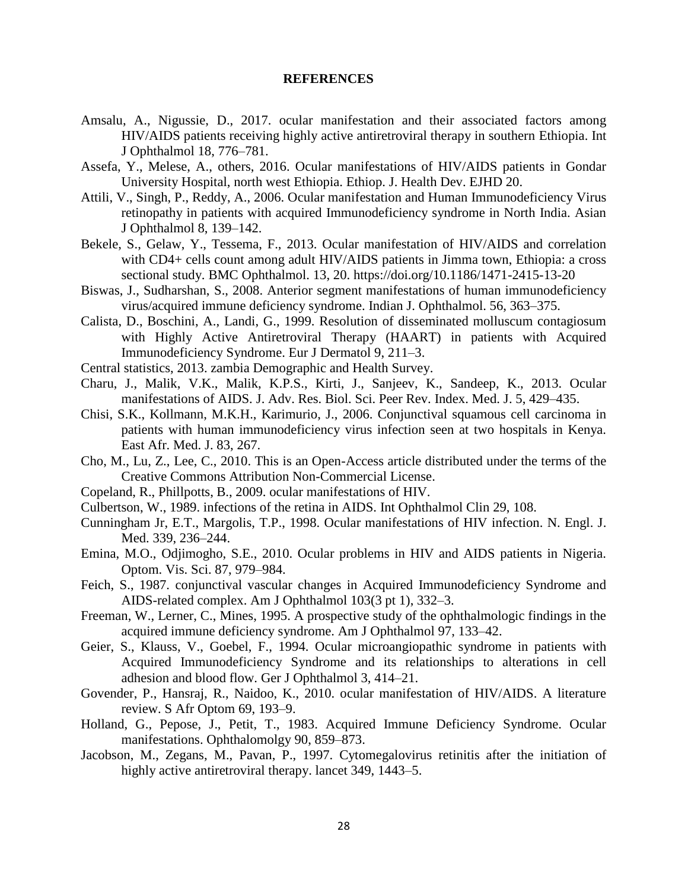# REFERENCES

Amsalu, A., Nigussie, D., 2017. ocular manifestation and their associated factors among HIV/AIDS patients receiving highly active antiretroviral therapy in southern Ethiopia. Int J Ophthalmol 18, 776–781.

Assefa, Y., Melese, A., others, 2016. Ocular manifestations of HIV/AIDS patients in Gondar University Hospital, north west Ethiopia. Ethiop. J. Health Dev. EJHD 20.

Attili, V., Singh, P., Reddy, A., 2006. Ocular manifestation and Human Immunodeficiency Virus retinopathy in patients with acquired Immunodeficiency syndrome in North India. Asian J Ophthalmol 8, 139–142.

Bekele, S., Gelaw, Y., Tessema, F., 2013. Ocular manifestation of HIV/AIDS and correlation with CD4+ cells count among adult HIV/AIDS patients in Jimma town, Ethiopia: a cross sectional study. BMC Ophthalmol. 13, 20. https://doi.org/10.1186/1471-2415-13-20

Biswas, J., Sudharshan, S., 2008. Anterior segment manifestations of human immunodeficiency virus/acquired immune deficiency syndrome. Indian J. Ophthalmol. 56, 363–375.

Calista, D., Boschini, A., Landi, G., 1999. Resolution of disseminated molluscum contagiosum with Highly Active Antiretroviral Therapy (HAART) in patients with Acquired Immunodeficiency Syndrome. Eur J Dermatol 9, 211–3.

Central statistics, 2013. zambia Demographic and Health Survey.

Charu, J., Malik, V.K., Malik, K.P.S., Kirti, J., Sanjeev, K., Sandeep, K., 2013. Ocular manifestations of AIDS. J. Adv. Res. Biol. Sci. Peer Rev. Index. Med. J. 5, 429–435.

Chisi, S.K., Kollmann, M.K.H., Karimurio, J., 2006. Conjunctival squamous cell carcinoma in patients with human immunodeficiency virus infection seen at two hospitals in Kenya. East Afr. Med. J. 83, 267.

Cho, M., Lu, Z., Lee, C., 2010. This is an Open-Access article distributed under the terms of the Creative Commons Attribution Non-Commercial License.

Copeland, R., Phillpotts, B., 2009. ocular manifestations of HIV.

Culbertson, W., 1989. infections of the retina in AIDS. Int Ophthalmol Clin 29, 108.

Cunningham Jr, E.T., Margolis, T.P., 1998. Ocular manifestations of HIV infection. N. Engl. J. Med. 339, 236–244.

Emina, M.O., Odjimogho, S.E., 2010. Ocular problems in HIV and AIDS patients in Nigeria. Optom. Vis. Sci. 87, 979–984.

Feich, S., 1987. conjunctival vascular changes in Acquired Immunodeficiency Syndrome and AIDS-related complex. Am J Ophthalmol 103(3 pt 1), 332–3.

Freeman, W., Lerner, C., Mines, 1995. A prospective study of the ophthalmologic findings in the acquired immune deficiency syndrome. Am J Ophthalmol 97, 133–42.

Geier, S., Klauss, V., Goebel, F., 1994. Ocular microangiopathic syndrome in patients with Acquired Immunodeficiency Syndrome and its relationships to alterations in cell adhesion and blood flow. Ger J Ophthalmol 3, 414–21.

Govender, P., Hansraj, R., Naidoo, K., 2010. ocular manifestation of HIV/AIDS. A literature review. S Afr Optom 69, 193–9.

Holland, G., Pepose, J., Petit, T., 1983. Acquired Immune Deficiency Syndrome. Ocular manifestations. Ophthalomolgy 90, 859–873.

Jacobson, M., Zegans, M., Pavan, P., 1997. Cytomegalovirus retinitis after the initiation of highly active antiretroviral therapy. lancet 349, 1443–5.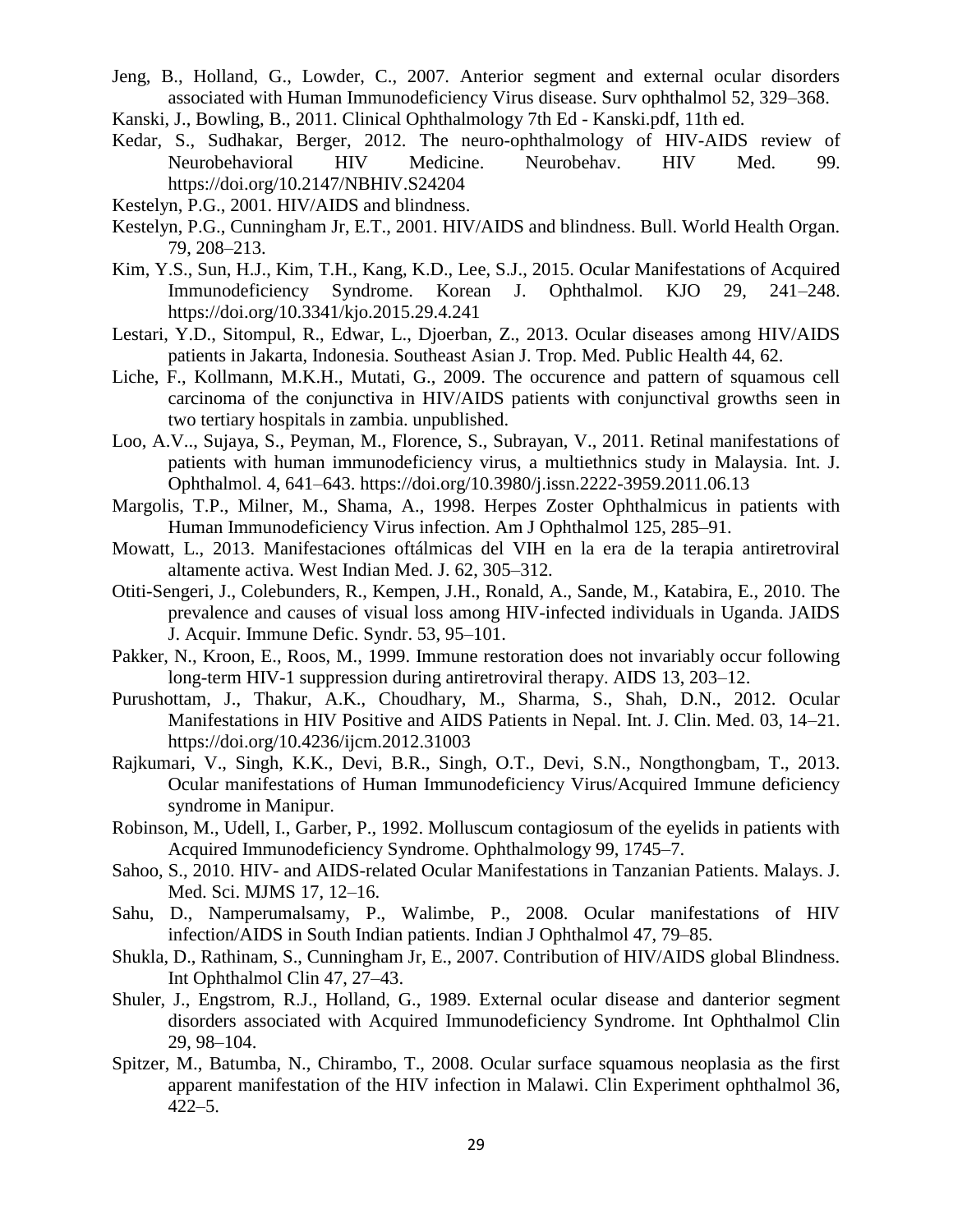Jeng, B., Holland, G., Lowder, C., 2007. Anterior segment and external ocular disorders associated with Human Immunodeficiency Virus disease. Surv ophthalmol 52, 329–368.

Kanski, J., Bowling, B., 2011. Clinical Ophthalmology 7th Ed - Kanski.pdf, 11th ed.

Kedar, S., Sudhakar, Berger, 2012. The neuro-ophthalmology of HIV-AIDS review of Neurobehavioral HIV Medicine. Neurobehav. HIV Med. 99. https://doi.org/10.2147/NBHIV.S24204

Kestelyn, P.G., 2001. HIV/AIDS and blindness.

Kestelyn, P.G., Cunningham Jr, E.T., 2001. HIV/AIDS and blindness. Bull. World Health Organ. 79, 208–213.

Kim, Y.S., Sun, H.J., Kim, T.H., Kang, K.D., Lee, S.J., 2015. Ocular Manifestations of Acquired Immunodeficiency Syndrome. Korean J. Ophthalmol. KJO 29, 241–248. https://doi.org/10.3341/kjo.2015.29.4.241

Lestari, Y.D., Sitompul, R., Edwar, L., Djoerban, Z., 2013. Ocular diseases among HIV/AIDS patients in Jakarta, Indonesia. Southeast Asian J. Trop. Med. Public Health 44, 62.

Liche, F., Kollmann, M.K.H., Mutati, G., 2009. The occurence and pattern of squamous cell carcinoma of the conjunctiva in HIV/AIDS patients with conjunctival growths seen in two tertiary hospitals in zambia. unpublished.

Loo, A.V.., Sujaya, S., Peyman, M., Florence, S., Subrayan, V., 2011. Retinal manifestations of patients with human immunodeficiency virus, a multiethnics study in Malaysia. Int. J. Ophthalmol. 4, 641–643. https://doi.org/10.3980/j.issn.2222-3959.2011.06.13

Margolis, T.P., Milner, M., Shama, A., 1998. Herpes Zoster Ophthalmicus in patients with Human Immunodeficiency Virus infection. Am J Ophthalmol 125, 285–91.

Mowatt, L., 2013. Manifestaciones oftálmicas del VIH en la era de la terapia antiretroviral altamente activa. West Indian Med. J. 62, 305–312.

Otiti-Sengeri, J., Colebunders, R., Kempen, J.H., Ronald, A., Sande, M., Katabira, E., 2010. The prevalence and causes of visual loss among HIV-infected individuals in Uganda. JAIDS J. Acquir. Immune Defic. Syndr. 53, 95–101.

Pakker, N., Kroon, E., Roos, M., 1999. Immune restoration does not invariably occur following long-term HIV-1 suppression during antiretroviral therapy. AIDS 13, 203–12.

Purushottam, J., Thakur, A.K., Choudhary, M., Sharma, S., Shah, D.N., 2012. Ocular Manifestations in HIV Positive and AIDS Patients in Nepal. Int. J. Clin. Med. 03, 14–21. https://doi.org/10.4236/ijcm.2012.31003

Rajkumari, V., Singh, K.K., Devi, B.R., Singh, O.T., Devi, S.N., Nongthongbam, T., 2013. Ocular manifestations of Human Immunodeficiency Virus/Acquired Immune deficiency syndrome in Manipur.

Robinson, M., Udell, I., Garber, P., 1992. Molluscum contagiosum of the eyelids in patients with Acquired Immunodeficiency Syndrome. Ophthalmology 99, 1745–7.

Sahoo, S., 2010. HIV- and AIDS-related Ocular Manifestations in Tanzanian Patients. Malays. J. Med. Sci. MJMS 17, 12–16.

Sahu, D., Namperumalsamy, P., Walimbe, P., 2008. Ocular manifestations of HIV infection/AIDS in South Indian patients. Indian J Ophthalmol 47, 79–85.

Shukla, D., Rathinam, S., Cunningham Jr, E., 2007. Contribution of HIV/AIDS global Blindness. Int Ophthalmol Clin 47, 27–43.

Shuler, J., Engstrom, R.J., Holland, G., 1989. External ocular disease and danterior segment disorders associated with Acquired Immunodeficiency Syndrome. Int Ophthalmol Clin 29, 98–104.

Spitzer, M., Batumba, N., Chirambo, T., 2008. Ocular surface squamous neoplasia as the first apparent manifestation of the HIV infection in Malawi. Clin Experiment ophthalmol 36, 422–5.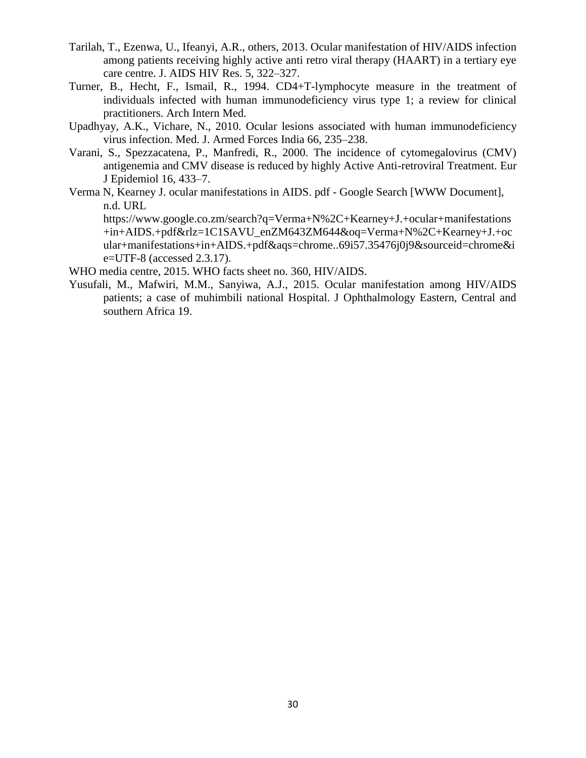Tarilah, T., Ezenwa, U., Ifeanyi, A.R., others, 2013. Ocular manifestation of HIV/AIDS infection among patients receiving highly active anti retro viral therapy (HAART) in a tertiary eye care centre. J. AIDS HIV Res. 5, 322–327.

Turner, B., Hecht, F., Ismail, R., 1994. CD4+T-lymphocyte measure in the treatment of individuals infected with human immunodeficiency virus type 1; a review for clinical practitioners. Arch Intern Med.

Upadhyay, A.K., Vichare, N., 2010. Ocular lesions associated with human immunodeficiency virus infection. Med. J. Armed Forces India 66, 235–238.

Varani, S., Spezzacatena, P., Manfredi, R., 2000. The incidence of cytomegalovirus (CMV) antigenemia and CMV disease is reduced by highly Active Anti-retroviral Treatment. Eur J Epidemiol 16, 433–7.

Verma N, Kearney J. ocular manifestations in AIDS. pdf - Google Search [WWW Document], n.d. URL https://www.google.co.zm/search?q=Verma+N%2C+Kearney+J.+ocular+manifestations+in+AIDS.+pdf&rlz=1C1SAVU_enZM643ZM644&oq=Verma+N%2C+Kearney+J.+ocular+manifestations+in+AIDS.+pdf&aqs=chrome..69i57.35476j0j9&sourceid=chrome&ie=UTF-8 (accessed 2.3.17).

WHO media centre, 2015. WHO facts sheet no. 360, HIV/AIDS.

Yusufali, M., Mafwiri, M.M., Sanyiwa, A.J., 2015. Ocular manifestation among HIV/AIDS patients; a case of muhimbili national Hospital. J Ophthalmology Eastern, Central and southern Africa 19.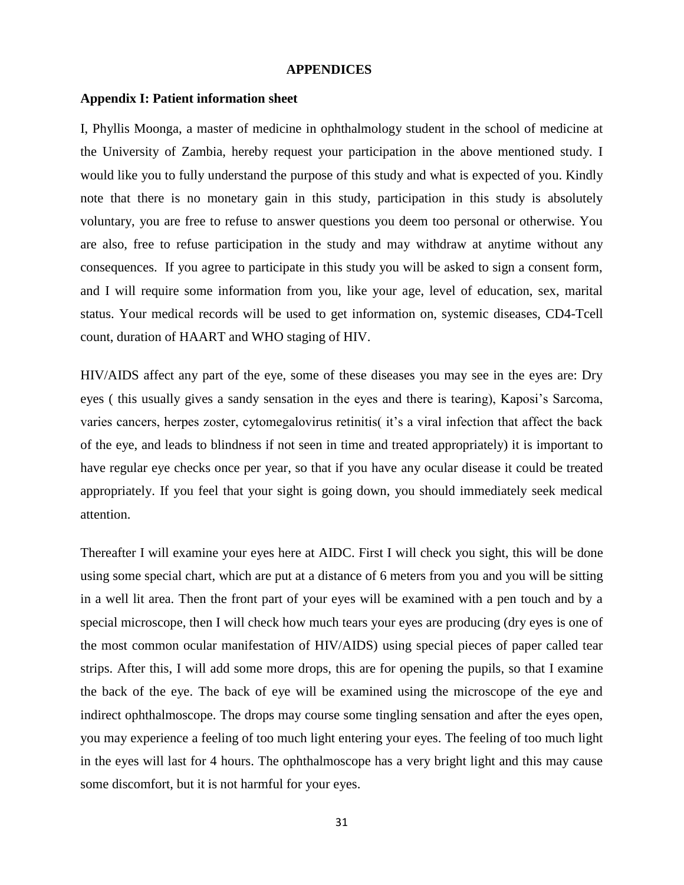## APPENDICES

### Appendix I: Patient information sheet

I, Phyllis Moonga, a master of medicine in ophthalmology student in the school of medicine at the University of Zambia, hereby request your participation in the above mentioned study. I would like you to fully understand the purpose of this study and what is expected of you. Kindly note that there is no monetary gain in this study, participation in this study is absolutely voluntary, you are free to refuse to answer questions you deem too personal or otherwise. You are also, free to refuse participation in the study and may withdraw at anytime without any consequences. If you agree to participate in this study you will be asked to sign a consent form, and I will require some information from you, like your age, level of education, sex, marital status. Your medical records will be used to get information on, systemic diseases, CD4-Tcell count, duration of HAART and WHO staging of HIV.

HIV/AIDS affect any part of the eye, some of these diseases you may see in the eyes are: Dry eyes ( this usually gives a sandy sensation in the eyes and there is tearing), Kaposi's Sarcoma, varies cancers, herpes zoster, cytomegalovirus retinitis( it's a viral infection that affect the back of the eye, and leads to blindness if not seen in time and treated appropriately) it is important to have regular eye checks once per year, so that if you have any ocular disease it could be treated appropriately. If you feel that your sight is going down, you should immediately seek medical attention.

Thereafter I will examine your eyes here at AIDC. First I will check you sight, this will be done using some special chart, which are put at a distance of 6 meters from you and you will be sitting in a well lit area. Then the front part of your eyes will be examined with a pen touch and by a special microscope, then I will check how much tears your eyes are producing (dry eyes is one of the most common ocular manifestation of HIV/AIDS) using special pieces of paper called tear strips. After this, I will add some more drops, this are for opening the pupils, so that I examine the back of the eye. The back of eye will be examined using the microscope of the eye and indirect ophthalmoscope. The drops may course some tingling sensation and after the eyes open, you may experience a feeling of too much light entering your eyes. The feeling of too much light in the eyes will last for 4 hours. The ophthalmoscope has a very bright light and this may cause some discomfort, but it is not harmful for your eyes.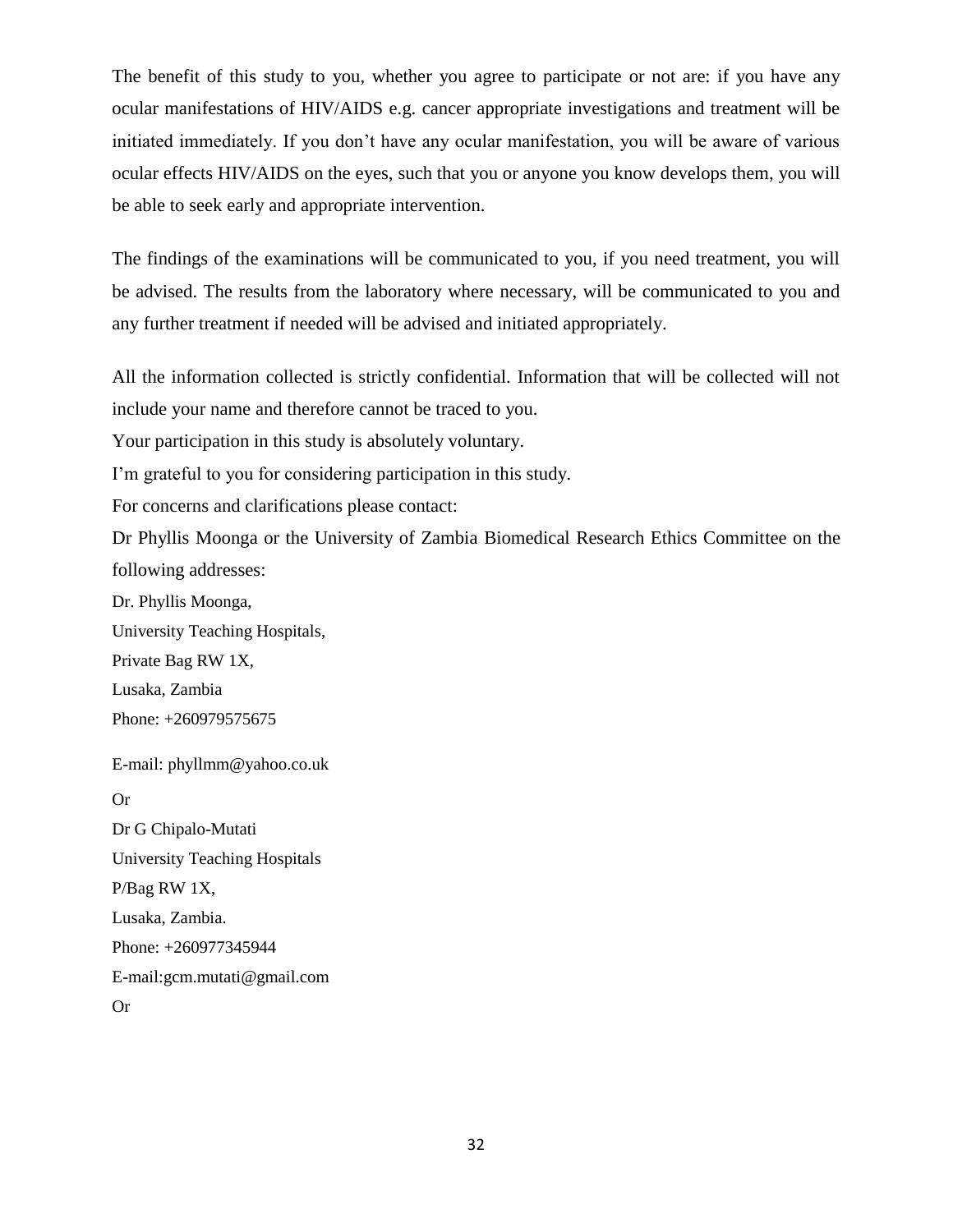The benefit of this study to you, whether you agree to participate or not are: if you have any ocular manifestations of HIV/AIDS e.g. cancer appropriate investigations and treatment will be initiated immediately. If you don't have any ocular manifestation, you will be aware of various ocular effects HIV/AIDS on the eyes, such that you or anyone you know develops them, you will be able to seek early and appropriate intervention.

The findings of the examinations will be communicated to you, if you need treatment, you will be advised. The results from the laboratory where necessary, will be communicated to you and any further treatment if needed will be advised and initiated appropriately.

All the information collected is strictly confidential. Information that will be collected will not include your name and therefore cannot be traced to you.

Your participation in this study is absolutely voluntary.

I'm grateful to you for considering participation in this study.

For concerns and clarifications please contact:

Dr Phyllis Moonga or the University of Zambia Biomedical Research Ethics Committee on the following addresses:

Dr. Phyllis Moonga,
University Teaching Hospitals,
Private Bag RW 1X,
Lusaka, Zambia
Phone: +260979575675

E-mail: phyllmm@yahoo.co.uk

Or

Dr G Chipalo-Mutati
University Teaching Hospitals
P/Bag RW 1X,
Lusaka, Zambia.
Phone: +260977345944
E-mail:gcm.mutati@gmail.com

Or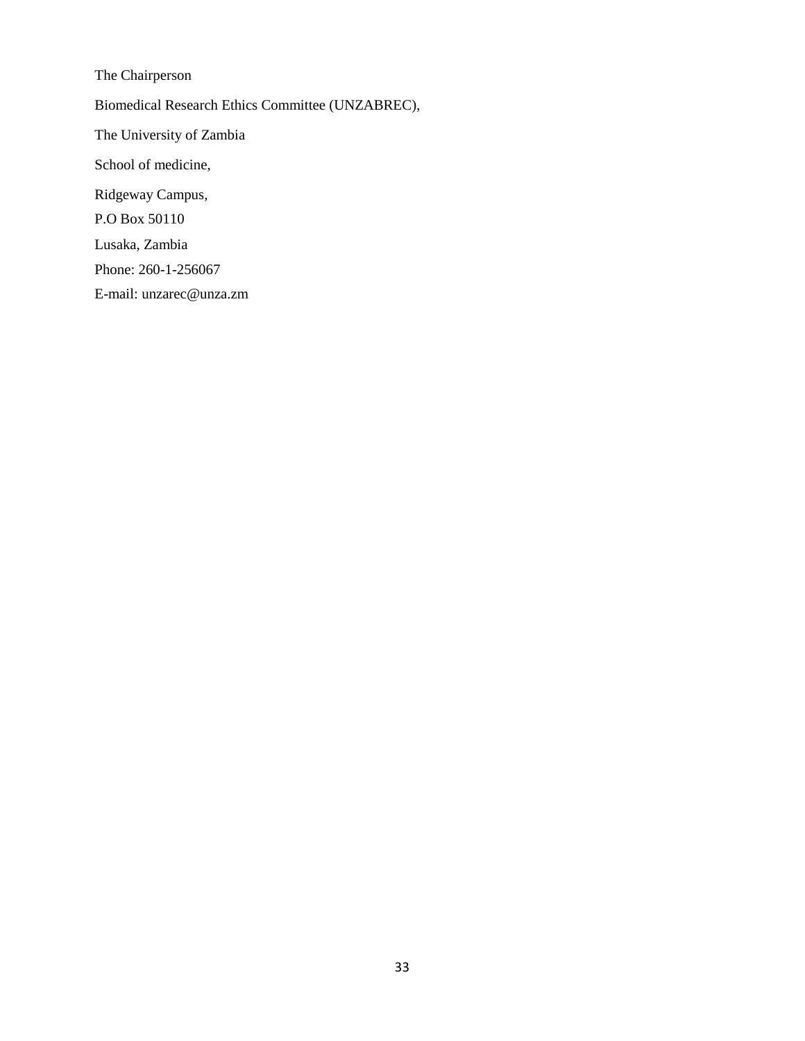The Chairperson

Biomedical Research Ethics Committee (UNZABREC),

The University of Zambia

School of medicine,

Ridgeway Campus,

P.O Box 50110

Lusaka, Zambia

Phone: 260-1-256067

E-mail: unzarec@unza.zm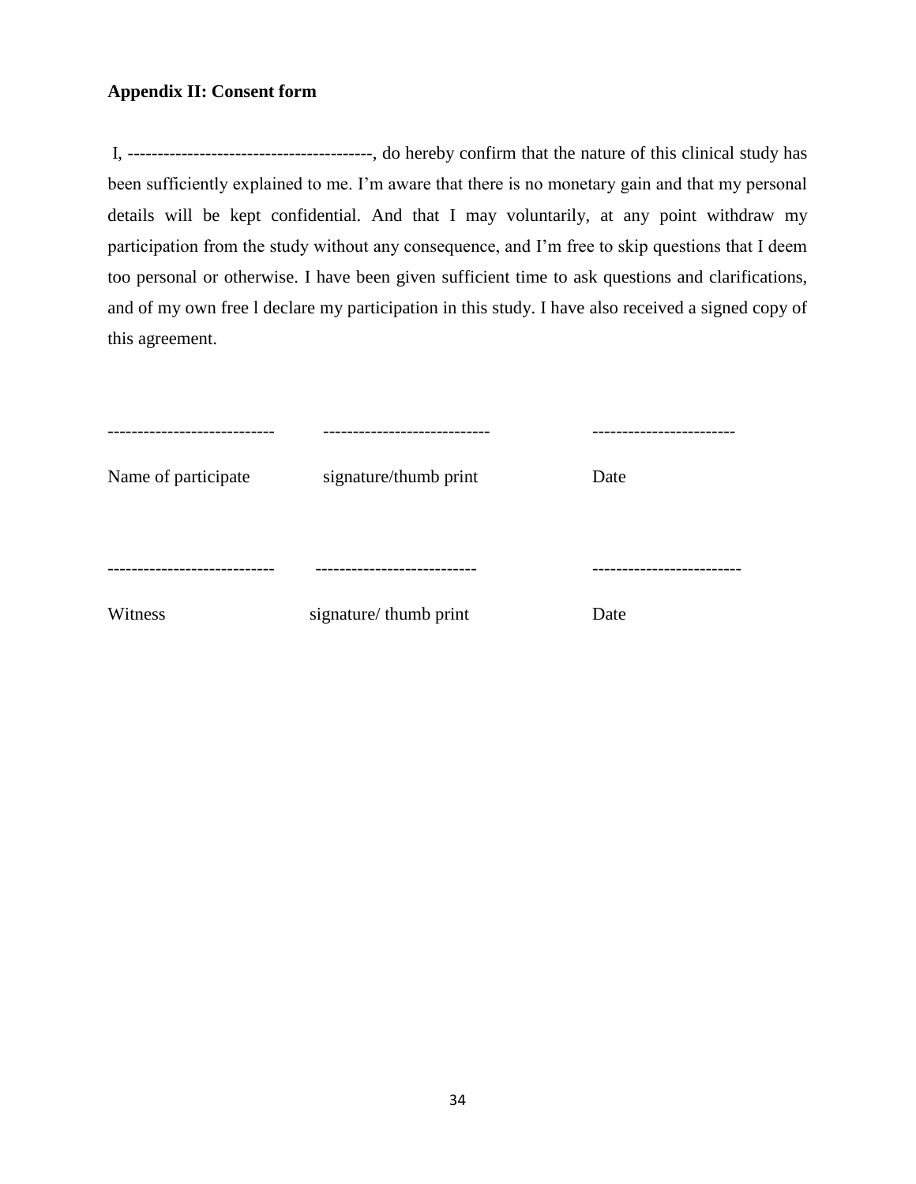**Appendix II: Consent form**

I, -----------------------------------------, do hereby confirm that the nature of this clinical study has been sufficiently explained to me. I'm aware that there is no monetary gain and that my personal details will be kept confidential. And that I may voluntarily, at any point withdraw my participation from the study without any consequence, and I'm free to skip questions that I deem too personal or otherwise. I have been given sufficient time to ask questions and clarifications, and of my own free l declare my participation in this study. I have also received a signed copy of this agreement.

| ---------------------------- | ---------------------------- | ------------------------ |
|---|---|---|
| Name of participate | signature/thumb print | Date |

| ---------------------------- | -------------------------- | ------------------------- |
|---|---|---|
| Witness | signature/ thumb print | Date |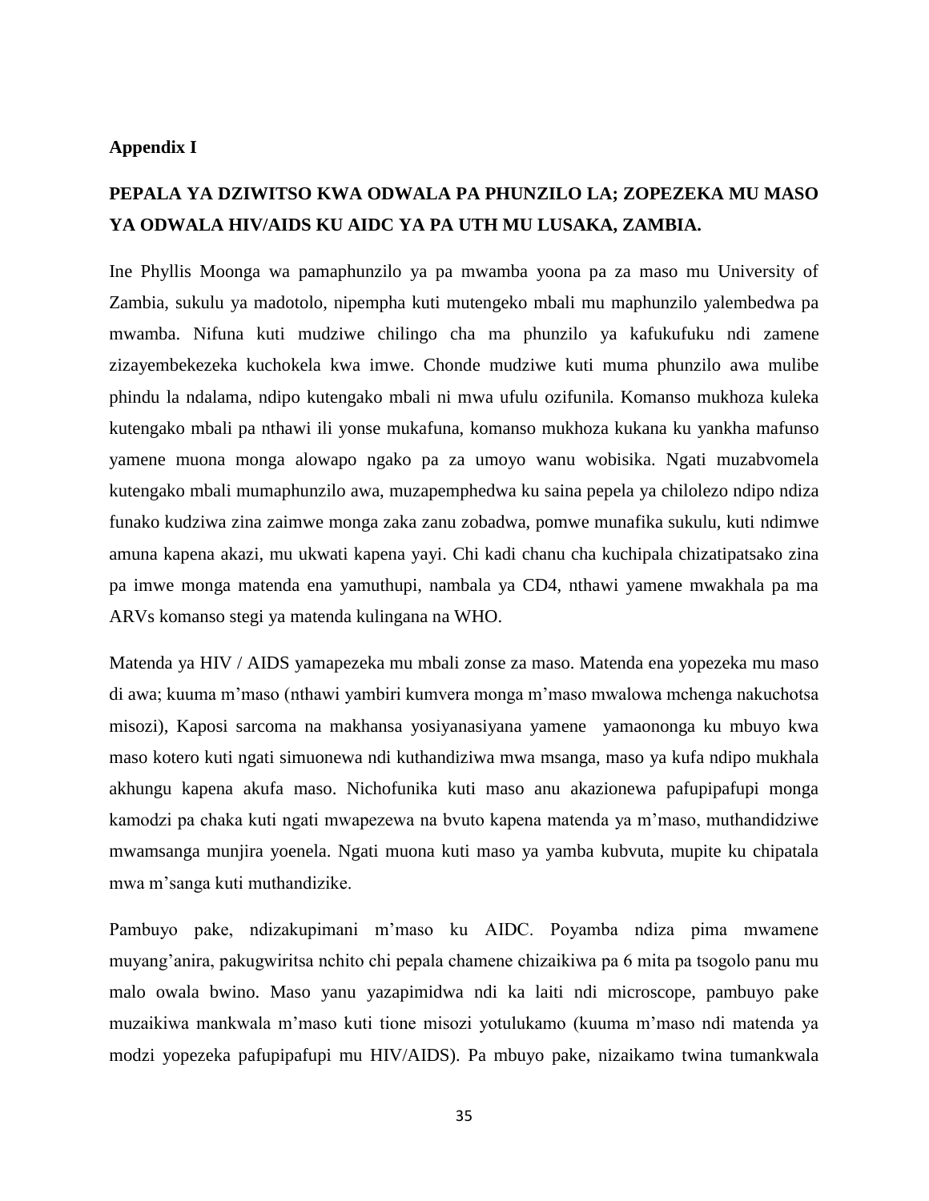**Appendix I**

**PEPALA YA DZIWITSO KWA ODWALA PA PHUNZILO LA; ZOPEZEKA MU MASO YA ODWALA HIV/AIDS KU AIDC YA PA UTH MU LUSAKA, ZAMBIA.**

Ine Phyllis Moonga wa pamaphunzilo ya pa mwamba yoona pa za maso mu University of Zambia, sukulu ya madotolo, nipempha kuti mutengeko mbali mu maphunzilo yalembedwa pa mwamba. Nifuna kuti mudziwe chilingo cha ma phunzilo ya kafukufuku ndi zamene zizayembekezeka kuchokela kwa imwe. Chonde mudziwe kuti muma phunzilo awa mulibe phindu la ndalama, ndipo kutengako mbali ni mwa ufulu ozifunila. Komanso mukhoza kuleka kutengako mbali pa nthawi ili yonse mukafuna, komanso mukhoza kukana ku yankha mafunso yamene muona monga alowapo ngako pa za umoyo wanu wobisika. Ngati muzabvomela kutengako mbali mumaphunzilo awa, muzapemphedwa ku saina pepela ya chilolezo ndipo ndiza funako kudziwa zina zaimwe monga zaka zanu zobadwa, pomwe munafika sukulu, kuti ndimwe amuna kapena akazi, mu ukwati kapena yayi. Chi kadi chanu cha kuchipala chizatipatsako zina pa imwe monga matenda ena yamuthupi, nambala ya CD4, nthawi yamene mwakhala pa ma ARVs komanso stegi ya matenda kulingana na WHO.

Matenda ya HIV / AIDS yamapezeka mu mbali zonse za maso. Matenda ena yopezeka mu maso di awa; kuuma m'maso (nthawi yambiri kumvera monga m'maso mwalowa mchenga nakuchotsa misozi), Kaposi sarcoma na makhansa yosiyanasiyana yamene yamaononga ku mbuyo kwa maso kotero kuti ngati simuonewa ndi kuthandiziwa mwa msanga, maso ya kufa ndipo mukhala akhungu kapena akufa maso. Nichofunika kuti maso anu akazionewa pafupipafupi monga kamodzi pa chaka kuti ngati mwapezewa na bvuto kapena matenda ya m'maso, muthandidziwe mwamsanga munjira yoenela. Ngati muona kuti maso ya yamba kubvuta, mupite ku chipatala mwa m'sanga kuti muthandizike.

Pambuyo pake, ndizakupimani m'maso ku AIDC. Poyamba ndiza pima mwamene muyang'anira, pakugwiritsa nchito chi pepala chamene chizaikiwa pa 6 mita pa tsogolo panu mu malo owala bwino. Maso yanu yazapimidwa ndi ka laiti ndi microscope, pambuyo pake muzaikiwa mankwala m'maso kuti tione misozi yotulukamo (kuuma m'maso ndi matenda ya modzi yopezeka pafupipafupi mu HIV/AIDS). Pa mbuyo pake, nizaikamo twina tumankwala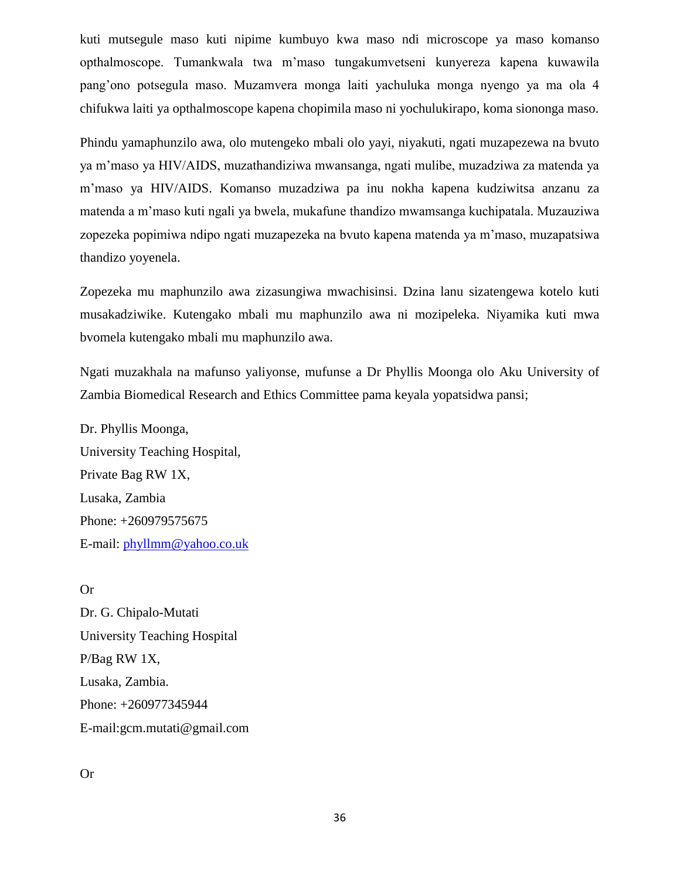kuti mutsegule maso kuti nipime kumbuyo kwa maso ndi microscope ya maso komanso opthalmoscope. Tumankwala twa m'maso tungakumvetseni kunyereza kapena kuwawila pang'ono potsegula maso. Muzamvera monga laiti yachuluka monga nyengo ya ma ola 4 chifukwa laiti ya opthalmoscope kapena chopimila maso ni yochulukirapo, koma siononga maso.

Phindu yamaphunzilo awa, olo mutengeko mbali olo yayi, niyakuti, ngati muzapezewa na bvuto ya m'maso ya HIV/AIDS, muzathandiziwa mwansanga, ngati mulibe, muzadziwa za matenda ya m'maso ya HIV/AIDS. Komanso muzadziwa pa inu nokha kapena kudziwitsa anzanu za matenda a m'maso kuti ngali ya bwela, mukafune thandizo mwamsanga kuchipatala. Muzauziwa zopezeka popimiwa ndipo ngati muzapezeka na bvuto kapena matenda ya m'maso, muzapatsiwa thandizo yoyenela.

Zopezeka mu maphunzilo awa zizasungiwa mwachisinsi. Dzina lanu sizatengewa kotelo kuti musakadziwike. Kutengako mbali mu maphunzilo awa ni mozipeleka. Niyamika kuti mwa bvomela kutengako mbali mu maphunzilo awa.

Ngati muzakhala na mafunso yaliyonse, mufunse a Dr Phyllis Moonga olo Aku University of Zambia Biomedical Research and Ethics Committee pama keyala yopatsidwa pansi;

Dr. Phyllis Moonga,  
University Teaching Hospital,  
Private Bag RW 1X,  
Lusaka, Zambia  
Phone: +260979575675  
E-mail: phyllmm@yahoo.co.uk

Or

Dr. G. Chipalo-Mutati  
University Teaching Hospital  
P/Bag RW 1X,  
Lusaka, Zambia.  
Phone: +260977345944  
E-mail:gcm.mutati@gmail.com

Or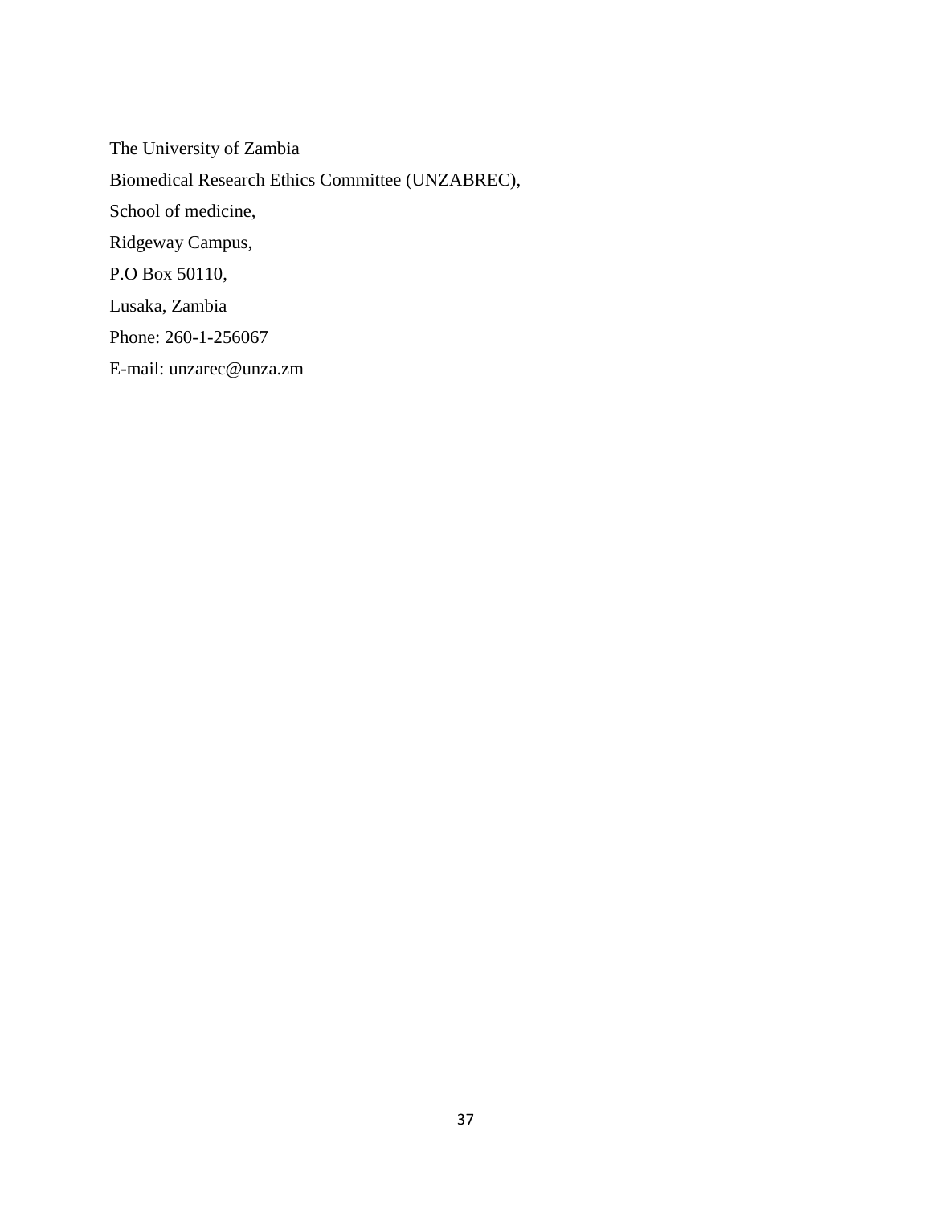The University of Zambia

Biomedical Research Ethics Committee (UNZABREC),

School of medicine,

Ridgeway Campus,

P.O Box 50110,

Lusaka, Zambia

Phone: 260-1-256067

E-mail: unzarec@unza.zm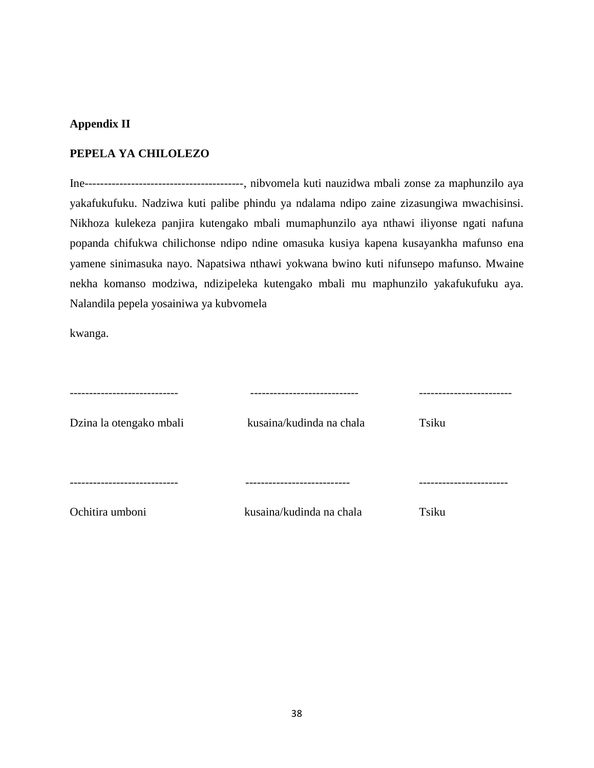**Appendix II**

**PEPELA YA CHILOLEZO**

Ine-----------------------------------------, nibvomela kuti nauzidwa mbali zonse za maphunzilo aya yakafukufuku. Nadziwa kuti palibe phindu ya ndalama ndipo zaine zizasungiwa mwachisinsi. Nikhoza kulekeza panjira kutengako mbali mumaphunzilo aya nthawi iliyonse ngati nafuna popanda chifukwa chilichonse ndipo ndine omasuka kusiya kapena kusayankha mafunso ena yamene sinimasuka nayo. Napatsiwa nthawi yokwana bwino kuti nifunsepo mafunso. Mwaine nekha komanso modziwa, ndizipeleka kutengako mbali mu maphunzilo yakafukufuku aya. Nalandila pepela yosainiwa ya kubvomela

kwanga.

| ---------------------------- | ---------------------------- | ------------------------ |
|---|---|---|
| Dzina la otengako mbali | kusaina/kudinda na chala | Tsiku |

| ---------------------------- | --------------------------- | ----------------------- |
|---|---|---|
| Ochitira umboni | kusaina/kudinda na chala | Tsiku |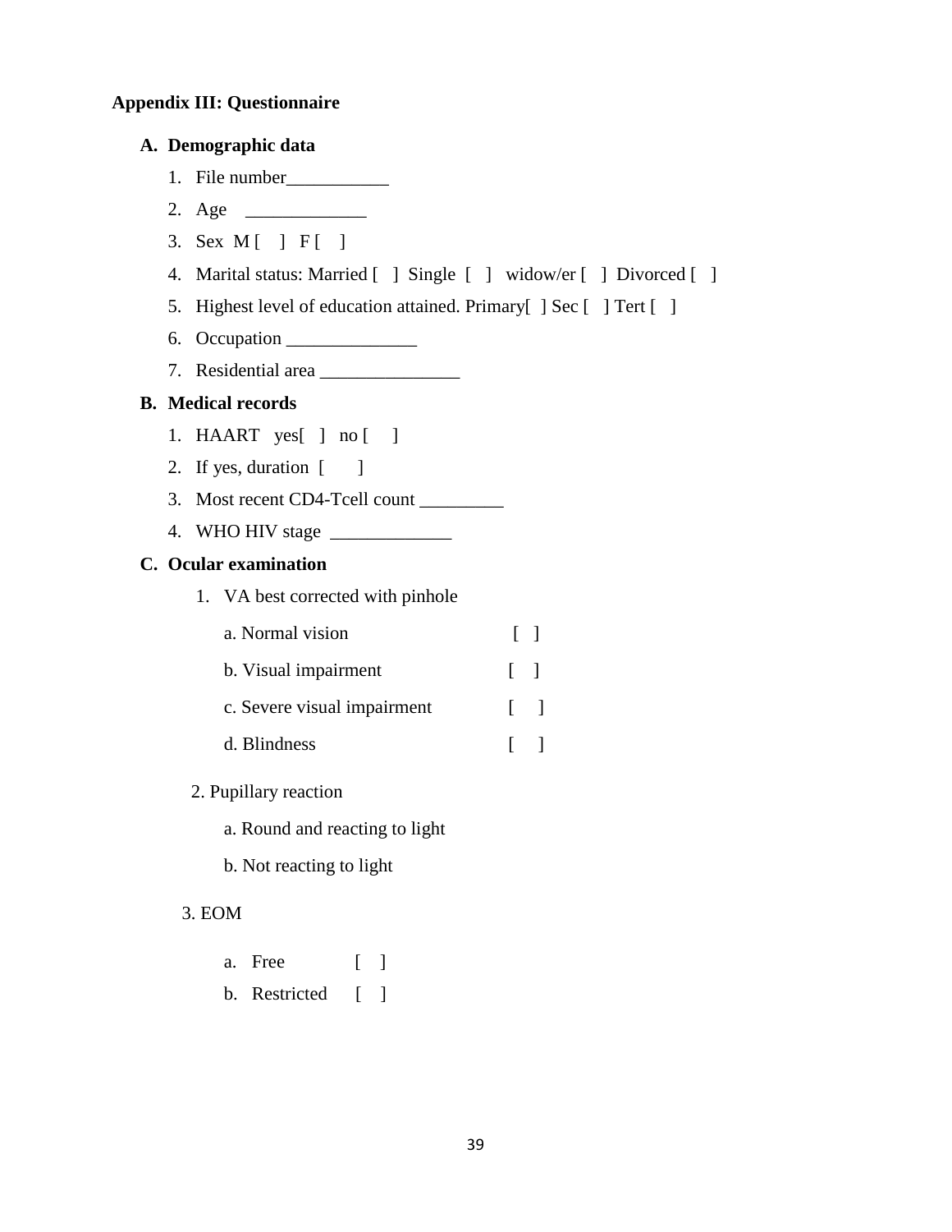**Appendix III: Questionnaire**

**A. Demographic data**

1. File number___________
2. Age _____________
3. Sex M [ ] F [ ]
4. Marital status: Married [ ] Single [ ] widow/er [ ] Divorced [ ]
5. Highest level of education attained. Primary[ ] Sec [ ] Tert [ ]
6. Occupation ______________
7. Residential area _______________

**B. Medical records**

1. HAART yes[ ] no [ ]
2. If yes, duration [ ]
3. Most recent CD4-Tcell count _________
4. WHO HIV stage _____________

**C. Ocular examination**

1. VA best corrected with pinhole

   a. Normal vision [ ]

   b. Visual impairment [ ]

   c. Severe visual impairment [ ]

   d. Blindness [ ]

2. Pupillary reaction

   a. Round and reacting to light

   b. Not reacting to light

3. EOM

   a. Free [ ]

   b. Restricted [ ]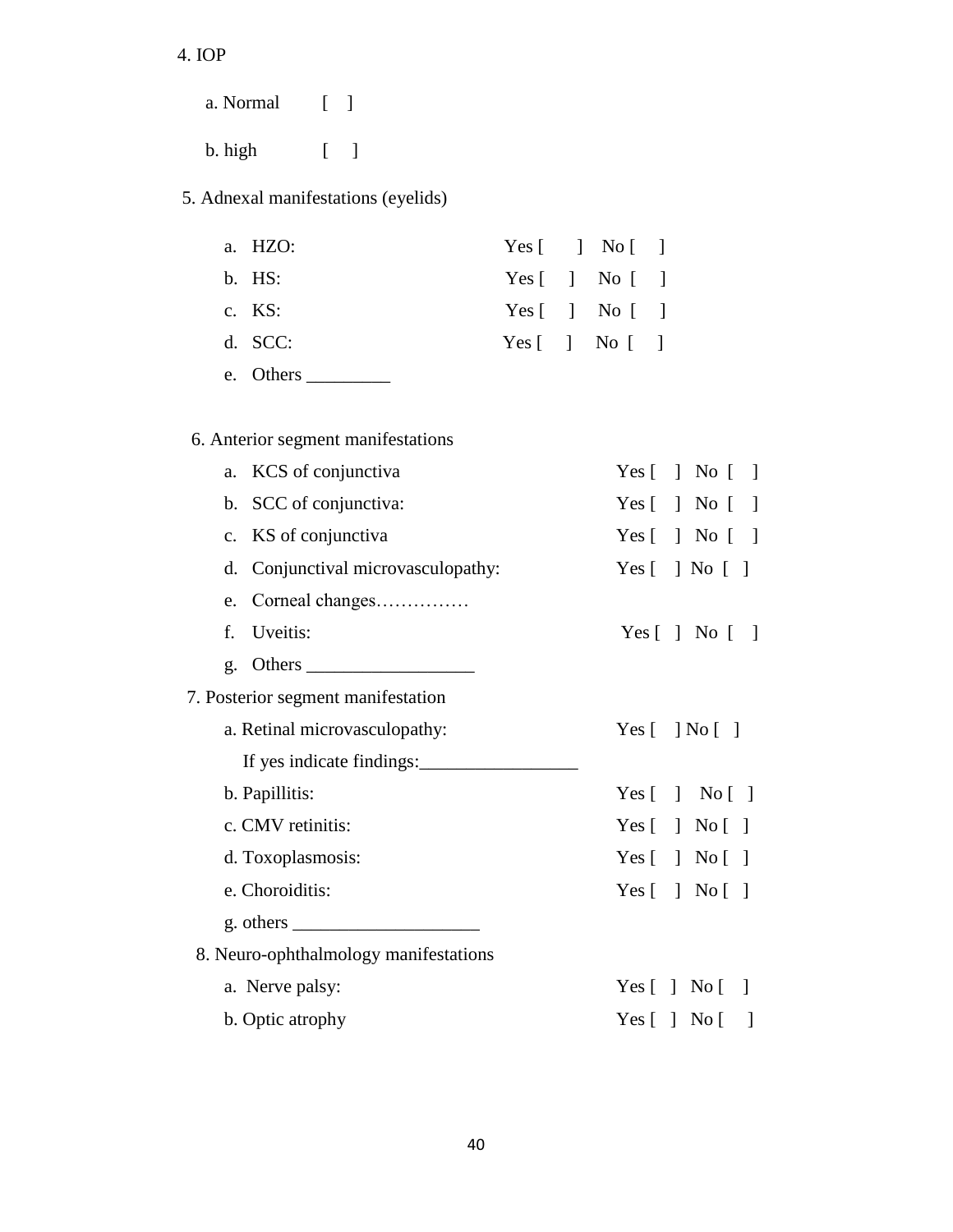4. IOP

   a. Normal [ ]

   b. high [ ]

5. Adnexal manifestations (eyelids)

   a. HZO: Yes [ ] No [ ]
   b. HS: Yes [ ] No [ ]
   c. KS: Yes [ ] No [ ]
   d. SCC: Yes [ ] No [ ]
   e. Others _________

6. Anterior segment manifestations

   a. KCS of conjunctiva Yes [ ] No [ ]
   b. SCC of conjunctiva: Yes [ ] No [ ]
   c. KS of conjunctiva Yes [ ] No [ ]
   d. Conjunctival microvasculopathy: Yes [ ] No [ ]
   e. Corneal changes……………
   f. Uveitis: Yes [ ] No [ ]
   g. Others __________________

7. Posterior segment manifestation

   a. Retinal microvasculopathy: Yes [ ] No [ ]
      If yes indicate findings:_________________
   b. Papillitis: Yes [ ] No [ ]
   c. CMV retinitis: Yes [ ] No [ ]
   d. Toxoplasmosis: Yes [ ] No [ ]
   e. Choroiditis: Yes [ ] No [ ]
   g. others ____________________

8. Neuro-ophthalmology manifestations

   a. Nerve palsy: Yes [ ] No [ ]
   b. Optic atrophy Yes [ ] No [ ]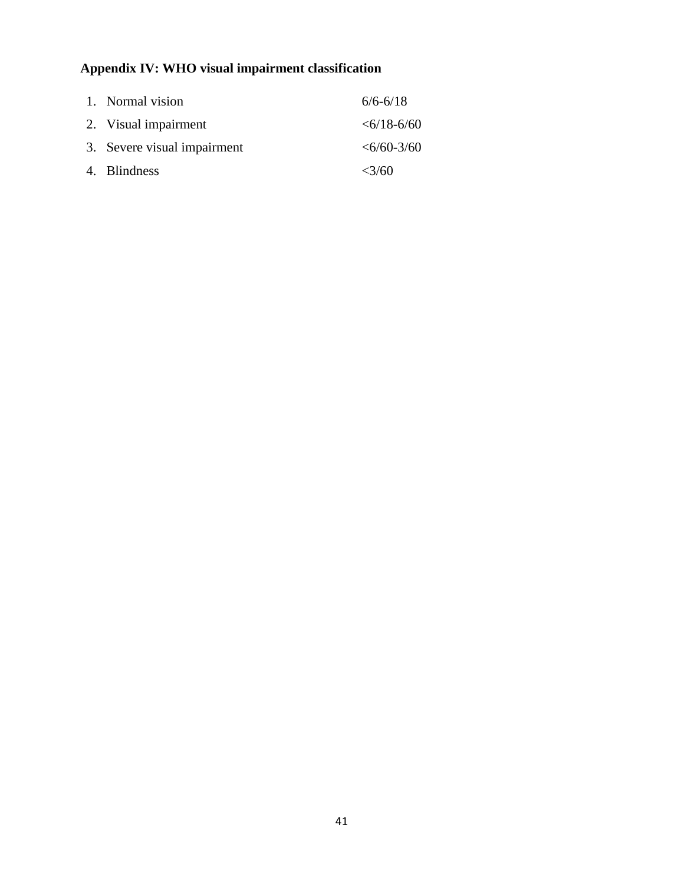**Appendix IV: WHO visual impairment classification**

| | |
|---|---|
| 1. Normal vision | 6/6-6/18 |
| 2. Visual impairment | <6/18-6/60 |
| 3. Severe visual impairment | <6/60-3/60 |
| 4. Blindness | <3/60 |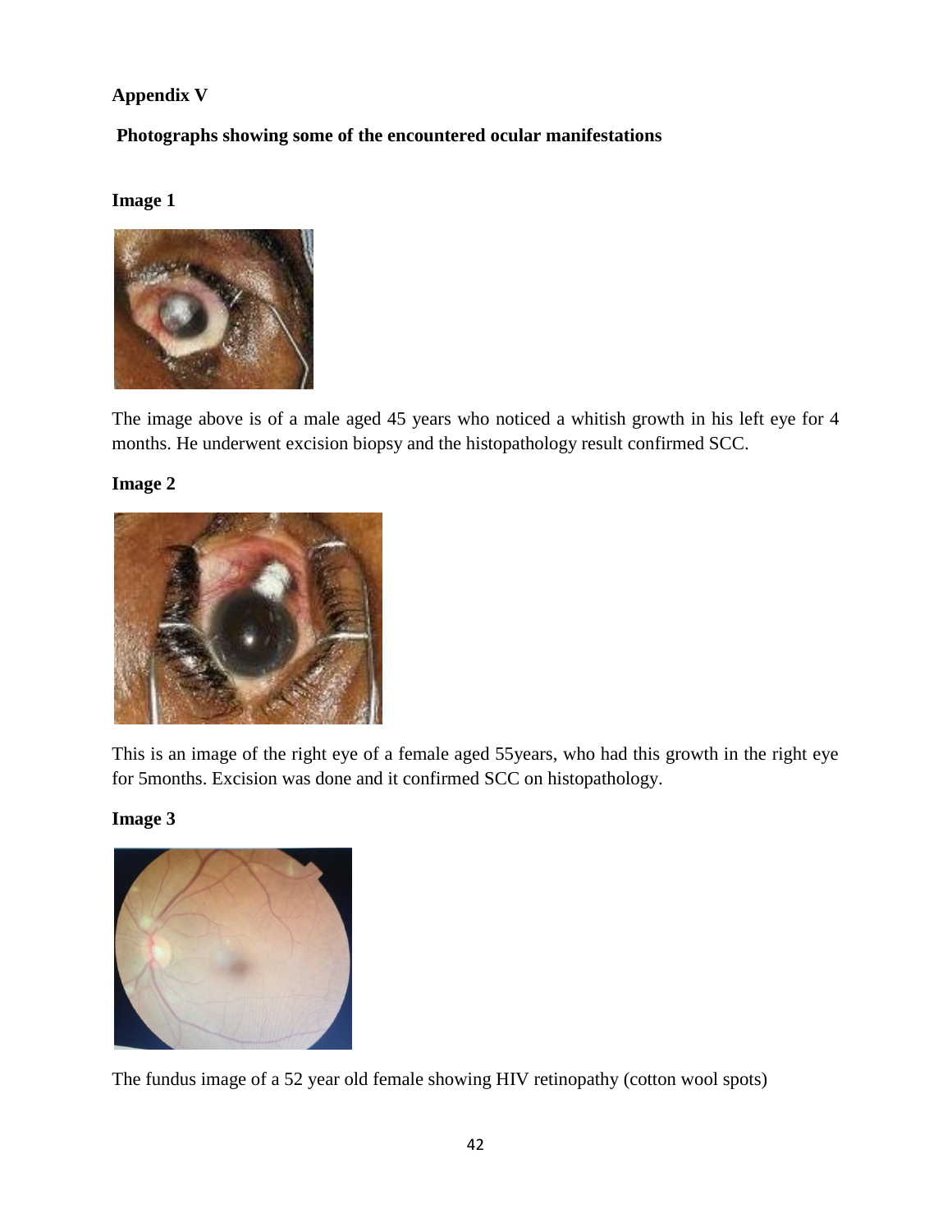**Appendix V**

**Photographs showing some of the encountered ocular manifestations**

**Image 1**

The image above is of a male aged 45 years who noticed a whitish growth in his left eye for 4 months. He underwent excision biopsy and the histopathology result confirmed SCC.

**Image 2**

This is an image of the right eye of a female aged 55years, who had this growth in the right eye for 5months. Excision was done and it confirmed SCC on histopathology.

**Image 3**

The fundus image of a 52 year old female showing HIV retinopathy (cotton wool spots)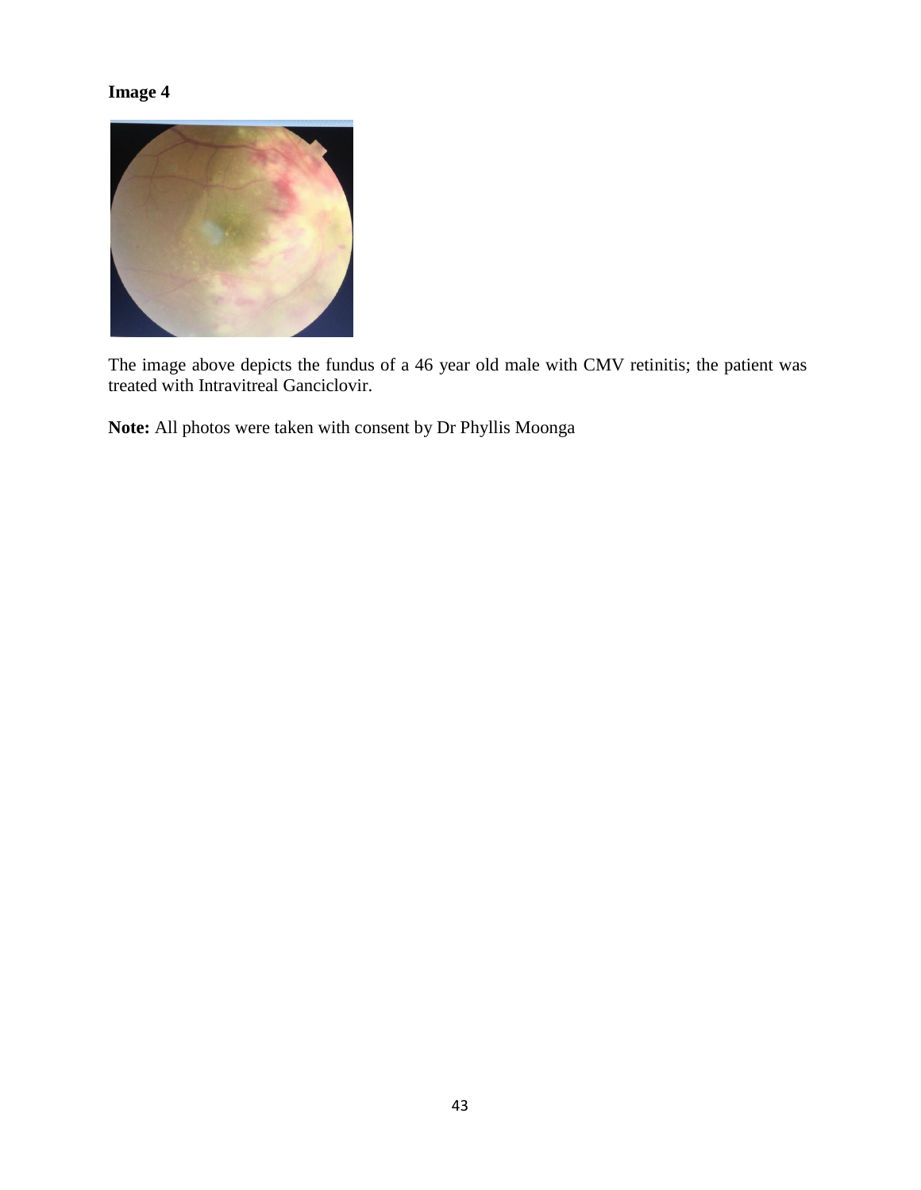**Image 4**

The image above depicts the fundus of a 46 year old male with CMV retinitis; the patient was treated with Intravitreal Ganciclovir.

**Note:** All photos were taken with consent by Dr Phyllis Moonga